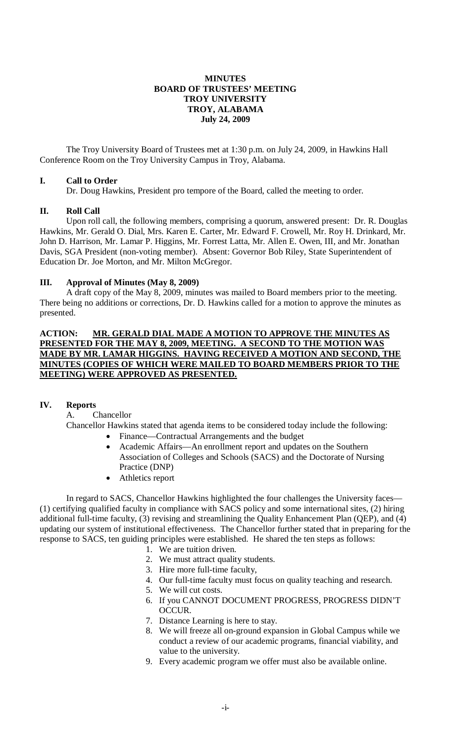# MINUTES
# BOARD OF TRUSTEES' MEETING
# TROY UNIVERSITY
# TROY, ALABAMA
# July 24, 2009

The Troy University Board of Trustees met at 1:30 p.m. on July 24, 2009, in Hawkins Hall Conference Room on the Troy University Campus in Troy, Alabama.

## I. Call to Order

Dr. Doug Hawkins, President pro tempore of the Board, called the meeting to order.

## II. Roll Call

Upon roll call, the following members, comprising a quorum, answered present: Dr. R. Douglas Hawkins, Mr. Gerald O. Dial, Mrs. Karen E. Carter, Mr. Edward F. Crowell, Mr. Roy H. Drinkard, Mr. John D. Harrison, Mr. Lamar P. Higgins, Mr. Forrest Latta, Mr. Allen E. Owen, III, and Mr. Jonathan Davis, SGA President (non-voting member). Absent: Governor Bob Riley, State Superintendent of Education Dr. Joe Morton, and Mr. Milton McGregor.

## III. Approval of Minutes (May 8, 2009)

A draft copy of the May 8, 2009, minutes was mailed to Board members prior to the meeting. There being no additions or corrections, Dr. D. Hawkins called for a motion to approve the minutes as presented.

**ACTION: <u>MR. GERALD DIAL MADE A MOTION TO APPROVE THE MINUTES AS PRESENTED FOR THE MAY 8, 2009, MEETING. A SECOND TO THE MOTION WAS MADE BY MR. LAMAR HIGGINS. HAVING RECEIVED A MOTION AND SECOND, THE MINUTES (COPIES OF WHICH WERE MAILED TO BOARD MEMBERS PRIOR TO THE MEETING) WERE APPROVED AS PRESENTED.</u>**

## IV. Reports

A. Chancellor

Chancellor Hawkins stated that agenda items to be considered today include the following:

- Finance—Contractual Arrangements and the budget
- Academic Affairs—An enrollment report and updates on the Southern Association of Colleges and Schools (SACS) and the Doctorate of Nursing Practice (DNP)
- Athletics report

In regard to SACS, Chancellor Hawkins highlighted the four challenges the University faces—(1) certifying qualified faculty in compliance with SACS policy and some international sites, (2) hiring additional full-time faculty, (3) revising and streamlining the Quality Enhancement Plan (QEP), and (4) updating our system of institutional effectiveness. The Chancellor further stated that in preparing for the response to SACS, ten guiding principles were established. He shared the ten steps as follows:

1. We are tuition driven.
2. We must attract quality students.
3. Hire more full-time faculty,
4. Our full-time faculty must focus on quality teaching and research.
5. We will cut costs.
6. If you CANNOT DOCUMENT PROGRESS, PROGRESS DIDN'T OCCUR.
7. Distance Learning is here to stay.
8. We will freeze all on-ground expansion in Global Campus while we conduct a review of our academic programs, financial viability, and value to the university.
9. Every academic program we offer must also be available online.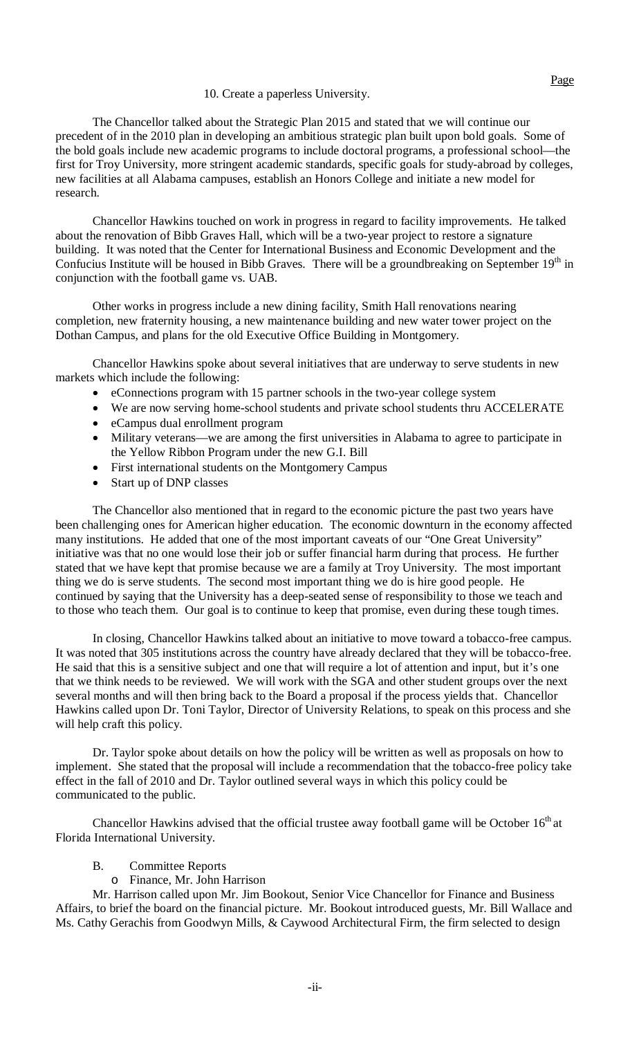10. Create a paperless University.

The Chancellor talked about the Strategic Plan 2015 and stated that we will continue our precedent of in the 2010 plan in developing an ambitious strategic plan built upon bold goals. Some of the bold goals include new academic programs to include doctoral programs, a professional school—the first for Troy University, more stringent academic standards, specific goals for study-abroad by colleges, new facilities at all Alabama campuses, establish an Honors College and initiate a new model for research.

Chancellor Hawkins touched on work in progress in regard to facility improvements. He talked about the renovation of Bibb Graves Hall, which will be a two-year project to restore a signature building. It was noted that the Center for International Business and Economic Development and the Confucius Institute will be housed in Bibb Graves. There will be a groundbreaking on September 19th in conjunction with the football game vs. UAB.

Other works in progress include a new dining facility, Smith Hall renovations nearing completion, new fraternity housing, a new maintenance building and new water tower project on the Dothan Campus, and plans for the old Executive Office Building in Montgomery.

Chancellor Hawkins spoke about several initiatives that are underway to serve students in new markets which include the following:

- eConnections program with 15 partner schools in the two-year college system
- We are now serving home-school students and private school students thru ACCELERATE
- eCampus dual enrollment program
- Military veterans—we are among the first universities in Alabama to agree to participate in the Yellow Ribbon Program under the new G.I. Bill
- First international students on the Montgomery Campus
- Start up of DNP classes

The Chancellor also mentioned that in regard to the economic picture the past two years have been challenging ones for American higher education. The economic downturn in the economy affected many institutions. He added that one of the most important caveats of our "One Great University" initiative was that no one would lose their job or suffer financial harm during that process. He further stated that we have kept that promise because we are a family at Troy University. The most important thing we do is serve students. The second most important thing we do is hire good people. He continued by saying that the University has a deep-seated sense of responsibility to those we teach and to those who teach them. Our goal is to continue to keep that promise, even during these tough times.

In closing, Chancellor Hawkins talked about an initiative to move toward a tobacco-free campus. It was noted that 305 institutions across the country have already declared that they will be tobacco-free. He said that this is a sensitive subject and one that will require a lot of attention and input, but it's one that we think needs to be reviewed. We will work with the SGA and other student groups over the next several months and will then bring back to the Board a proposal if the process yields that. Chancellor Hawkins called upon Dr. Toni Taylor, Director of University Relations, to speak on this process and she will help craft this policy.

Dr. Taylor spoke about details on how the policy will be written as well as proposals on how to implement. She stated that the proposal will include a recommendation that the tobacco-free policy take effect in the fall of 2010 and Dr. Taylor outlined several ways in which this policy could be communicated to the public.

Chancellor Hawkins advised that the official trustee away football game will be October 16th at Florida International University.

B. Committee Reports
   - Finance, Mr. John Harrison

Mr. Harrison called upon Mr. Jim Bookout, Senior Vice Chancellor for Finance and Business Affairs, to brief the board on the financial picture. Mr. Bookout introduced guests, Mr. Bill Wallace and Ms. Cathy Gerachis from Goodwyn Mills, & Caywood Architectural Firm, the firm selected to design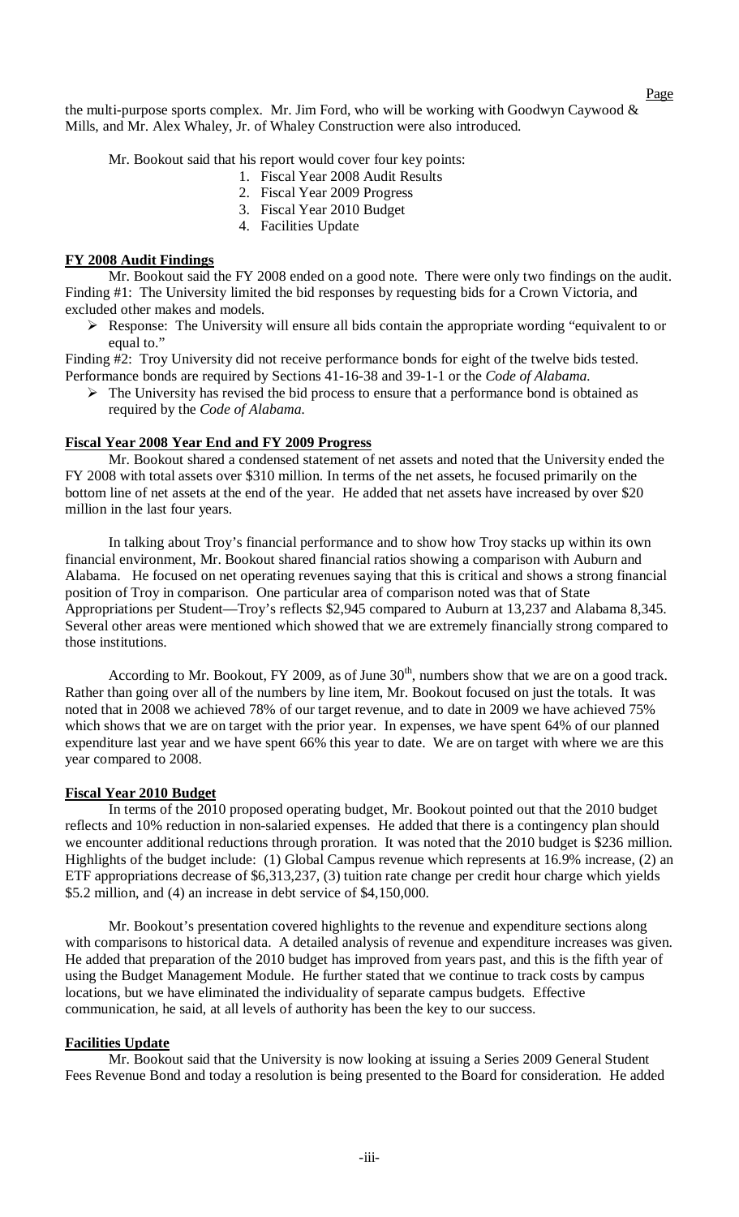the multi-purpose sports complex. Mr. Jim Ford, who will be working with Goodwyn Caywood & Mills, and Mr. Alex Whaley, Jr. of Whaley Construction were also introduced.

Mr. Bookout said that his report would cover four key points:

1. Fiscal Year 2008 Audit Results
2. Fiscal Year 2009 Progress
3. Fiscal Year 2010 Budget
4. Facilities Update

**FY 2008 Audit Findings**

Mr. Bookout said the FY 2008 ended on a good note. There were only two findings on the audit. Finding #1: The University limited the bid responses by requesting bids for a Crown Victoria, and excluded other makes and models.

- Response: The University will ensure all bids contain the appropriate wording "equivalent to or equal to."

Finding #2: Troy University did not receive performance bonds for eight of the twelve bids tested. Performance bonds are required by Sections 41-16-38 and 39-1-1 or the *Code of Alabama.*

- The University has revised the bid process to ensure that a performance bond is obtained as required by the *Code of Alabama.*

**Fiscal Year 2008 Year End and FY 2009 Progress**

Mr. Bookout shared a condensed statement of net assets and noted that the University ended the FY 2008 with total assets over $310 million. In terms of the net assets, he focused primarily on the bottom line of net assets at the end of the year. He added that net assets have increased by over $20 million in the last four years.

In talking about Troy's financial performance and to show how Troy stacks up within its own financial environment, Mr. Bookout shared financial ratios showing a comparison with Auburn and Alabama. He focused on net operating revenues saying that this is critical and shows a strong financial position of Troy in comparison. One particular area of comparison noted was that of State Appropriations per Student—Troy's reflects $2,945 compared to Auburn at 13,237 and Alabama 8,345. Several other areas were mentioned which showed that we are extremely financially strong compared to those institutions.

According to Mr. Bookout, FY 2009, as of June 30th, numbers show that we are on a good track. Rather than going over all of the numbers by line item, Mr. Bookout focused on just the totals. It was noted that in 2008 we achieved 78% of our target revenue, and to date in 2009 we have achieved 75% which shows that we are on target with the prior year. In expenses, we have spent 64% of our planned expenditure last year and we have spent 66% this year to date. We are on target with where we are this year compared to 2008.

**Fiscal Year 2010 Budget**

In terms of the 2010 proposed operating budget, Mr. Bookout pointed out that the 2010 budget reflects and 10% reduction in non-salaried expenses. He added that there is a contingency plan should we encounter additional reductions through proration. It was noted that the 2010 budget is $236 million. Highlights of the budget include: (1) Global Campus revenue which represents at 16.9% increase, (2) an ETF appropriations decrease of $6,313,237, (3) tuition rate change per credit hour charge which yields $5.2 million, and (4) an increase in debt service of $4,150,000.

Mr. Bookout's presentation covered highlights to the revenue and expenditure sections along with comparisons to historical data. A detailed analysis of revenue and expenditure increases was given. He added that preparation of the 2010 budget has improved from years past, and this is the fifth year of using the Budget Management Module. He further stated that we continue to track costs by campus locations, but we have eliminated the individuality of separate campus budgets. Effective communication, he said, at all levels of authority has been the key to our success.

**Facilities Update**

Mr. Bookout said that the University is now looking at issuing a Series 2009 General Student Fees Revenue Bond and today a resolution is being presented to the Board for consideration. He added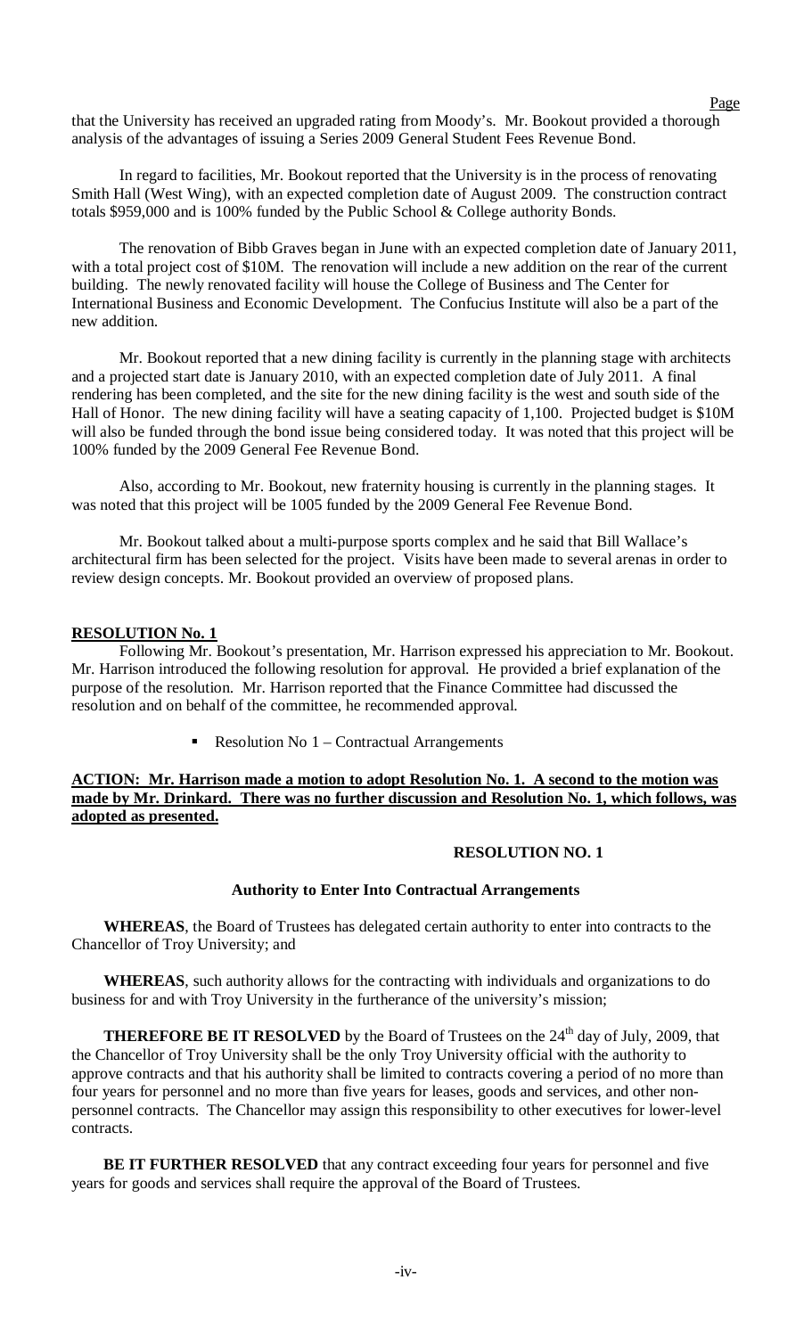that the University has received an upgraded rating from Moody's. Mr. Bookout provided a thorough analysis of the advantages of issuing a Series 2009 General Student Fees Revenue Bond.

In regard to facilities, Mr. Bookout reported that the University is in the process of renovating Smith Hall (West Wing), with an expected completion date of August 2009. The construction contract totals $959,000 and is 100% funded by the Public School & College authority Bonds.

The renovation of Bibb Graves began in June with an expected completion date of January 2011, with a total project cost of $10M. The renovation will include a new addition on the rear of the current building. The newly renovated facility will house the College of Business and The Center for International Business and Economic Development. The Confucius Institute will also be a part of the new addition.

Mr. Bookout reported that a new dining facility is currently in the planning stage with architects and a projected start date is January 2010, with an expected completion date of July 2011. A final rendering has been completed, and the site for the new dining facility is the west and south side of the Hall of Honor. The new dining facility will have a seating capacity of 1,100. Projected budget is $10M will also be funded through the bond issue being considered today. It was noted that this project will be 100% funded by the 2009 General Fee Revenue Bond.

Also, according to Mr. Bookout, new fraternity housing is currently in the planning stages. It was noted that this project will be 1005 funded by the 2009 General Fee Revenue Bond.

Mr. Bookout talked about a multi-purpose sports complex and he said that Bill Wallace's architectural firm has been selected for the project. Visits have been made to several arenas in order to review design concepts. Mr. Bookout provided an overview of proposed plans.

**RESOLUTION No. 1**

Following Mr. Bookout's presentation, Mr. Harrison expressed his appreciation to Mr. Bookout. Mr. Harrison introduced the following resolution for approval. He provided a brief explanation of the purpose of the resolution. Mr. Harrison reported that the Finance Committee had discussed the resolution and on behalf of the committee, he recommended approval.

- Resolution No 1 – Contractual Arrangements

**ACTION: Mr. Harrison made a motion to adopt Resolution No. 1. A second to the motion was made by Mr. Drinkard. There was no further discussion and Resolution No. 1, which follows, was adopted as presented.**

**RESOLUTION NO. 1**

**Authority to Enter Into Contractual Arrangements**

**WHEREAS**, the Board of Trustees has delegated certain authority to enter into contracts to the Chancellor of Troy University; and

**WHEREAS**, such authority allows for the contracting with individuals and organizations to do business for and with Troy University in the furtherance of the university's mission;

**THEREFORE BE IT RESOLVED** by the Board of Trustees on the 24th day of July, 2009, that the Chancellor of Troy University shall be the only Troy University official with the authority to approve contracts and that his authority shall be limited to contracts covering a period of no more than four years for personnel and no more than five years for leases, goods and services, and other non-personnel contracts. The Chancellor may assign this responsibility to other executives for lower-level contracts.

**BE IT FURTHER RESOLVED** that any contract exceeding four years for personnel and five years for goods and services shall require the approval of the Board of Trustees.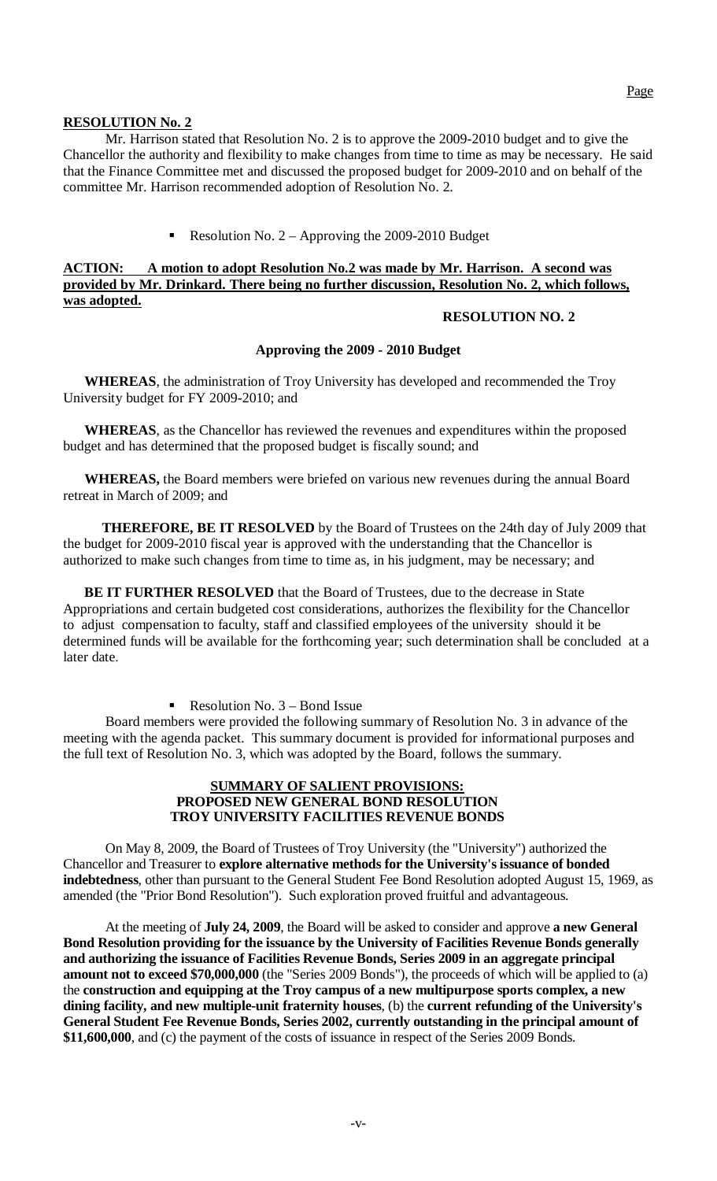**RESOLUTION No. 2**

Mr. Harrison stated that Resolution No. 2 is to approve the 2009-2010 budget and to give the Chancellor the authority and flexibility to make changes from time to time as may be necessary. He said that the Finance Committee met and discussed the proposed budget for 2009-2010 and on behalf of the committee Mr. Harrison recommended adoption of Resolution No. 2.

- Resolution No. 2 – Approving the 2009-2010 Budget

**ACTION: A motion to adopt Resolution No.2 was made by Mr. Harrison. A second was provided by Mr. Drinkard. There being no further discussion, Resolution No. 2, which follows, was adopted.**

**RESOLUTION NO. 2**

**Approving the 2009 - 2010 Budget**

**WHEREAS**, the administration of Troy University has developed and recommended the Troy University budget for FY 2009-2010; and

**WHEREAS**, as the Chancellor has reviewed the revenues and expenditures within the proposed budget and has determined that the proposed budget is fiscally sound; and

**WHEREAS,** the Board members were briefed on various new revenues during the annual Board retreat in March of 2009; and

**THEREFORE, BE IT RESOLVED** by the Board of Trustees on the 24th day of July 2009 that the budget for 2009-2010 fiscal year is approved with the understanding that the Chancellor is authorized to make such changes from time to time as, in his judgment, may be necessary; and

**BE IT FURTHER RESOLVED** that the Board of Trustees, due to the decrease in State Appropriations and certain budgeted cost considerations, authorizes the flexibility for the Chancellor to adjust compensation to faculty, staff and classified employees of the university should it be determined funds will be available for the forthcoming year; such determination shall be concluded at a later date.

- Resolution No. 3 – Bond Issue

Board members were provided the following summary of Resolution No. 3 in advance of the meeting with the agenda packet. This summary document is provided for informational purposes and the full text of Resolution No. 3, which was adopted by the Board, follows the summary.

**SUMMARY OF SALIENT PROVISIONS:**
**PROPOSED NEW GENERAL BOND RESOLUTION**
**TROY UNIVERSITY FACILITIES REVENUE BONDS**

On May 8, 2009, the Board of Trustees of Troy University (the "University") authorized the Chancellor and Treasurer to **explore alternative methods for the University's issuance of bonded indebtedness**, other than pursuant to the General Student Fee Bond Resolution adopted August 15, 1969, as amended (the "Prior Bond Resolution"). Such exploration proved fruitful and advantageous.

At the meeting of **July 24, 2009**, the Board will be asked to consider and approve **a new General Bond Resolution providing for the issuance by the University of Facilities Revenue Bonds generally and authorizing the issuance of Facilities Revenue Bonds, Series 2009 in an aggregate principal amount not to exceed \$70,000,000** (the "Series 2009 Bonds"), the proceeds of which will be applied to (a) the **construction and equipping at the Troy campus of a new multipurpose sports complex, a new dining facility, and new multiple-unit fraternity houses**, (b) the **current refunding of the University's General Student Fee Revenue Bonds, Series 2002, currently outstanding in the principal amount of \$11,600,000**, and (c) the payment of the costs of issuance in respect of the Series 2009 Bonds.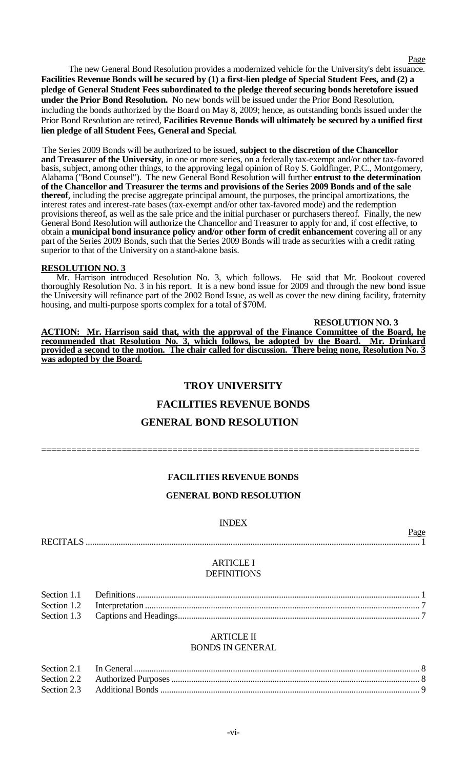The new General Bond Resolution provides a modernized vehicle for the University's debt issuance. **Facilities Revenue Bonds will be secured by (1) a first-lien pledge of Special Student Fees, and (2) a pledge of General Student Fees subordinated to the pledge thereof securing bonds heretofore issued under the Prior Bond Resolution.** No new bonds will be issued under the Prior Bond Resolution, including the bonds authorized by the Board on May 8, 2009; hence, as outstanding bonds issued under the Prior Bond Resolution are retired, **Facilities Revenue Bonds will ultimately be secured by a unified first lien pledge of all Student Fees, General and Special**.

The Series 2009 Bonds will be authorized to be issued, **subject to the discretion of the Chancellor and Treasurer of the University**, in one or more series, on a federally tax-exempt and/or other tax-favored basis, subject, among other things, to the approving legal opinion of Roy S. Goldfinger, P.C., Montgomery, Alabama ("Bond Counsel"). The new General Bond Resolution will further **entrust to the determination of the Chancellor and Treasurer the terms and provisions of the Series 2009 Bonds and of the sale thereof**, including the precise aggregate principal amount, the purposes, the principal amortizations, the interest rates and interest-rate bases (tax-exempt and/or other tax-favored mode) and the redemption provisions thereof, as well as the sale price and the initial purchaser or purchasers thereof. Finally, the new General Bond Resolution will authorize the Chancellor and Treasurer to apply for and, if cost effective, to obtain a **municipal bond insurance policy and/or other form of credit enhancement** covering all or any part of the Series 2009 Bonds, such that the Series 2009 Bonds will trade as securities with a credit rating superior to that of the University on a stand-alone basis.

**RESOLUTION NO. 3**

Mr. Harrison introduced Resolution No. 3, which follows. He said that Mr. Bookout covered thoroughly Resolution No. 3 in his report. It is a new bond issue for 2009 and through the new bond issue the University will refinance part of the 2002 Bond Issue, as well as cover the new dining facility, fraternity housing, and multi-purpose sports complex for a total of $70M.

**RESOLUTION NO. 3**

**ACTION: Mr. Harrison said that, with the approval of the Finance Committee of the Board, he recommended that Resolution No. 3, which follows, be adopted by the Board. Mr. Drinkard provided a second to the motion. The chair called for discussion. There being none, Resolution No. 3 was adopted by the Board.**

# TROY UNIVERSITY

# FACILITIES REVENUE BONDS

# GENERAL BOND RESOLUTION

---

## FACILITIES REVENUE BONDS

## GENERAL BOND RESOLUTION

INDEX

| | | Page |
|---|---|---|
| RECITALS | | 1 |
| | **ARTICLE I DEFINITIONS** | |
| Section 1.1 | Definitions | 1 |
| Section 1.2 | Interpretation | 7 |
| Section 1.3 | Captions and Headings | 7 |
| | **ARTICLE II BONDS IN GENERAL** | |
| Section 2.1 | In General | 8 |
| Section 2.2 | Authorized Purposes | 8 |
| Section 2.3 | Additional Bonds | 9 |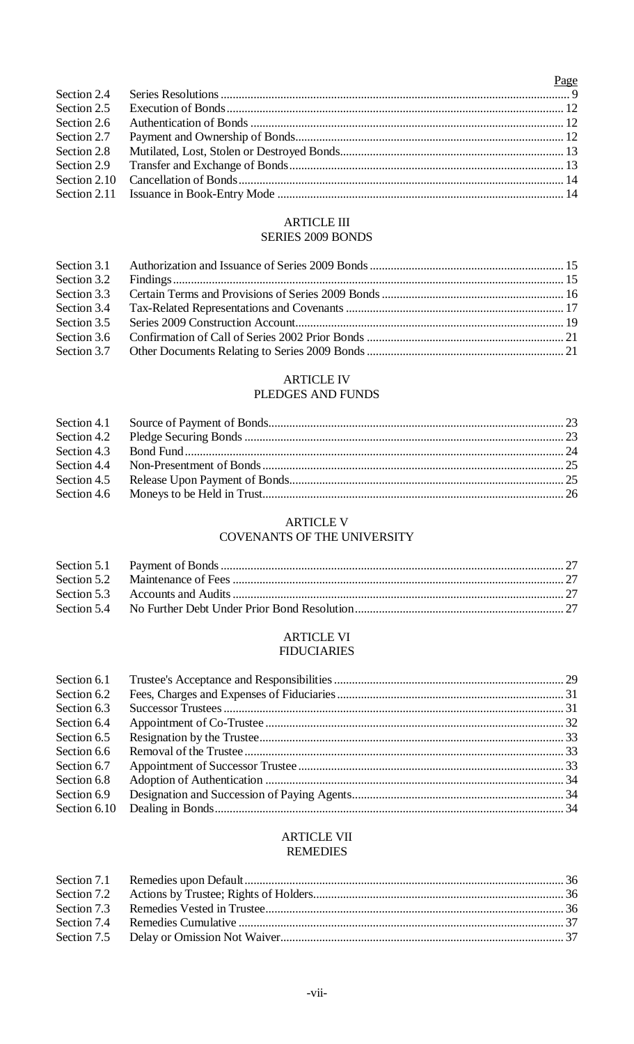| | | Page |
|---|---|---|
| Section 2.4 | Series Resolutions | 9 |
| Section 2.5 | Execution of Bonds | 12 |
| Section 2.6 | Authentication of Bonds | 12 |
| Section 2.7 | Payment and Ownership of Bonds | 12 |
| Section 2.8 | Mutilated, Lost, Stolen or Destroyed Bonds | 13 |
| Section 2.9 | Transfer and Exchange of Bonds | 13 |
| Section 2.10 | Cancellation of Bonds | 14 |
| Section 2.11 | Issuance in Book-Entry Mode | 14 |

ARTICLE III
SERIES 2009 BONDS

| | | |
|---|---|---|
| Section 3.1 | Authorization and Issuance of Series 2009 Bonds | 15 |
| Section 3.2 | Findings | 15 |
| Section 3.3 | Certain Terms and Provisions of Series 2009 Bonds | 16 |
| Section 3.4 | Tax-Related Representations and Covenants | 17 |
| Section 3.5 | Series 2009 Construction Account | 19 |
| Section 3.6 | Confirmation of Call of Series 2002 Prior Bonds | 21 |
| Section 3.7 | Other Documents Relating to Series 2009 Bonds | 21 |

ARTICLE IV
PLEDGES AND FUNDS

| | | |
|---|---|---|
| Section 4.1 | Source of Payment of Bonds | 23 |
| Section 4.2 | Pledge Securing Bonds | 23 |
| Section 4.3 | Bond Fund | 24 |
| Section 4.4 | Non-Presentment of Bonds | 25 |
| Section 4.5 | Release Upon Payment of Bonds | 25 |
| Section 4.6 | Moneys to be Held in Trust | 26 |

ARTICLE V
COVENANTS OF THE UNIVERSITY

| | | |
|---|---|---|
| Section 5.1 | Payment of Bonds | 27 |
| Section 5.2 | Maintenance of Fees | 27 |
| Section 5.3 | Accounts and Audits | 27 |
| Section 5.4 | No Further Debt Under Prior Bond Resolution | 27 |

ARTICLE VI
FIDUCIARIES

| | | |
|---|---|---|
| Section 6.1 | Trustee's Acceptance and Responsibilities | 29 |
| Section 6.2 | Fees, Charges and Expenses of Fiduciaries | 31 |
| Section 6.3 | Successor Trustees | 31 |
| Section 6.4 | Appointment of Co-Trustee | 32 |
| Section 6.5 | Resignation by the Trustee | 33 |
| Section 6.6 | Removal of the Trustee | 33 |
| Section 6.7 | Appointment of Successor Trustee | 33 |
| Section 6.8 | Adoption of Authentication | 34 |
| Section 6.9 | Designation and Succession of Paying Agents | 34 |
| Section 6.10 | Dealing in Bonds | 34 |

ARTICLE VII
REMEDIES

| | | |
|---|---|---|
| Section 7.1 | Remedies upon Default | 36 |
| Section 7.2 | Actions by Trustee; Rights of Holders | 36 |
| Section 7.3 | Remedies Vested in Trustee | 36 |
| Section 7.4 | Remedies Cumulative | 37 |
| Section 7.5 | Delay or Omission Not Waiver | 37 |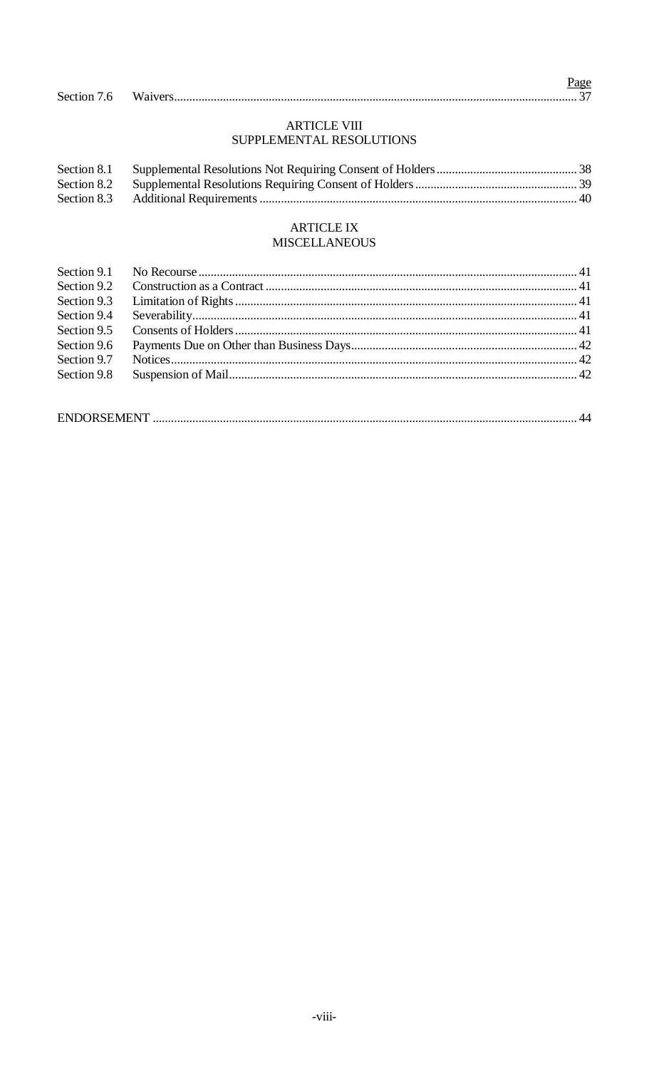| | | Page |
|---|---|---|
| Section 7.6 | Waivers | 37 |

## ARTICLE VIII
## SUPPLEMENTAL RESOLUTIONS

| | | |
|---|---|---|
| Section 8.1 | Supplemental Resolutions Not Requiring Consent of Holders | 38 |
| Section 8.2 | Supplemental Resolutions Requiring Consent of Holders | 39 |
| Section 8.3 | Additional Requirements | 40 |

## ARTICLE IX
## MISCELLANEOUS

| | | |
|---|---|---|
| Section 9.1 | No Recourse | 41 |
| Section 9.2 | Construction as a Contract | 41 |
| Section 9.3 | Limitation of Rights | 41 |
| Section 9.4 | Severability | 41 |
| Section 9.5 | Consents of Holders | 41 |
| Section 9.6 | Payments Due on Other than Business Days | 42 |
| Section 9.7 | Notices | 42 |
| Section 9.8 | Suspension of Mail | 42 |

| | |
|---|---|
| ENDORSEMENT | 44 |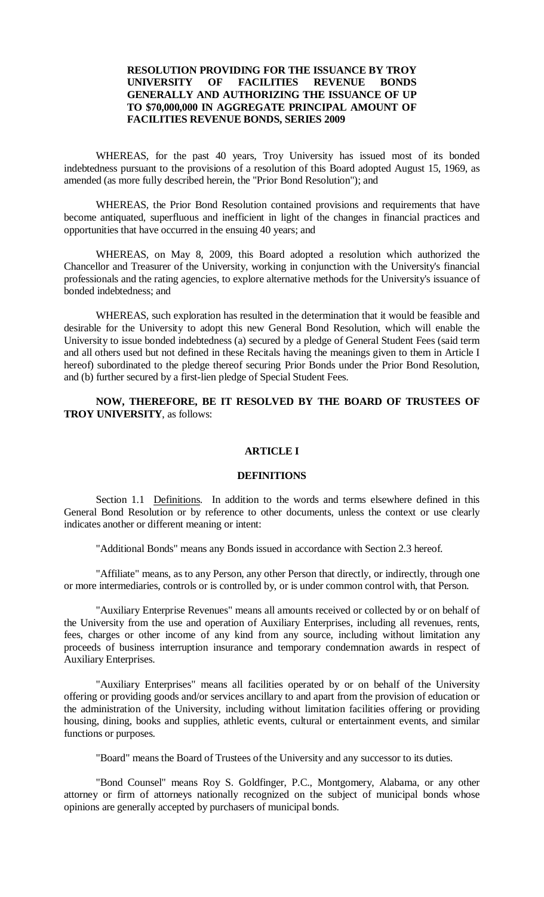**RESOLUTION PROVIDING FOR THE ISSUANCE BY TROY UNIVERSITY OF FACILITIES REVENUE BONDS GENERALLY AND AUTHORIZING THE ISSUANCE OF UP TO $70,000,000 IN AGGREGATE PRINCIPAL AMOUNT OF FACILITIES REVENUE BONDS, SERIES 2009**

WHEREAS, for the past 40 years, Troy University has issued most of its bonded indebtedness pursuant to the provisions of a resolution of this Board adopted August 15, 1969, as amended (as more fully described herein, the "Prior Bond Resolution"); and

WHEREAS, the Prior Bond Resolution contained provisions and requirements that have become antiquated, superfluous and inefficient in light of the changes in financial practices and opportunities that have occurred in the ensuing 40 years; and

WHEREAS, on May 8, 2009, this Board adopted a resolution which authorized the Chancellor and Treasurer of the University, working in conjunction with the University's financial professionals and the rating agencies, to explore alternative methods for the University's issuance of bonded indebtedness; and

WHEREAS, such exploration has resulted in the determination that it would be feasible and desirable for the University to adopt this new General Bond Resolution, which will enable the University to issue bonded indebtedness (a) secured by a pledge of General Student Fees (said term and all others used but not defined in these Recitals having the meanings given to them in Article I hereof) subordinated to the pledge thereof securing Prior Bonds under the Prior Bond Resolution, and (b) further secured by a first-lien pledge of Special Student Fees.

**NOW, THEREFORE, BE IT RESOLVED BY THE BOARD OF TRUSTEES OF TROY UNIVERSITY**, as follows:

## ARTICLE I

## DEFINITIONS

Section 1.1 Definitions. In addition to the words and terms elsewhere defined in this General Bond Resolution or by reference to other documents, unless the context or use clearly indicates another or different meaning or intent:

"Additional Bonds" means any Bonds issued in accordance with Section 2.3 hereof.

"Affiliate" means, as to any Person, any other Person that directly, or indirectly, through one or more intermediaries, controls or is controlled by, or is under common control with, that Person.

"Auxiliary Enterprise Revenues" means all amounts received or collected by or on behalf of the University from the use and operation of Auxiliary Enterprises, including all revenues, rents, fees, charges or other income of any kind from any source, including without limitation any proceeds of business interruption insurance and temporary condemnation awards in respect of Auxiliary Enterprises.

"Auxiliary Enterprises" means all facilities operated by or on behalf of the University offering or providing goods and/or services ancillary to and apart from the provision of education or the administration of the University, including without limitation facilities offering or providing housing, dining, books and supplies, athletic events, cultural or entertainment events, and similar functions or purposes.

"Board" means the Board of Trustees of the University and any successor to its duties.

"Bond Counsel" means Roy S. Goldfinger, P.C., Montgomery, Alabama, or any other attorney or firm of attorneys nationally recognized on the subject of municipal bonds whose opinions are generally accepted by purchasers of municipal bonds.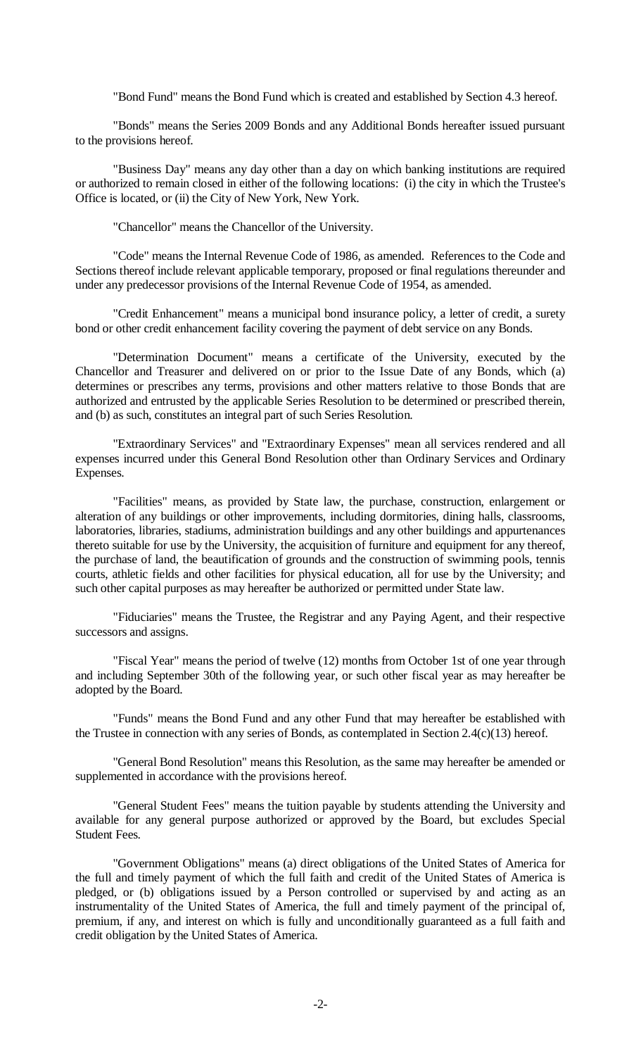"Bond Fund" means the Bond Fund which is created and established by Section 4.3 hereof.

"Bonds" means the Series 2009 Bonds and any Additional Bonds hereafter issued pursuant to the provisions hereof.

"Business Day" means any day other than a day on which banking institutions are required or authorized to remain closed in either of the following locations: (i) the city in which the Trustee's Office is located, or (ii) the City of New York, New York.

"Chancellor" means the Chancellor of the University.

"Code" means the Internal Revenue Code of 1986, as amended. References to the Code and Sections thereof include relevant applicable temporary, proposed or final regulations thereunder and under any predecessor provisions of the Internal Revenue Code of 1954, as amended.

"Credit Enhancement" means a municipal bond insurance policy, a letter of credit, a surety bond or other credit enhancement facility covering the payment of debt service on any Bonds.

"Determination Document" means a certificate of the University, executed by the Chancellor and Treasurer and delivered on or prior to the Issue Date of any Bonds, which (a) determines or prescribes any terms, provisions and other matters relative to those Bonds that are authorized and entrusted by the applicable Series Resolution to be determined or prescribed therein, and (b) as such, constitutes an integral part of such Series Resolution.

"Extraordinary Services" and "Extraordinary Expenses" mean all services rendered and all expenses incurred under this General Bond Resolution other than Ordinary Services and Ordinary Expenses.

"Facilities" means, as provided by State law, the purchase, construction, enlargement or alteration of any buildings or other improvements, including dormitories, dining halls, classrooms, laboratories, libraries, stadiums, administration buildings and any other buildings and appurtenances thereto suitable for use by the University, the acquisition of furniture and equipment for any thereof, the purchase of land, the beautification of grounds and the construction of swimming pools, tennis courts, athletic fields and other facilities for physical education, all for use by the University; and such other capital purposes as may hereafter be authorized or permitted under State law.

"Fiduciaries" means the Trustee, the Registrar and any Paying Agent, and their respective successors and assigns.

"Fiscal Year" means the period of twelve (12) months from October 1st of one year through and including September 30th of the following year, or such other fiscal year as may hereafter be adopted by the Board.

"Funds" means the Bond Fund and any other Fund that may hereafter be established with the Trustee in connection with any series of Bonds, as contemplated in Section 2.4(c)(13) hereof.

"General Bond Resolution" means this Resolution, as the same may hereafter be amended or supplemented in accordance with the provisions hereof.

"General Student Fees" means the tuition payable by students attending the University and available for any general purpose authorized or approved by the Board, but excludes Special Student Fees.

"Government Obligations" means (a) direct obligations of the United States of America for the full and timely payment of which the full faith and credit of the United States of America is pledged, or (b) obligations issued by a Person controlled or supervised by and acting as an instrumentality of the United States of America, the full and timely payment of the principal of, premium, if any, and interest on which is fully and unconditionally guaranteed as a full faith and credit obligation by the United States of America.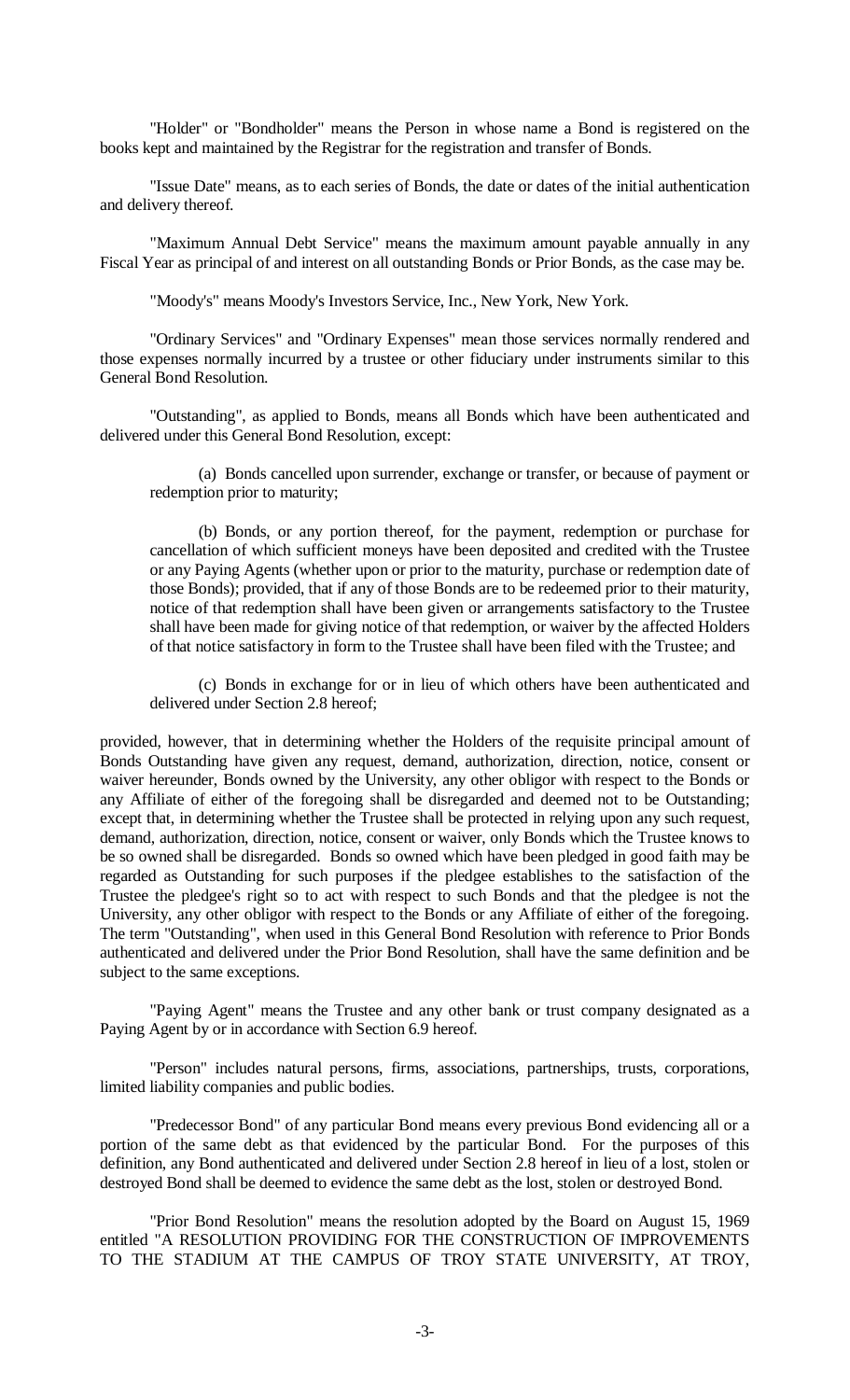"Holder" or "Bondholder" means the Person in whose name a Bond is registered on the books kept and maintained by the Registrar for the registration and transfer of Bonds.

"Issue Date" means, as to each series of Bonds, the date or dates of the initial authentication and delivery thereof.

"Maximum Annual Debt Service" means the maximum amount payable annually in any Fiscal Year as principal of and interest on all outstanding Bonds or Prior Bonds, as the case may be.

"Moody's" means Moody's Investors Service, Inc., New York, New York.

"Ordinary Services" and "Ordinary Expenses" mean those services normally rendered and those expenses normally incurred by a trustee or other fiduciary under instruments similar to this General Bond Resolution.

"Outstanding", as applied to Bonds, means all Bonds which have been authenticated and delivered under this General Bond Resolution, except:

(a) Bonds cancelled upon surrender, exchange or transfer, or because of payment or redemption prior to maturity;

(b) Bonds, or any portion thereof, for the payment, redemption or purchase for cancellation of which sufficient moneys have been deposited and credited with the Trustee or any Paying Agents (whether upon or prior to the maturity, purchase or redemption date of those Bonds); provided, that if any of those Bonds are to be redeemed prior to their maturity, notice of that redemption shall have been given or arrangements satisfactory to the Trustee shall have been made for giving notice of that redemption, or waiver by the affected Holders of that notice satisfactory in form to the Trustee shall have been filed with the Trustee; and

(c) Bonds in exchange for or in lieu of which others have been authenticated and delivered under Section 2.8 hereof;

provided, however, that in determining whether the Holders of the requisite principal amount of Bonds Outstanding have given any request, demand, authorization, direction, notice, consent or waiver hereunder, Bonds owned by the University, any other obligor with respect to the Bonds or any Affiliate of either of the foregoing shall be disregarded and deemed not to be Outstanding; except that, in determining whether the Trustee shall be protected in relying upon any such request, demand, authorization, direction, notice, consent or waiver, only Bonds which the Trustee knows to be so owned shall be disregarded. Bonds so owned which have been pledged in good faith may be regarded as Outstanding for such purposes if the pledgee establishes to the satisfaction of the Trustee the pledgee's right so to act with respect to such Bonds and that the pledgee is not the University, any other obligor with respect to the Bonds or any Affiliate of either of the foregoing. The term "Outstanding", when used in this General Bond Resolution with reference to Prior Bonds authenticated and delivered under the Prior Bond Resolution, shall have the same definition and be subject to the same exceptions.

"Paying Agent" means the Trustee and any other bank or trust company designated as a Paying Agent by or in accordance with Section 6.9 hereof.

"Person" includes natural persons, firms, associations, partnerships, trusts, corporations, limited liability companies and public bodies.

"Predecessor Bond" of any particular Bond means every previous Bond evidencing all or a portion of the same debt as that evidenced by the particular Bond. For the purposes of this definition, any Bond authenticated and delivered under Section 2.8 hereof in lieu of a lost, stolen or destroyed Bond shall be deemed to evidence the same debt as the lost, stolen or destroyed Bond.

"Prior Bond Resolution" means the resolution adopted by the Board on August 15, 1969 entitled "A RESOLUTION PROVIDING FOR THE CONSTRUCTION OF IMPROVEMENTS TO THE STADIUM AT THE CAMPUS OF TROY STATE UNIVERSITY, AT TROY,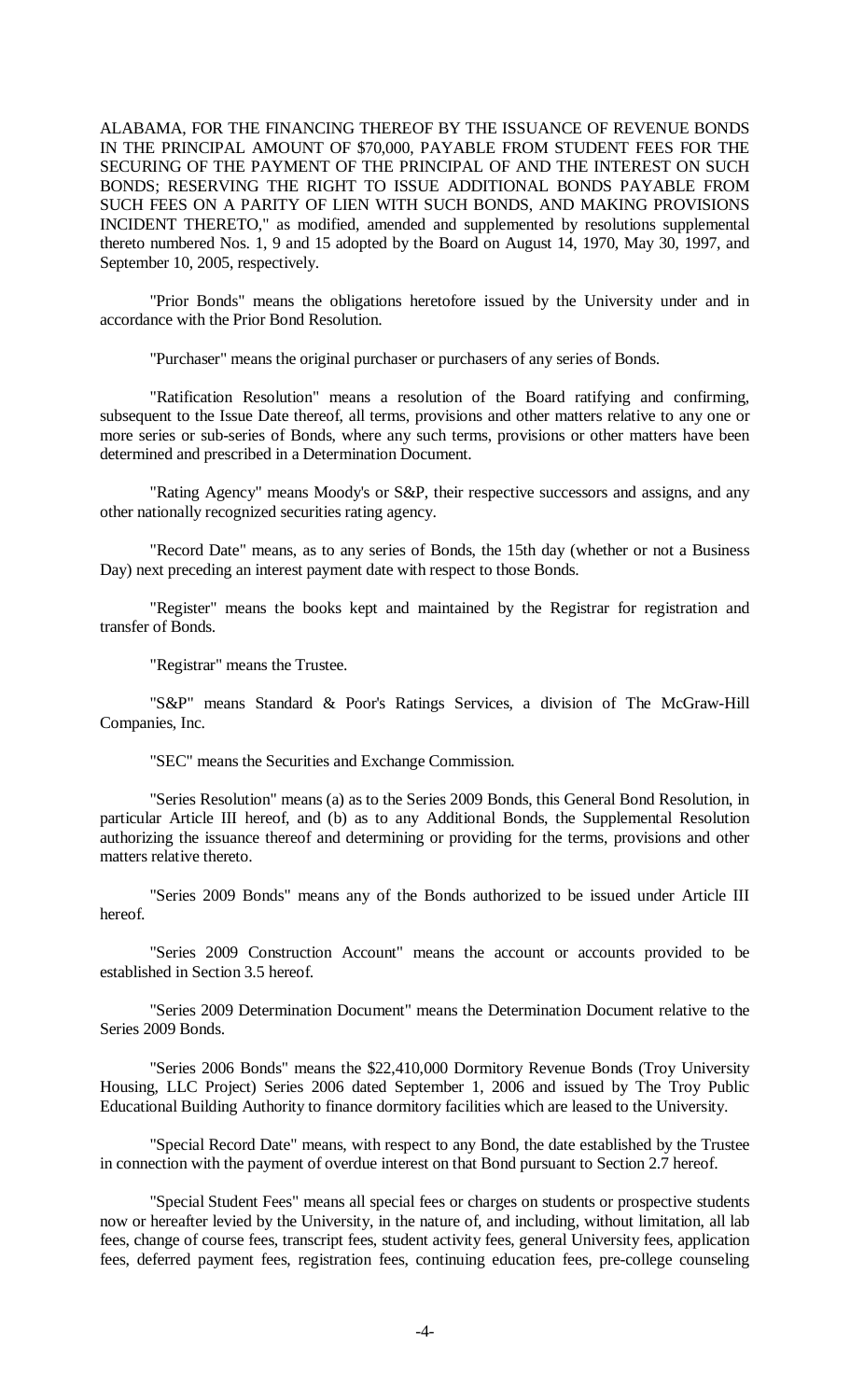ALABAMA, FOR THE FINANCING THEREOF BY THE ISSUANCE OF REVENUE BONDS IN THE PRINCIPAL AMOUNT OF $70,000, PAYABLE FROM STUDENT FEES FOR THE SECURING OF THE PAYMENT OF THE PRINCIPAL OF AND THE INTEREST ON SUCH BONDS; RESERVING THE RIGHT TO ISSUE ADDITIONAL BONDS PAYABLE FROM SUCH FEES ON A PARITY OF LIEN WITH SUCH BONDS, AND MAKING PROVISIONS INCIDENT THERETO," as modified, amended and supplemented by resolutions supplemental thereto numbered Nos. 1, 9 and 15 adopted by the Board on August 14, 1970, May 30, 1997, and September 10, 2005, respectively.

"Prior Bonds" means the obligations heretofore issued by the University under and in accordance with the Prior Bond Resolution.

"Purchaser" means the original purchaser or purchasers of any series of Bonds.

"Ratification Resolution" means a resolution of the Board ratifying and confirming, subsequent to the Issue Date thereof, all terms, provisions and other matters relative to any one or more series or sub-series of Bonds, where any such terms, provisions or other matters have been determined and prescribed in a Determination Document.

"Rating Agency" means Moody's or S&P, their respective successors and assigns, and any other nationally recognized securities rating agency.

"Record Date" means, as to any series of Bonds, the 15th day (whether or not a Business Day) next preceding an interest payment date with respect to those Bonds.

"Register" means the books kept and maintained by the Registrar for registration and transfer of Bonds.

"Registrar" means the Trustee.

"S&P" means Standard & Poor's Ratings Services, a division of The McGraw-Hill Companies, Inc.

"SEC" means the Securities and Exchange Commission.

"Series Resolution" means (a) as to the Series 2009 Bonds, this General Bond Resolution, in particular Article III hereof, and (b) as to any Additional Bonds, the Supplemental Resolution authorizing the issuance thereof and determining or providing for the terms, provisions and other matters relative thereto.

"Series 2009 Bonds" means any of the Bonds authorized to be issued under Article III hereof.

"Series 2009 Construction Account" means the account or accounts provided to be established in Section 3.5 hereof.

"Series 2009 Determination Document" means the Determination Document relative to the Series 2009 Bonds.

"Series 2006 Bonds" means the $22,410,000 Dormitory Revenue Bonds (Troy University Housing, LLC Project) Series 2006 dated September 1, 2006 and issued by The Troy Public Educational Building Authority to finance dormitory facilities which are leased to the University.

"Special Record Date" means, with respect to any Bond, the date established by the Trustee in connection with the payment of overdue interest on that Bond pursuant to Section 2.7 hereof.

"Special Student Fees" means all special fees or charges on students or prospective students now or hereafter levied by the University, in the nature of, and including, without limitation, all lab fees, change of course fees, transcript fees, student activity fees, general University fees, application fees, deferred payment fees, registration fees, continuing education fees, pre-college counseling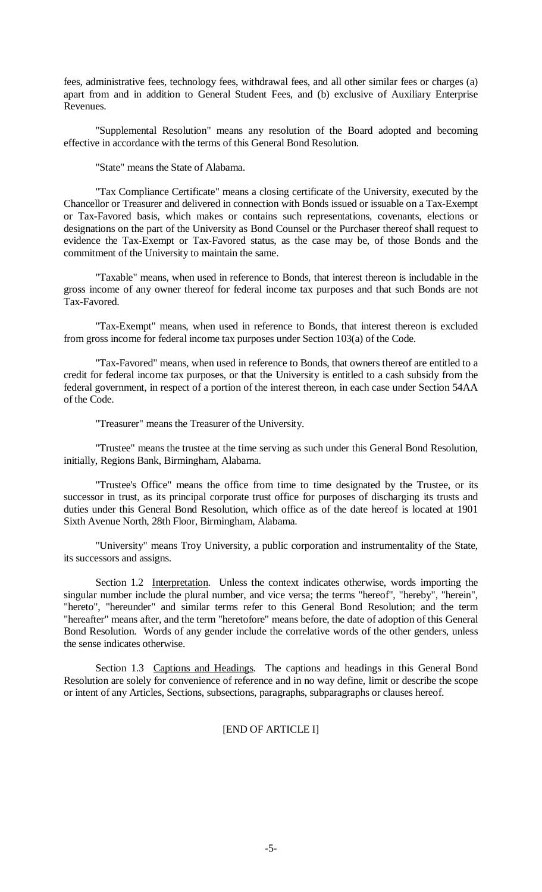fees, administrative fees, technology fees, withdrawal fees, and all other similar fees or charges (a) apart from and in addition to General Student Fees, and (b) exclusive of Auxiliary Enterprise Revenues.

"Supplemental Resolution" means any resolution of the Board adopted and becoming effective in accordance with the terms of this General Bond Resolution.

"State" means the State of Alabama.

"Tax Compliance Certificate" means a closing certificate of the University, executed by the Chancellor or Treasurer and delivered in connection with Bonds issued or issuable on a Tax-Exempt or Tax-Favored basis, which makes or contains such representations, covenants, elections or designations on the part of the University as Bond Counsel or the Purchaser thereof shall request to evidence the Tax-Exempt or Tax-Favored status, as the case may be, of those Bonds and the commitment of the University to maintain the same.

"Taxable" means, when used in reference to Bonds, that interest thereon is includable in the gross income of any owner thereof for federal income tax purposes and that such Bonds are not Tax-Favored.

"Tax-Exempt" means, when used in reference to Bonds, that interest thereon is excluded from gross income for federal income tax purposes under Section 103(a) of the Code.

"Tax-Favored" means, when used in reference to Bonds, that owners thereof are entitled to a credit for federal income tax purposes, or that the University is entitled to a cash subsidy from the federal government, in respect of a portion of the interest thereon, in each case under Section 54AA of the Code.

"Treasurer" means the Treasurer of the University.

"Trustee" means the trustee at the time serving as such under this General Bond Resolution, initially, Regions Bank, Birmingham, Alabama.

"Trustee's Office" means the office from time to time designated by the Trustee, or its successor in trust, as its principal corporate trust office for purposes of discharging its trusts and duties under this General Bond Resolution, which office as of the date hereof is located at 1901 Sixth Avenue North, 28th Floor, Birmingham, Alabama.

"University" means Troy University, a public corporation and instrumentality of the State, its successors and assigns.

Section 1.2 Interpretation. Unless the context indicates otherwise, words importing the singular number include the plural number, and vice versa; the terms "hereof", "hereby", "herein", "hereto", "hereunder" and similar terms refer to this General Bond Resolution; and the term "hereafter" means after, and the term "heretofore" means before, the date of adoption of this General Bond Resolution. Words of any gender include the correlative words of the other genders, unless the sense indicates otherwise.

Section 1.3 Captions and Headings. The captions and headings in this General Bond Resolution are solely for convenience of reference and in no way define, limit or describe the scope or intent of any Articles, Sections, subsections, paragraphs, subparagraphs or clauses hereof.

[END OF ARTICLE I]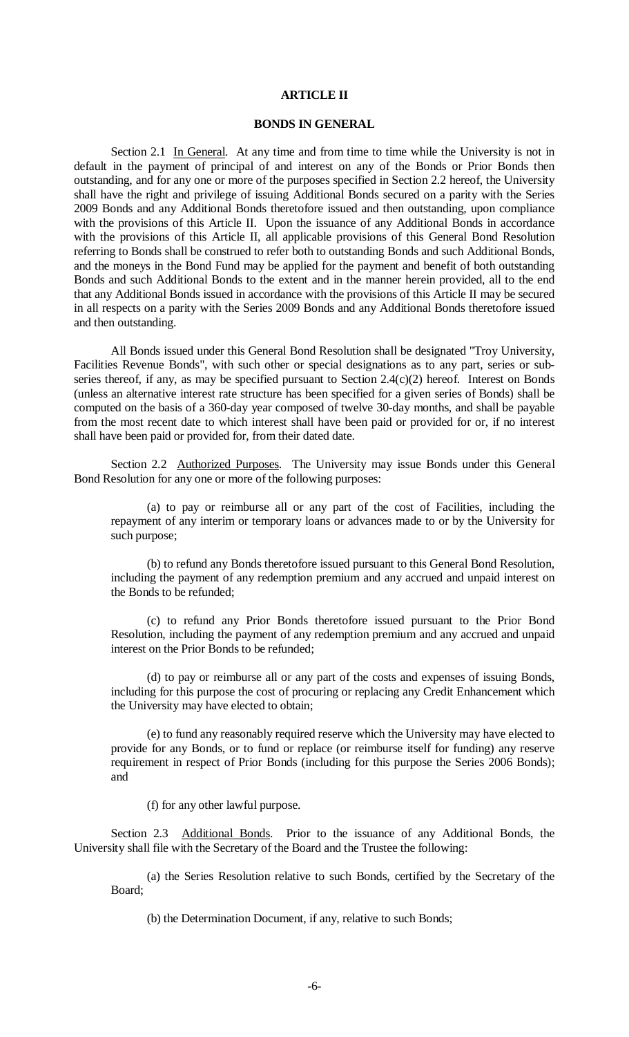## ARTICLE II

### BONDS IN GENERAL

Section 2.1 In General. At any time and from time to time while the University is not in default in the payment of principal of and interest on any of the Bonds or Prior Bonds then outstanding, and for any one or more of the purposes specified in Section 2.2 hereof, the University shall have the right and privilege of issuing Additional Bonds secured on a parity with the Series 2009 Bonds and any Additional Bonds theretofore issued and then outstanding, upon compliance with the provisions of this Article II. Upon the issuance of any Additional Bonds in accordance with the provisions of this Article II, all applicable provisions of this General Bond Resolution referring to Bonds shall be construed to refer both to outstanding Bonds and such Additional Bonds, and the moneys in the Bond Fund may be applied for the payment and benefit of both outstanding Bonds and such Additional Bonds to the extent and in the manner herein provided, all to the end that any Additional Bonds issued in accordance with the provisions of this Article II may be secured in all respects on a parity with the Series 2009 Bonds and any Additional Bonds theretofore issued and then outstanding.

All Bonds issued under this General Bond Resolution shall be designated "Troy University, Facilities Revenue Bonds", with such other or special designations as to any part, series or sub-series thereof, if any, as may be specified pursuant to Section 2.4(c)(2) hereof. Interest on Bonds (unless an alternative interest rate structure has been specified for a given series of Bonds) shall be computed on the basis of a 360-day year composed of twelve 30-day months, and shall be payable from the most recent date to which interest shall have been paid or provided for or, if no interest shall have been paid or provided for, from their dated date.

Section 2.2 Authorized Purposes. The University may issue Bonds under this General Bond Resolution for any one or more of the following purposes:

(a) to pay or reimburse all or any part of the cost of Facilities, including the repayment of any interim or temporary loans or advances made to or by the University for such purpose;

(b) to refund any Bonds theretofore issued pursuant to this General Bond Resolution, including the payment of any redemption premium and any accrued and unpaid interest on the Bonds to be refunded;

(c) to refund any Prior Bonds theretofore issued pursuant to the Prior Bond Resolution, including the payment of any redemption premium and any accrued and unpaid interest on the Prior Bonds to be refunded;

(d) to pay or reimburse all or any part of the costs and expenses of issuing Bonds, including for this purpose the cost of procuring or replacing any Credit Enhancement which the University may have elected to obtain;

(e) to fund any reasonably required reserve which the University may have elected to provide for any Bonds, or to fund or replace (or reimburse itself for funding) any reserve requirement in respect of Prior Bonds (including for this purpose the Series 2006 Bonds); and

(f) for any other lawful purpose.

Section 2.3 Additional Bonds. Prior to the issuance of any Additional Bonds, the University shall file with the Secretary of the Board and the Trustee the following:

(a) the Series Resolution relative to such Bonds, certified by the Secretary of the Board;

(b) the Determination Document, if any, relative to such Bonds;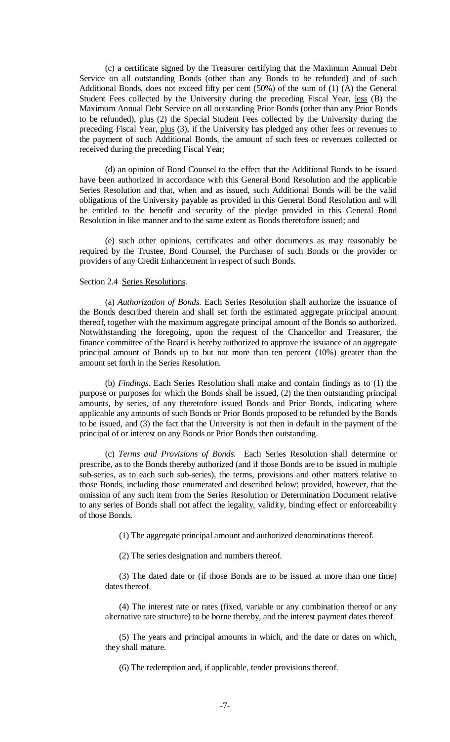(c) a certificate signed by the Treasurer certifying that the Maximum Annual Debt Service on all outstanding Bonds (other than any Bonds to be refunded) and of such Additional Bonds, does not exceed fifty per cent (50%) of the sum of (1) (A) the General Student Fees collected by the University during the preceding Fiscal Year, less (B) the Maximum Annual Debt Service on all outstanding Prior Bonds (other than any Prior Bonds to be refunded), plus (2) the Special Student Fees collected by the University during the preceding Fiscal Year, plus (3), if the University has pledged any other fees or revenues to the payment of such Additional Bonds, the amount of such fees or revenues collected or received during the preceding Fiscal Year;

(d) an opinion of Bond Counsel to the effect that the Additional Bonds to be issued have been authorized in accordance with this General Bond Resolution and the applicable Series Resolution and that, when and as issued, such Additional Bonds will be the valid obligations of the University payable as provided in this General Bond Resolution and will be entitled to the benefit and security of the pledge provided in this General Bond Resolution in like manner and to the same extent as Bonds theretofore issued; and

(e) such other opinions, certificates and other documents as may reasonably be required by the Trustee, Bond Counsel, the Purchaser of such Bonds or the provider or providers of any Credit Enhancement in respect of such Bonds.

Section 2.4 Series Resolutions.

(a) *Authorization of Bonds.* Each Series Resolution shall authorize the issuance of the Bonds described therein and shall set forth the estimated aggregate principal amount thereof, together with the maximum aggregate principal amount of the Bonds so authorized. Notwithstanding the foregoing, upon the request of the Chancellor and Treasurer, the finance committee of the Board is hereby authorized to approve the issuance of an aggregate principal amount of Bonds up to but not more than ten percent (10%) greater than the amount set forth in the Series Resolution.

(b) *Findings.* Each Series Resolution shall make and contain findings as to (1) the purpose or purposes for which the Bonds shall be issued, (2) the then outstanding principal amounts, by series, of any theretofore issued Bonds and Prior Bonds, indicating where applicable any amounts of such Bonds or Prior Bonds proposed to be refunded by the Bonds to be issued, and (3) the fact that the University is not then in default in the payment of the principal of or interest on any Bonds or Prior Bonds then outstanding.

(c) *Terms and Provisions of Bonds.* Each Series Resolution shall determine or prescribe, as to the Bonds thereby authorized (and if those Bonds are to be issued in multiple sub-series, as to each such sub-series), the terms, provisions and other matters relative to those Bonds, including those enumerated and described below; provided, however, that the omission of any such item from the Series Resolution or Determination Document relative to any series of Bonds shall not affect the legality, validity, binding effect or enforceability of those Bonds.

(1) The aggregate principal amount and authorized denominations thereof.

(2) The series designation and numbers thereof.

(3) The dated date or (if those Bonds are to be issued at more than one time) dates thereof.

(4) The interest rate or rates (fixed, variable or any combination thereof or any alternative rate structure) to be borne thereby, and the interest payment dates thereof.

(5) The years and principal amounts in which, and the date or dates on which, they shall mature.

(6) The redemption and, if applicable, tender provisions thereof.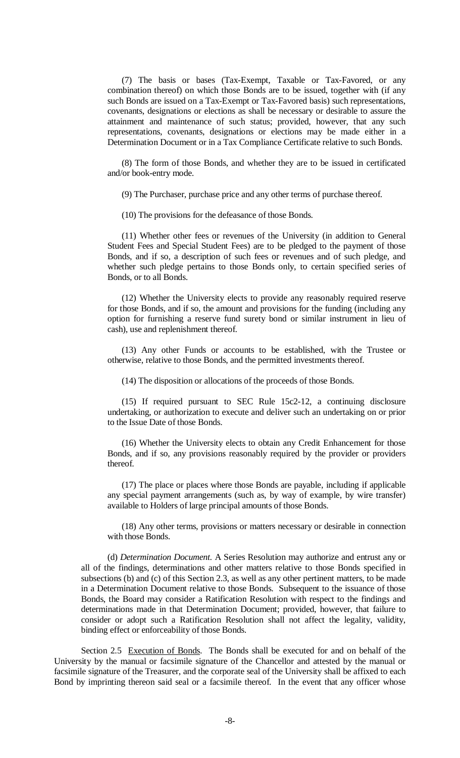(7) The basis or bases (Tax-Exempt, Taxable or Tax-Favored, or any combination thereof) on which those Bonds are to be issued, together with (if any such Bonds are issued on a Tax-Exempt or Tax-Favored basis) such representations, covenants, designations or elections as shall be necessary or desirable to assure the attainment and maintenance of such status; provided, however, that any such representations, covenants, designations or elections may be made either in a Determination Document or in a Tax Compliance Certificate relative to such Bonds.

(8) The form of those Bonds, and whether they are to be issued in certificated and/or book-entry mode.

(9) The Purchaser, purchase price and any other terms of purchase thereof.

(10) The provisions for the defeasance of those Bonds.

(11) Whether other fees or revenues of the University (in addition to General Student Fees and Special Student Fees) are to be pledged to the payment of those Bonds, and if so, a description of such fees or revenues and of such pledge, and whether such pledge pertains to those Bonds only, to certain specified series of Bonds, or to all Bonds.

(12) Whether the University elects to provide any reasonably required reserve for those Bonds, and if so, the amount and provisions for the funding (including any option for furnishing a reserve fund surety bond or similar instrument in lieu of cash), use and replenishment thereof.

(13) Any other Funds or accounts to be established, with the Trustee or otherwise, relative to those Bonds, and the permitted investments thereof.

(14) The disposition or allocations of the proceeds of those Bonds.

(15) If required pursuant to SEC Rule 15c2-12, a continuing disclosure undertaking, or authorization to execute and deliver such an undertaking on or prior to the Issue Date of those Bonds.

(16) Whether the University elects to obtain any Credit Enhancement for those Bonds, and if so, any provisions reasonably required by the provider or providers thereof.

(17) The place or places where those Bonds are payable, including if applicable any special payment arrangements (such as, by way of example, by wire transfer) available to Holders of large principal amounts of those Bonds.

(18) Any other terms, provisions or matters necessary or desirable in connection with those Bonds.

(d) *Determination Document*. A Series Resolution may authorize and entrust any or all of the findings, determinations and other matters relative to those Bonds specified in subsections (b) and (c) of this Section 2.3, as well as any other pertinent matters, to be made in a Determination Document relative to those Bonds. Subsequent to the issuance of those Bonds, the Board may consider a Ratification Resolution with respect to the findings and determinations made in that Determination Document; provided, however, that failure to consider or adopt such a Ratification Resolution shall not affect the legality, validity, binding effect or enforceability of those Bonds.

Section 2.5 Execution of Bonds. The Bonds shall be executed for and on behalf of the University by the manual or facsimile signature of the Chancellor and attested by the manual or facsimile signature of the Treasurer, and the corporate seal of the University shall be affixed to each Bond by imprinting thereon said seal or a facsimile thereof. In the event that any officer whose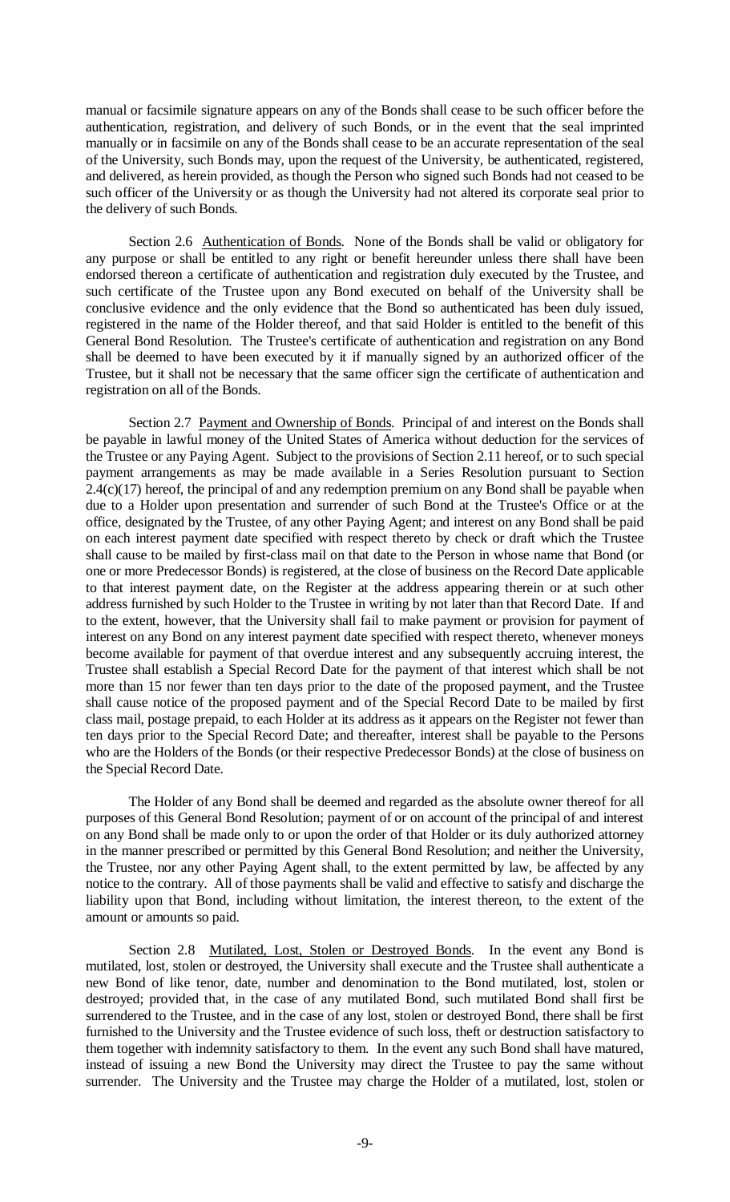manual or facsimile signature appears on any of the Bonds shall cease to be such officer before the authentication, registration, and delivery of such Bonds, or in the event that the seal imprinted manually or in facsimile on any of the Bonds shall cease to be an accurate representation of the seal of the University, such Bonds may, upon the request of the University, be authenticated, registered, and delivered, as herein provided, as though the Person who signed such Bonds had not ceased to be such officer of the University or as though the University had not altered its corporate seal prior to the delivery of such Bonds.

Section 2.6 Authentication of Bonds. None of the Bonds shall be valid or obligatory for any purpose or shall be entitled to any right or benefit hereunder unless there shall have been endorsed thereon a certificate of authentication and registration duly executed by the Trustee, and such certificate of the Trustee upon any Bond executed on behalf of the University shall be conclusive evidence and the only evidence that the Bond so authenticated has been duly issued, registered in the name of the Holder thereof, and that said Holder is entitled to the benefit of this General Bond Resolution. The Trustee's certificate of authentication and registration on any Bond shall be deemed to have been executed by it if manually signed by an authorized officer of the Trustee, but it shall not be necessary that the same officer sign the certificate of authentication and registration on all of the Bonds.

Section 2.7 Payment and Ownership of Bonds. Principal of and interest on the Bonds shall be payable in lawful money of the United States of America without deduction for the services of the Trustee or any Paying Agent. Subject to the provisions of Section 2.11 hereof, or to such special payment arrangements as may be made available in a Series Resolution pursuant to Section 2.4(c)(17) hereof, the principal of and any redemption premium on any Bond shall be payable when due to a Holder upon presentation and surrender of such Bond at the Trustee's Office or at the office, designated by the Trustee, of any other Paying Agent; and interest on any Bond shall be paid on each interest payment date specified with respect thereto by check or draft which the Trustee shall cause to be mailed by first-class mail on that date to the Person in whose name that Bond (or one or more Predecessor Bonds) is registered, at the close of business on the Record Date applicable to that interest payment date, on the Register at the address appearing therein or at such other address furnished by such Holder to the Trustee in writing by not later than that Record Date. If and to the extent, however, that the University shall fail to make payment or provision for payment of interest on any Bond on any interest payment date specified with respect thereto, whenever moneys become available for payment of that overdue interest and any subsequently accruing interest, the Trustee shall establish a Special Record Date for the payment of that interest which shall be not more than 15 nor fewer than ten days prior to the date of the proposed payment, and the Trustee shall cause notice of the proposed payment and of the Special Record Date to be mailed by first class mail, postage prepaid, to each Holder at its address as it appears on the Register not fewer than ten days prior to the Special Record Date; and thereafter, interest shall be payable to the Persons who are the Holders of the Bonds (or their respective Predecessor Bonds) at the close of business on the Special Record Date.

The Holder of any Bond shall be deemed and regarded as the absolute owner thereof for all purposes of this General Bond Resolution; payment of or on account of the principal of and interest on any Bond shall be made only to or upon the order of that Holder or its duly authorized attorney in the manner prescribed or permitted by this General Bond Resolution; and neither the University, the Trustee, nor any other Paying Agent shall, to the extent permitted by law, be affected by any notice to the contrary. All of those payments shall be valid and effective to satisfy and discharge the liability upon that Bond, including without limitation, the interest thereon, to the extent of the amount or amounts so paid.

Section 2.8 Mutilated, Lost, Stolen or Destroyed Bonds. In the event any Bond is mutilated, lost, stolen or destroyed, the University shall execute and the Trustee shall authenticate a new Bond of like tenor, date, number and denomination to the Bond mutilated, lost, stolen or destroyed; provided that, in the case of any mutilated Bond, such mutilated Bond shall first be surrendered to the Trustee, and in the case of any lost, stolen or destroyed Bond, there shall be first furnished to the University and the Trustee evidence of such loss, theft or destruction satisfactory to them together with indemnity satisfactory to them. In the event any such Bond shall have matured, instead of issuing a new Bond the University may direct the Trustee to pay the same without surrender. The University and the Trustee may charge the Holder of a mutilated, lost, stolen or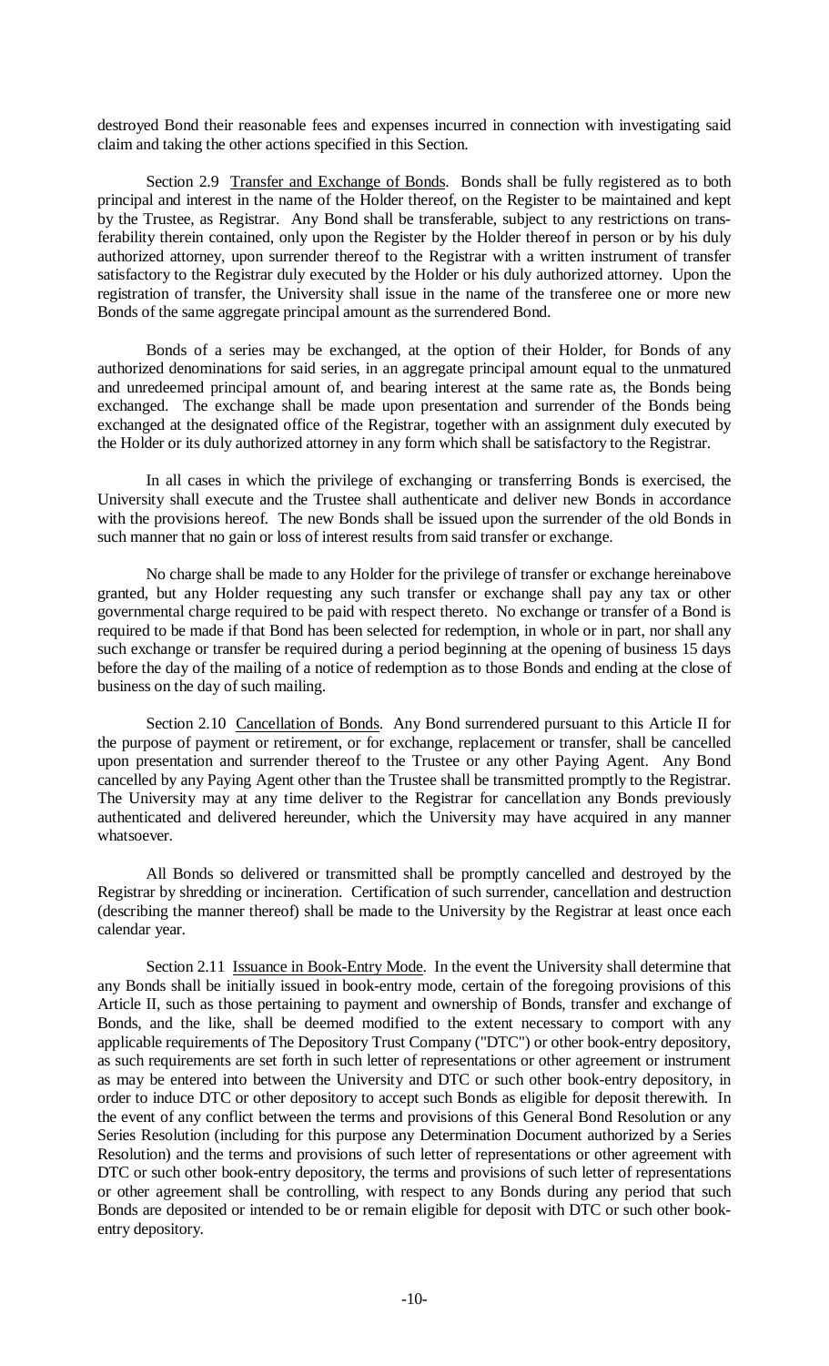destroyed Bond their reasonable fees and expenses incurred in connection with investigating said claim and taking the other actions specified in this Section.

Section 2.9 Transfer and Exchange of Bonds. Bonds shall be fully registered as to both principal and interest in the name of the Holder thereof, on the Register to be maintained and kept by the Trustee, as Registrar. Any Bond shall be transferable, subject to any restrictions on transferability therein contained, only upon the Register by the Holder thereof in person or by his duly authorized attorney, upon surrender thereof to the Registrar with a written instrument of transfer satisfactory to the Registrar duly executed by the Holder or his duly authorized attorney. Upon the registration of transfer, the University shall issue in the name of the transferee one or more new Bonds of the same aggregate principal amount as the surrendered Bond.

Bonds of a series may be exchanged, at the option of their Holder, for Bonds of any authorized denominations for said series, in an aggregate principal amount equal to the unmatured and unredeemed principal amount of, and bearing interest at the same rate as, the Bonds being exchanged. The exchange shall be made upon presentation and surrender of the Bonds being exchanged at the designated office of the Registrar, together with an assignment duly executed by the Holder or its duly authorized attorney in any form which shall be satisfactory to the Registrar.

In all cases in which the privilege of exchanging or transferring Bonds is exercised, the University shall execute and the Trustee shall authenticate and deliver new Bonds in accordance with the provisions hereof. The new Bonds shall be issued upon the surrender of the old Bonds in such manner that no gain or loss of interest results from said transfer or exchange.

No charge shall be made to any Holder for the privilege of transfer or exchange hereinabove granted, but any Holder requesting any such transfer or exchange shall pay any tax or other governmental charge required to be paid with respect thereto. No exchange or transfer of a Bond is required to be made if that Bond has been selected for redemption, in whole or in part, nor shall any such exchange or transfer be required during a period beginning at the opening of business 15 days before the day of the mailing of a notice of redemption as to those Bonds and ending at the close of business on the day of such mailing.

Section 2.10 Cancellation of Bonds. Any Bond surrendered pursuant to this Article II for the purpose of payment or retirement, or for exchange, replacement or transfer, shall be cancelled upon presentation and surrender thereof to the Trustee or any other Paying Agent. Any Bond cancelled by any Paying Agent other than the Trustee shall be transmitted promptly to the Registrar. The University may at any time deliver to the Registrar for cancellation any Bonds previously authenticated and delivered hereunder, which the University may have acquired in any manner whatsoever.

All Bonds so delivered or transmitted shall be promptly cancelled and destroyed by the Registrar by shredding or incineration. Certification of such surrender, cancellation and destruction (describing the manner thereof) shall be made to the University by the Registrar at least once each calendar year.

Section 2.11 Issuance in Book-Entry Mode. In the event the University shall determine that any Bonds shall be initially issued in book-entry mode, certain of the foregoing provisions of this Article II, such as those pertaining to payment and ownership of Bonds, transfer and exchange of Bonds, and the like, shall be deemed modified to the extent necessary to comport with any applicable requirements of The Depository Trust Company ("DTC") or other book-entry depository, as such requirements are set forth in such letter of representations or other agreement or instrument as may be entered into between the University and DTC or such other book-entry depository, in order to induce DTC or other depository to accept such Bonds as eligible for deposit therewith. In the event of any conflict between the terms and provisions of this General Bond Resolution or any Series Resolution (including for this purpose any Determination Document authorized by a Series Resolution) and the terms and provisions of such letter of representations or other agreement with DTC or such other book-entry depository, the terms and provisions of such letter of representations or other agreement shall be controlling, with respect to any Bonds during any period that such Bonds are deposited or intended to be or remain eligible for deposit with DTC or such other book-entry depository.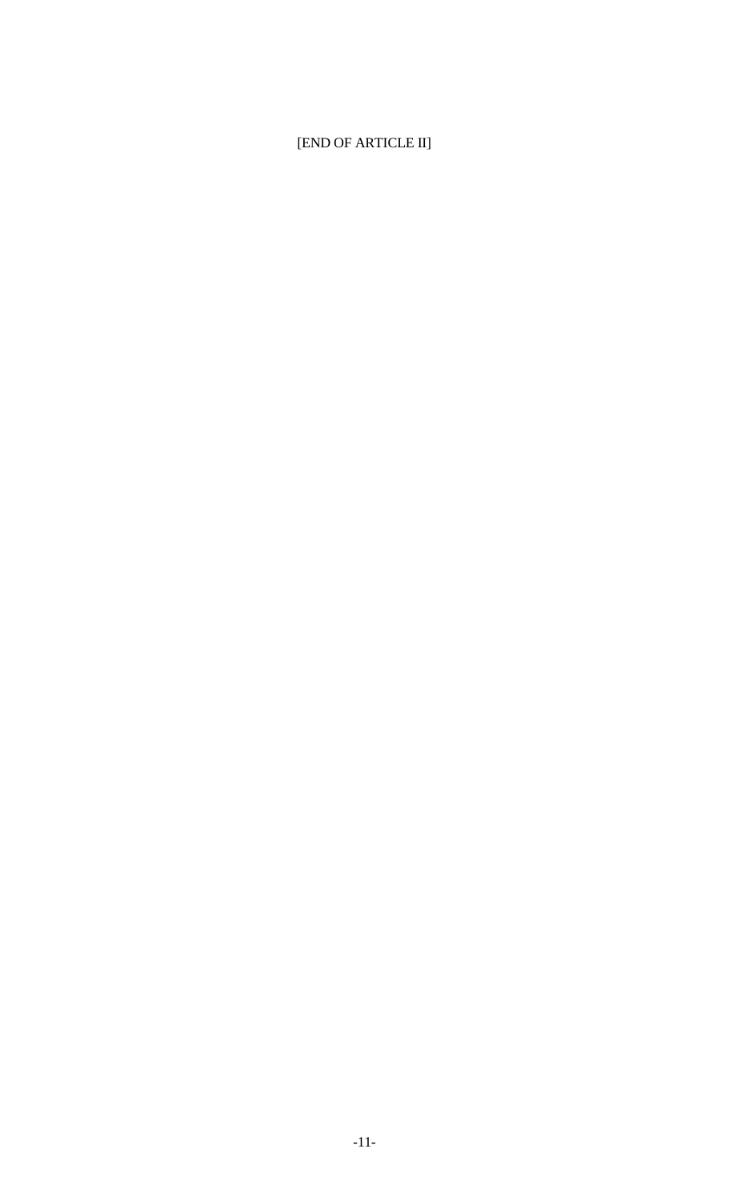[END OF ARTICLE II]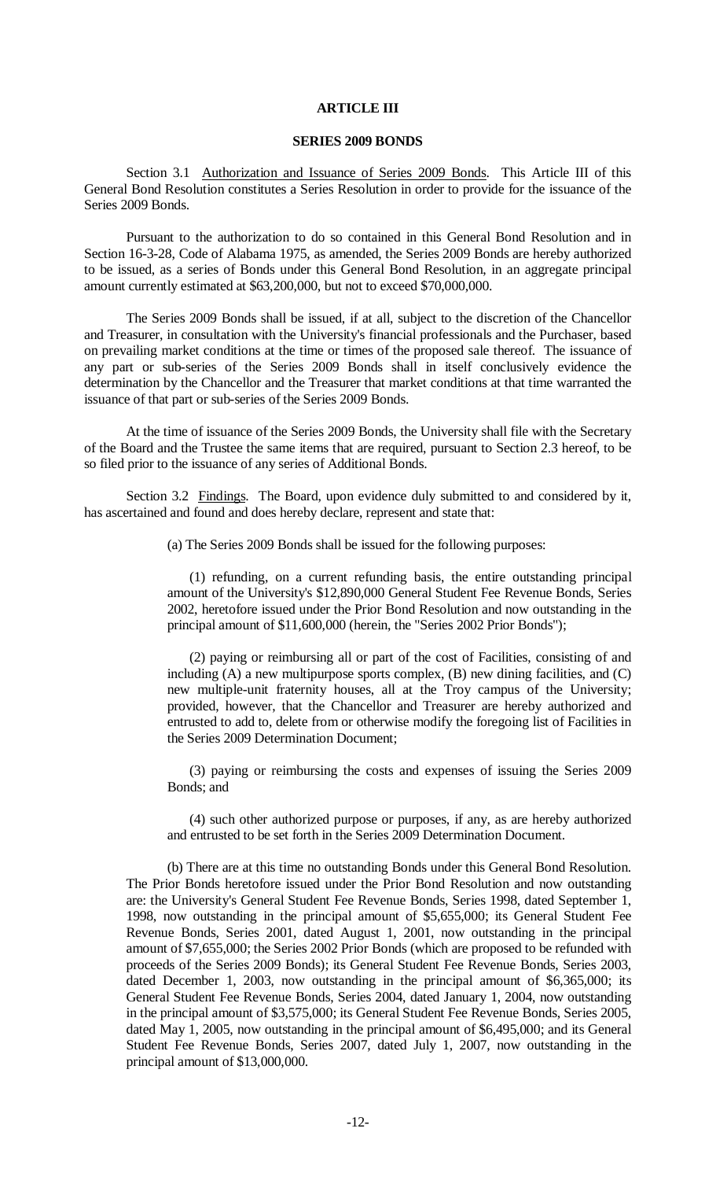## ARTICLE III

### SERIES 2009 BONDS

Section 3.1 Authorization and Issuance of Series 2009 Bonds. This Article III of this General Bond Resolution constitutes a Series Resolution in order to provide for the issuance of the Series 2009 Bonds.

Pursuant to the authorization to do so contained in this General Bond Resolution and in Section 16-3-28, Code of Alabama 1975, as amended, the Series 2009 Bonds are hereby authorized to be issued, as a series of Bonds under this General Bond Resolution, in an aggregate principal amount currently estimated at \$63,200,000, but not to exceed \$70,000,000.

The Series 2009 Bonds shall be issued, if at all, subject to the discretion of the Chancellor and Treasurer, in consultation with the University's financial professionals and the Purchaser, based on prevailing market conditions at the time or times of the proposed sale thereof. The issuance of any part or sub-series of the Series 2009 Bonds shall in itself conclusively evidence the determination by the Chancellor and the Treasurer that market conditions at that time warranted the issuance of that part or sub-series of the Series 2009 Bonds.

At the time of issuance of the Series 2009 Bonds, the University shall file with the Secretary of the Board and the Trustee the same items that are required, pursuant to Section 2.3 hereof, to be so filed prior to the issuance of any series of Additional Bonds.

Section 3.2 Findings. The Board, upon evidence duly submitted to and considered by it, has ascertained and found and does hereby declare, represent and state that:

(a) The Series 2009 Bonds shall be issued for the following purposes:

(1) refunding, on a current refunding basis, the entire outstanding principal amount of the University's \$12,890,000 General Student Fee Revenue Bonds, Series 2002, heretofore issued under the Prior Bond Resolution and now outstanding in the principal amount of \$11,600,000 (herein, the "Series 2002 Prior Bonds");

(2) paying or reimbursing all or part of the cost of Facilities, consisting of and including (A) a new multipurpose sports complex, (B) new dining facilities, and (C) new multiple-unit fraternity houses, all at the Troy campus of the University; provided, however, that the Chancellor and Treasurer are hereby authorized and entrusted to add to, delete from or otherwise modify the foregoing list of Facilities in the Series 2009 Determination Document;

(3) paying or reimbursing the costs and expenses of issuing the Series 2009 Bonds; and

(4) such other authorized purpose or purposes, if any, as are hereby authorized and entrusted to be set forth in the Series 2009 Determination Document.

(b) There are at this time no outstanding Bonds under this General Bond Resolution. The Prior Bonds heretofore issued under the Prior Bond Resolution and now outstanding are: the University's General Student Fee Revenue Bonds, Series 1998, dated September 1, 1998, now outstanding in the principal amount of \$5,655,000; its General Student Fee Revenue Bonds, Series 2001, dated August 1, 2001, now outstanding in the principal amount of \$7,655,000; the Series 2002 Prior Bonds (which are proposed to be refunded with proceeds of the Series 2009 Bonds); its General Student Fee Revenue Bonds, Series 2003, dated December 1, 2003, now outstanding in the principal amount of \$6,365,000; its General Student Fee Revenue Bonds, Series 2004, dated January 1, 2004, now outstanding in the principal amount of \$3,575,000; its General Student Fee Revenue Bonds, Series 2005, dated May 1, 2005, now outstanding in the principal amount of \$6,495,000; and its General Student Fee Revenue Bonds, Series 2007, dated July 1, 2007, now outstanding in the principal amount of \$13,000,000.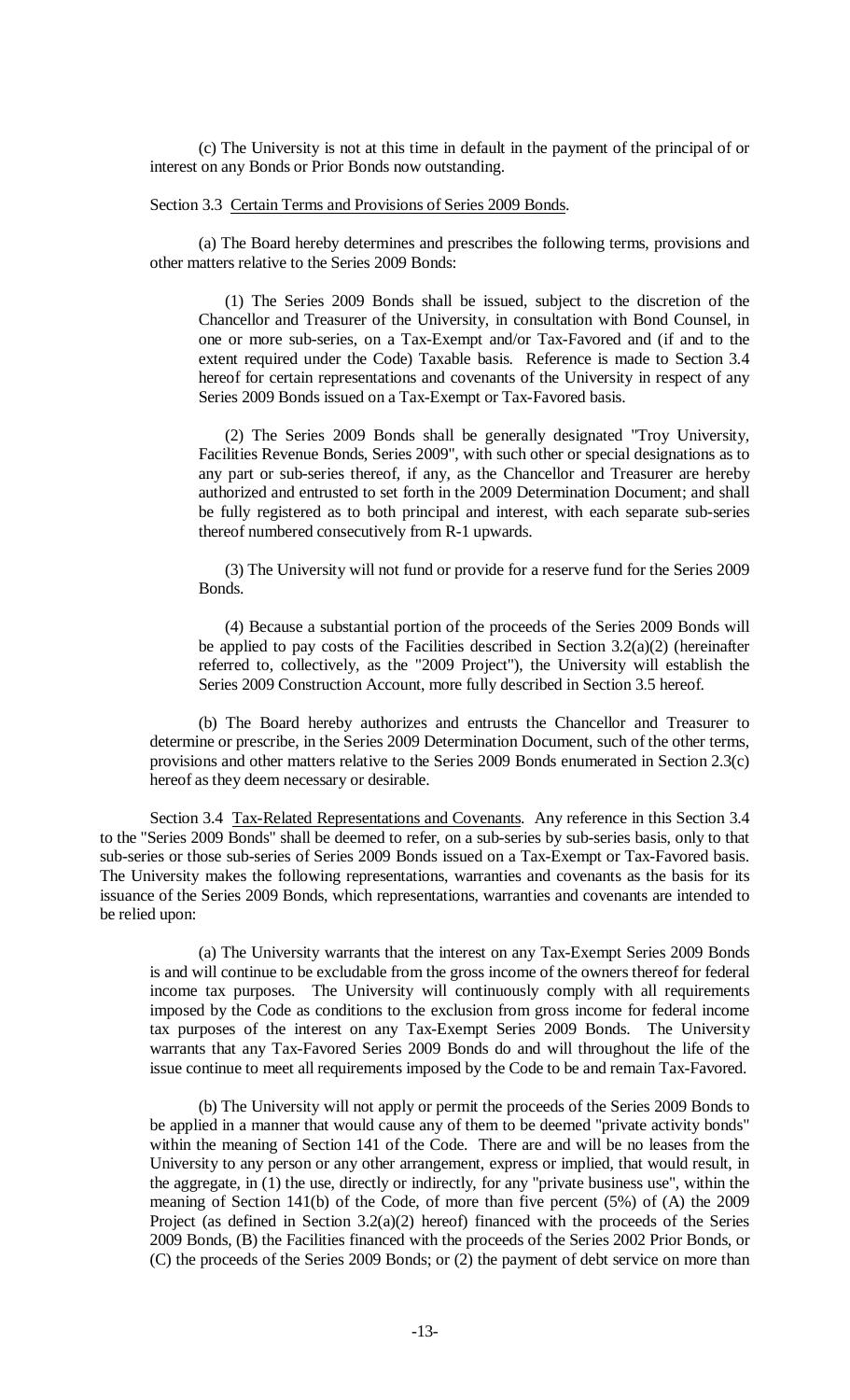(c) The University is not at this time in default in the payment of the principal of or interest on any Bonds or Prior Bonds now outstanding.

Section 3.3 Certain Terms and Provisions of Series 2009 Bonds.

(a) The Board hereby determines and prescribes the following terms, provisions and other matters relative to the Series 2009 Bonds:

(1) The Series 2009 Bonds shall be issued, subject to the discretion of the Chancellor and Treasurer of the University, in consultation with Bond Counsel, in one or more sub-series, on a Tax-Exempt and/or Tax-Favored and (if and to the extent required under the Code) Taxable basis. Reference is made to Section 3.4 hereof for certain representations and covenants of the University in respect of any Series 2009 Bonds issued on a Tax-Exempt or Tax-Favored basis.

(2) The Series 2009 Bonds shall be generally designated "Troy University, Facilities Revenue Bonds, Series 2009", with such other or special designations as to any part or sub-series thereof, if any, as the Chancellor and Treasurer are hereby authorized and entrusted to set forth in the 2009 Determination Document; and shall be fully registered as to both principal and interest, with each separate sub-series thereof numbered consecutively from R-1 upwards.

(3) The University will not fund or provide for a reserve fund for the Series 2009 Bonds.

(4) Because a substantial portion of the proceeds of the Series 2009 Bonds will be applied to pay costs of the Facilities described in Section 3.2(a)(2) (hereinafter referred to, collectively, as the "2009 Project"), the University will establish the Series 2009 Construction Account, more fully described in Section 3.5 hereof.

(b) The Board hereby authorizes and entrusts the Chancellor and Treasurer to determine or prescribe, in the Series 2009 Determination Document, such of the other terms, provisions and other matters relative to the Series 2009 Bonds enumerated in Section 2.3(c) hereof as they deem necessary or desirable.

Section 3.4 Tax-Related Representations and Covenants. Any reference in this Section 3.4 to the "Series 2009 Bonds" shall be deemed to refer, on a sub-series by sub-series basis, only to that sub-series or those sub-series of Series 2009 Bonds issued on a Tax-Exempt or Tax-Favored basis. The University makes the following representations, warranties and covenants as the basis for its issuance of the Series 2009 Bonds, which representations, warranties and covenants are intended to be relied upon:

(a) The University warrants that the interest on any Tax-Exempt Series 2009 Bonds is and will continue to be excludable from the gross income of the owners thereof for federal income tax purposes. The University will continuously comply with all requirements imposed by the Code as conditions to the exclusion from gross income for federal income tax purposes of the interest on any Tax-Exempt Series 2009 Bonds. The University warrants that any Tax-Favored Series 2009 Bonds do and will throughout the life of the issue continue to meet all requirements imposed by the Code to be and remain Tax-Favored.

(b) The University will not apply or permit the proceeds of the Series 2009 Bonds to be applied in a manner that would cause any of them to be deemed "private activity bonds" within the meaning of Section 141 of the Code. There are and will be no leases from the University to any person or any other arrangement, express or implied, that would result, in the aggregate, in (1) the use, directly or indirectly, for any "private business use", within the meaning of Section 141(b) of the Code, of more than five percent (5%) of (A) the 2009 Project (as defined in Section 3.2(a)(2) hereof) financed with the proceeds of the Series 2009 Bonds, (B) the Facilities financed with the proceeds of the Series 2002 Prior Bonds, or (C) the proceeds of the Series 2009 Bonds; or (2) the payment of debt service on more than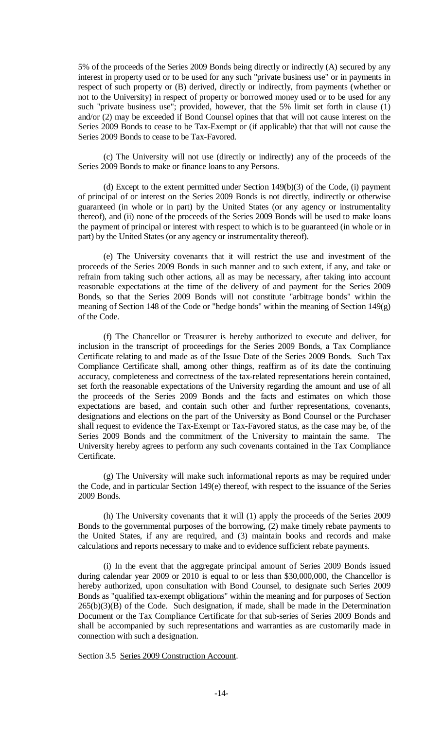5% of the proceeds of the Series 2009 Bonds being directly or indirectly (A) secured by any interest in property used or to be used for any such "private business use" or in payments in respect of such property or (B) derived, directly or indirectly, from payments (whether or not to the University) in respect of property or borrowed money used or to be used for any such "private business use"; provided, however, that the 5% limit set forth in clause (1) and/or (2) may be exceeded if Bond Counsel opines that that will not cause interest on the Series 2009 Bonds to cease to be Tax-Exempt or (if applicable) that that will not cause the Series 2009 Bonds to cease to be Tax-Favored.

(c) The University will not use (directly or indirectly) any of the proceeds of the Series 2009 Bonds to make or finance loans to any Persons.

(d) Except to the extent permitted under Section 149(b)(3) of the Code, (i) payment of principal of or interest on the Series 2009 Bonds is not directly, indirectly or otherwise guaranteed (in whole or in part) by the United States (or any agency or instrumentality thereof), and (ii) none of the proceeds of the Series 2009 Bonds will be used to make loans the payment of principal or interest with respect to which is to be guaranteed (in whole or in part) by the United States (or any agency or instrumentality thereof).

(e) The University covenants that it will restrict the use and investment of the proceeds of the Series 2009 Bonds in such manner and to such extent, if any, and take or refrain from taking such other actions, all as may be necessary, after taking into account reasonable expectations at the time of the delivery of and payment for the Series 2009 Bonds, so that the Series 2009 Bonds will not constitute "arbitrage bonds" within the meaning of Section 148 of the Code or "hedge bonds" within the meaning of Section 149(g) of the Code.

(f) The Chancellor or Treasurer is hereby authorized to execute and deliver, for inclusion in the transcript of proceedings for the Series 2009 Bonds, a Tax Compliance Certificate relating to and made as of the Issue Date of the Series 2009 Bonds. Such Tax Compliance Certificate shall, among other things, reaffirm as of its date the continuing accuracy, completeness and correctness of the tax-related representations herein contained, set forth the reasonable expectations of the University regarding the amount and use of all the proceeds of the Series 2009 Bonds and the facts and estimates on which those expectations are based, and contain such other and further representations, covenants, designations and elections on the part of the University as Bond Counsel or the Purchaser shall request to evidence the Tax-Exempt or Tax-Favored status, as the case may be, of the Series 2009 Bonds and the commitment of the University to maintain the same. The University hereby agrees to perform any such covenants contained in the Tax Compliance Certificate.

(g) The University will make such informational reports as may be required under the Code, and in particular Section 149(e) thereof, with respect to the issuance of the Series 2009 Bonds.

(h) The University covenants that it will (1) apply the proceeds of the Series 2009 Bonds to the governmental purposes of the borrowing, (2) make timely rebate payments to the United States, if any are required, and (3) maintain books and records and make calculations and reports necessary to make and to evidence sufficient rebate payments.

(i) In the event that the aggregate principal amount of Series 2009 Bonds issued during calendar year 2009 or 2010 is equal to or less than $30,000,000, the Chancellor is hereby authorized, upon consultation with Bond Counsel, to designate such Series 2009 Bonds as "qualified tax-exempt obligations" within the meaning and for purposes of Section 265(b)(3)(B) of the Code. Such designation, if made, shall be made in the Determination Document or the Tax Compliance Certificate for that sub-series of Series 2009 Bonds and shall be accompanied by such representations and warranties as are customarily made in connection with such a designation.

Section 3.5 Series 2009 Construction Account.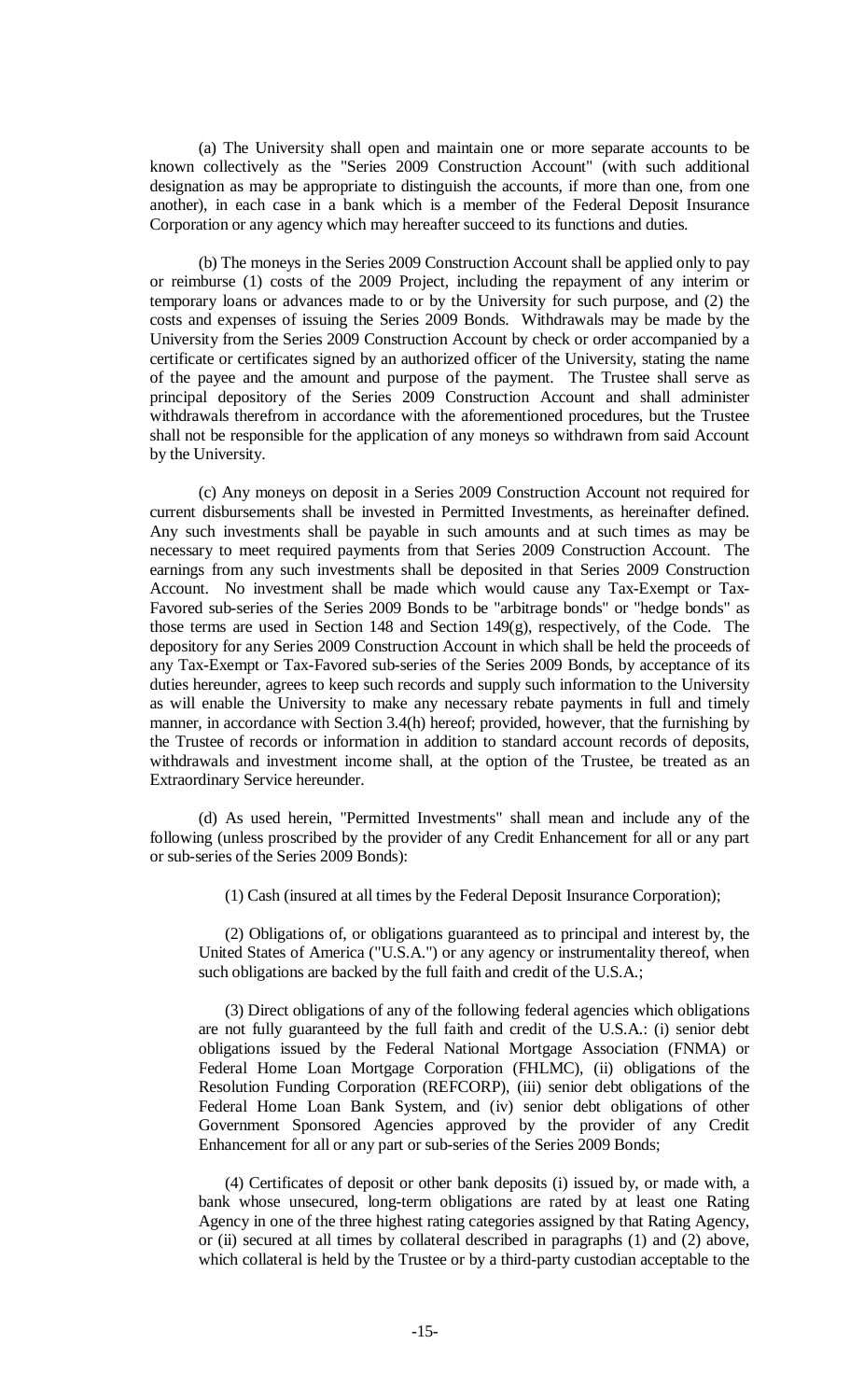(a) The University shall open and maintain one or more separate accounts to be known collectively as the "Series 2009 Construction Account" (with such additional designation as may be appropriate to distinguish the accounts, if more than one, from one another), in each case in a bank which is a member of the Federal Deposit Insurance Corporation or any agency which may hereafter succeed to its functions and duties.

(b) The moneys in the Series 2009 Construction Account shall be applied only to pay or reimburse (1) costs of the 2009 Project, including the repayment of any interim or temporary loans or advances made to or by the University for such purpose, and (2) the costs and expenses of issuing the Series 2009 Bonds. Withdrawals may be made by the University from the Series 2009 Construction Account by check or order accompanied by a certificate or certificates signed by an authorized officer of the University, stating the name of the payee and the amount and purpose of the payment. The Trustee shall serve as principal depository of the Series 2009 Construction Account and shall administer withdrawals therefrom in accordance with the aforementioned procedures, but the Trustee shall not be responsible for the application of any moneys so withdrawn from said Account by the University.

(c) Any moneys on deposit in a Series 2009 Construction Account not required for current disbursements shall be invested in Permitted Investments, as hereinafter defined. Any such investments shall be payable in such amounts and at such times as may be necessary to meet required payments from that Series 2009 Construction Account. The earnings from any such investments shall be deposited in that Series 2009 Construction Account. No investment shall be made which would cause any Tax-Exempt or Tax-Favored sub-series of the Series 2009 Bonds to be "arbitrage bonds" or "hedge bonds" as those terms are used in Section 148 and Section 149(g), respectively, of the Code. The depository for any Series 2009 Construction Account in which shall be held the proceeds of any Tax-Exempt or Tax-Favored sub-series of the Series 2009 Bonds, by acceptance of its duties hereunder, agrees to keep such records and supply such information to the University as will enable the University to make any necessary rebate payments in full and timely manner, in accordance with Section 3.4(h) hereof; provided, however, that the furnishing by the Trustee of records or information in addition to standard account records of deposits, withdrawals and investment income shall, at the option of the Trustee, be treated as an Extraordinary Service hereunder.

(d) As used herein, "Permitted Investments" shall mean and include any of the following (unless proscribed by the provider of any Credit Enhancement for all or any part or sub-series of the Series 2009 Bonds):

(1) Cash (insured at all times by the Federal Deposit Insurance Corporation);

(2) Obligations of, or obligations guaranteed as to principal and interest by, the United States of America ("U.S.A.") or any agency or instrumentality thereof, when such obligations are backed by the full faith and credit of the U.S.A.;

(3) Direct obligations of any of the following federal agencies which obligations are not fully guaranteed by the full faith and credit of the U.S.A.: (i) senior debt obligations issued by the Federal National Mortgage Association (FNMA) or Federal Home Loan Mortgage Corporation (FHLMC), (ii) obligations of the Resolution Funding Corporation (REFCORP), (iii) senior debt obligations of the Federal Home Loan Bank System, and (iv) senior debt obligations of other Government Sponsored Agencies approved by the provider of any Credit Enhancement for all or any part or sub-series of the Series 2009 Bonds;

(4) Certificates of deposit or other bank deposits (i) issued by, or made with, a bank whose unsecured, long-term obligations are rated by at least one Rating Agency in one of the three highest rating categories assigned by that Rating Agency, or (ii) secured at all times by collateral described in paragraphs (1) and (2) above, which collateral is held by the Trustee or by a third-party custodian acceptable to the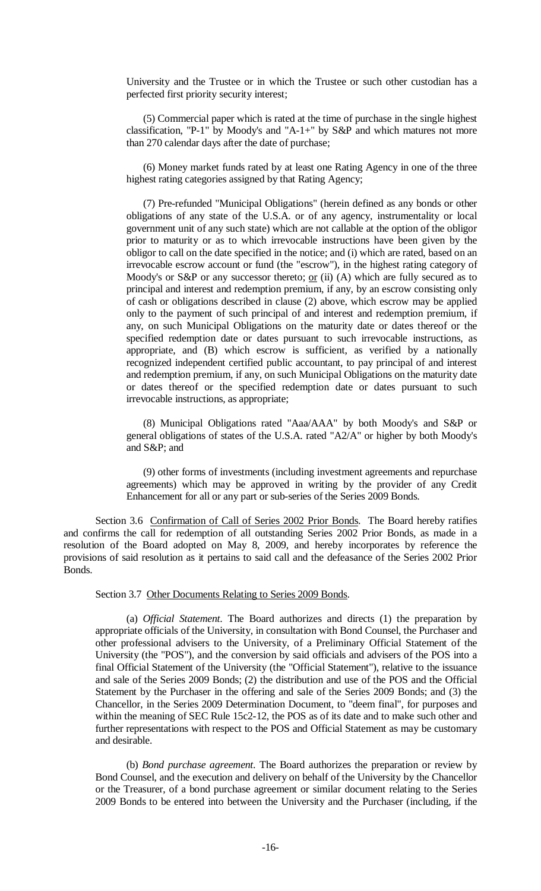University and the Trustee or in which the Trustee or such other custodian has a perfected first priority security interest;

(5) Commercial paper which is rated at the time of purchase in the single highest classification, "P-1" by Moody's and "A-1+" by S&P and which matures not more than 270 calendar days after the date of purchase;

(6) Money market funds rated by at least one Rating Agency in one of the three highest rating categories assigned by that Rating Agency;

(7) Pre-refunded "Municipal Obligations" (herein defined as any bonds or other obligations of any state of the U.S.A. or of any agency, instrumentality or local government unit of any such state) which are not callable at the option of the obligor prior to maturity or as to which irrevocable instructions have been given by the obligor to call on the date specified in the notice; and (i) which are rated, based on an irrevocable escrow account or fund (the "escrow"), in the highest rating category of Moody's or S&P or any successor thereto; <u>or</u> (ii) (A) which are fully secured as to principal and interest and redemption premium, if any, by an escrow consisting only of cash or obligations described in clause (2) above, which escrow may be applied only to the payment of such principal of and interest and redemption premium, if any, on such Municipal Obligations on the maturity date or dates thereof or the specified redemption date or dates pursuant to such irrevocable instructions, as appropriate, and (B) which escrow is sufficient, as verified by a nationally recognized independent certified public accountant, to pay principal of and interest and redemption premium, if any, on such Municipal Obligations on the maturity date or dates thereof or the specified redemption date or dates pursuant to such irrevocable instructions, as appropriate;

(8) Municipal Obligations rated "Aaa/AAA" by both Moody's and S&P or general obligations of states of the U.S.A. rated "A2/A" or higher by both Moody's and S&P; and

(9) other forms of investments (including investment agreements and repurchase agreements) which may be approved in writing by the provider of any Credit Enhancement for all or any part or sub-series of the Series 2009 Bonds.

Section 3.6 <u>Confirmation of Call of Series 2002 Prior Bonds</u>. The Board hereby ratifies and confirms the call for redemption of all outstanding Series 2002 Prior Bonds, as made in a resolution of the Board adopted on May 8, 2009, and hereby incorporates by reference the provisions of said resolution as it pertains to said call and the defeasance of the Series 2002 Prior Bonds.

Section 3.7 <u>Other Documents Relating to Series 2009 Bonds</u>.

(a) *Official Statement*. The Board authorizes and directs (1) the preparation by appropriate officials of the University, in consultation with Bond Counsel, the Purchaser and other professional advisers to the University, of a Preliminary Official Statement of the University (the "POS"), and the conversion by said officials and advisers of the POS into a final Official Statement of the University (the "Official Statement"), relative to the issuance and sale of the Series 2009 Bonds; (2) the distribution and use of the POS and the Official Statement by the Purchaser in the offering and sale of the Series 2009 Bonds; and (3) the Chancellor, in the Series 2009 Determination Document, to "deem final", for purposes and within the meaning of SEC Rule 15c2-12, the POS as of its date and to make such other and further representations with respect to the POS and Official Statement as may be customary and desirable.

(b) *Bond purchase agreement*. The Board authorizes the preparation or review by Bond Counsel, and the execution and delivery on behalf of the University by the Chancellor or the Treasurer, of a bond purchase agreement or similar document relating to the Series 2009 Bonds to be entered into between the University and the Purchaser (including, if the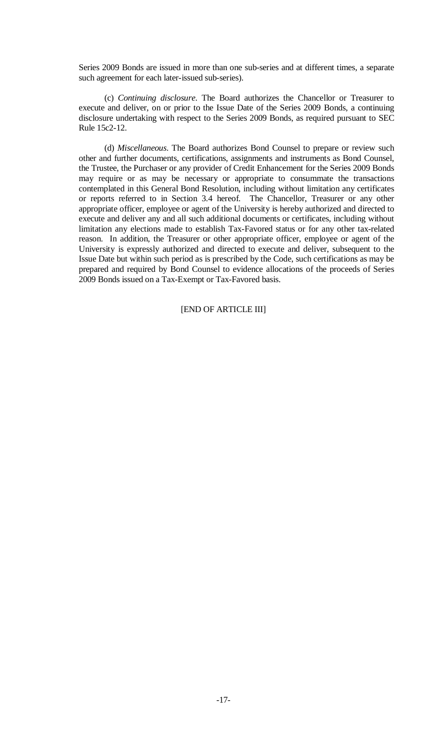Series 2009 Bonds are issued in more than one sub-series and at different times, a separate such agreement for each later-issued sub-series).

(c) *Continuing disclosure.* The Board authorizes the Chancellor or Treasurer to execute and deliver, on or prior to the Issue Date of the Series 2009 Bonds, a continuing disclosure undertaking with respect to the Series 2009 Bonds, as required pursuant to SEC Rule 15c2-12.

(d) *Miscellaneous.* The Board authorizes Bond Counsel to prepare or review such other and further documents, certifications, assignments and instruments as Bond Counsel, the Trustee, the Purchaser or any provider of Credit Enhancement for the Series 2009 Bonds may require or as may be necessary or appropriate to consummate the transactions contemplated in this General Bond Resolution, including without limitation any certificates or reports referred to in Section 3.4 hereof. The Chancellor, Treasurer or any other appropriate officer, employee or agent of the University is hereby authorized and directed to execute and deliver any and all such additional documents or certificates, including without limitation any elections made to establish Tax-Favored status or for any other tax-related reason. In addition, the Treasurer or other appropriate officer, employee or agent of the University is expressly authorized and directed to execute and deliver, subsequent to the Issue Date but within such period as is prescribed by the Code, such certifications as may be prepared and required by Bond Counsel to evidence allocations of the proceeds of Series 2009 Bonds issued on a Tax-Exempt or Tax-Favored basis.

[END OF ARTICLE III]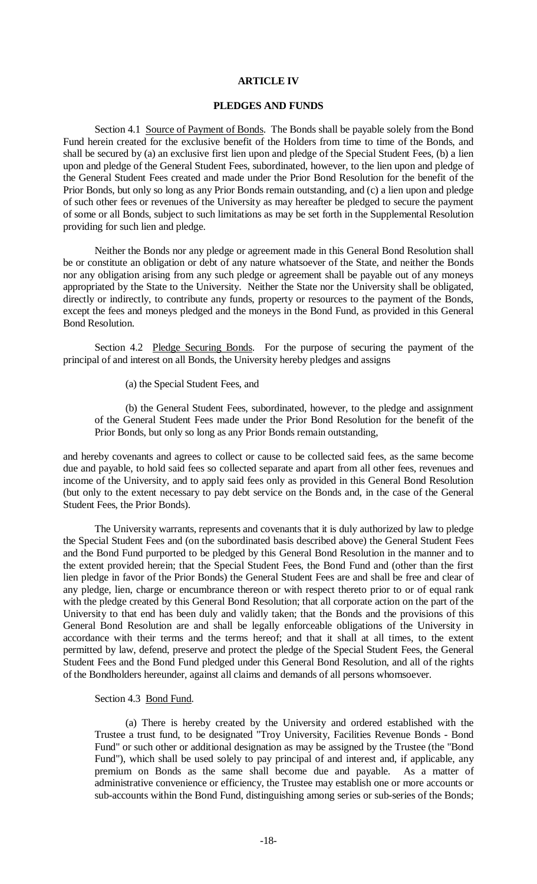## ARTICLE IV

## PLEDGES AND FUNDS

Section 4.1 Source of Payment of Bonds. The Bonds shall be payable solely from the Bond Fund herein created for the exclusive benefit of the Holders from time to time of the Bonds, and shall be secured by (a) an exclusive first lien upon and pledge of the Special Student Fees, (b) a lien upon and pledge of the General Student Fees, subordinated, however, to the lien upon and pledge of the General Student Fees created and made under the Prior Bond Resolution for the benefit of the Prior Bonds, but only so long as any Prior Bonds remain outstanding, and (c) a lien upon and pledge of such other fees or revenues of the University as may hereafter be pledged to secure the payment of some or all Bonds, subject to such limitations as may be set forth in the Supplemental Resolution providing for such lien and pledge.

Neither the Bonds nor any pledge or agreement made in this General Bond Resolution shall be or constitute an obligation or debt of any nature whatsoever of the State, and neither the Bonds nor any obligation arising from any such pledge or agreement shall be payable out of any moneys appropriated by the State to the University. Neither the State nor the University shall be obligated, directly or indirectly, to contribute any funds, property or resources to the payment of the Bonds, except the fees and moneys pledged and the moneys in the Bond Fund, as provided in this General Bond Resolution.

Section 4.2 Pledge Securing Bonds. For the purpose of securing the payment of the principal of and interest on all Bonds, the University hereby pledges and assigns

(a) the Special Student Fees, and

(b) the General Student Fees, subordinated, however, to the pledge and assignment of the General Student Fees made under the Prior Bond Resolution for the benefit of the Prior Bonds, but only so long as any Prior Bonds remain outstanding,

and hereby covenants and agrees to collect or cause to be collected said fees, as the same become due and payable, to hold said fees so collected separate and apart from all other fees, revenues and income of the University, and to apply said fees only as provided in this General Bond Resolution (but only to the extent necessary to pay debt service on the Bonds and, in the case of the General Student Fees, the Prior Bonds).

The University warrants, represents and covenants that it is duly authorized by law to pledge the Special Student Fees and (on the subordinated basis described above) the General Student Fees and the Bond Fund purported to be pledged by this General Bond Resolution in the manner and to the extent provided herein; that the Special Student Fees, the Bond Fund and (other than the first lien pledge in favor of the Prior Bonds) the General Student Fees are and shall be free and clear of any pledge, lien, charge or encumbrance thereon or with respect thereto prior to or of equal rank with the pledge created by this General Bond Resolution; that all corporate action on the part of the University to that end has been duly and validly taken; that the Bonds and the provisions of this General Bond Resolution are and shall be legally enforceable obligations of the University in accordance with their terms and the terms hereof; and that it shall at all times, to the extent permitted by law, defend, preserve and protect the pledge of the Special Student Fees, the General Student Fees and the Bond Fund pledged under this General Bond Resolution, and all of the rights of the Bondholders hereunder, against all claims and demands of all persons whomsoever.

Section 4.3 Bond Fund.

(a) There is hereby created by the University and ordered established with the Trustee a trust fund, to be designated "Troy University, Facilities Revenue Bonds - Bond Fund" or such other or additional designation as may be assigned by the Trustee (the "Bond Fund"), which shall be used solely to pay principal of and interest and, if applicable, any premium on Bonds as the same shall become due and payable. As a matter of administrative convenience or efficiency, the Trustee may establish one or more accounts or sub-accounts within the Bond Fund, distinguishing among series or sub-series of the Bonds;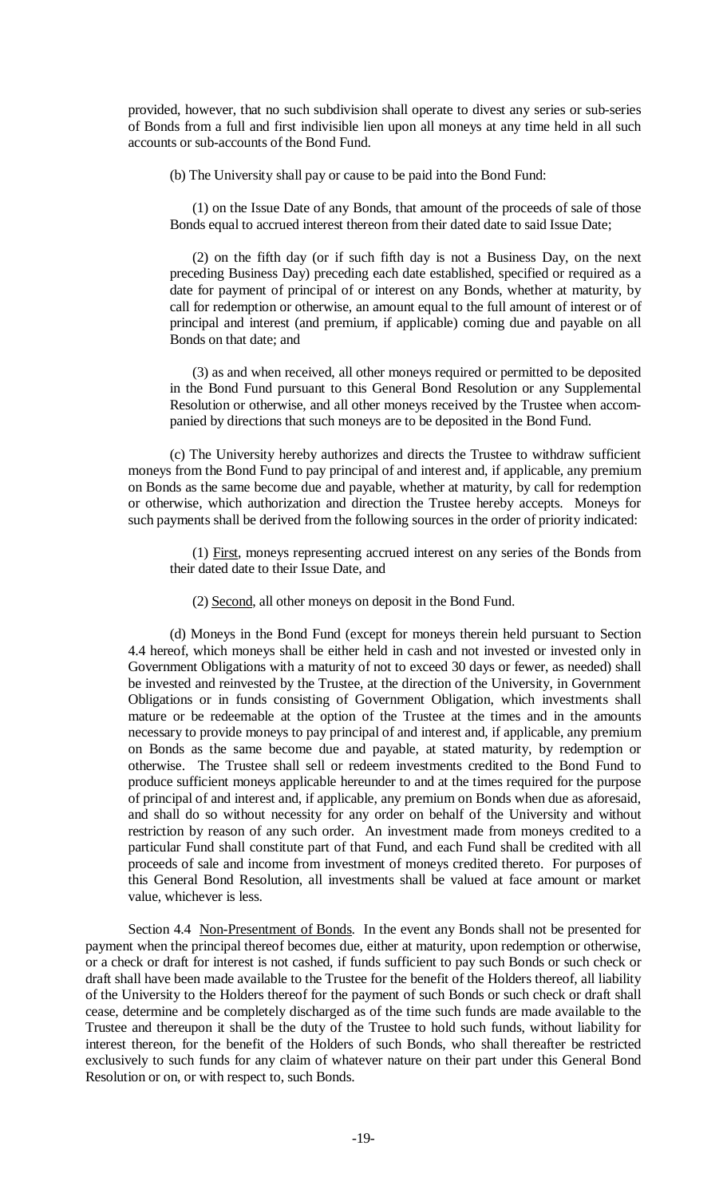provided, however, that no such subdivision shall operate to divest any series or sub-series of Bonds from a full and first indivisible lien upon all moneys at any time held in all such accounts or sub-accounts of the Bond Fund.

(b) The University shall pay or cause to be paid into the Bond Fund:

(1) on the Issue Date of any Bonds, that amount of the proceeds of sale of those Bonds equal to accrued interest thereon from their dated date to said Issue Date;

(2) on the fifth day (or if such fifth day is not a Business Day, on the next preceding Business Day) preceding each date established, specified or required as a date for payment of principal of or interest on any Bonds, whether at maturity, by call for redemption or otherwise, an amount equal to the full amount of interest or of principal and interest (and premium, if applicable) coming due and payable on all Bonds on that date; and

(3) as and when received, all other moneys required or permitted to be deposited in the Bond Fund pursuant to this General Bond Resolution or any Supplemental Resolution or otherwise, and all other moneys received by the Trustee when accompanied by directions that such moneys are to be deposited in the Bond Fund.

(c) The University hereby authorizes and directs the Trustee to withdraw sufficient moneys from the Bond Fund to pay principal of and interest and, if applicable, any premium on Bonds as the same become due and payable, whether at maturity, by call for redemption or otherwise, which authorization and direction the Trustee hereby accepts. Moneys for such payments shall be derived from the following sources in the order of priority indicated:

(1) First, moneys representing accrued interest on any series of the Bonds from their dated date to their Issue Date, and

(2) Second, all other moneys on deposit in the Bond Fund.

(d) Moneys in the Bond Fund (except for moneys therein held pursuant to Section 4.4 hereof, which moneys shall be either held in cash and not invested or invested only in Government Obligations with a maturity of not to exceed 30 days or fewer, as needed) shall be invested and reinvested by the Trustee, at the direction of the University, in Government Obligations or in funds consisting of Government Obligation, which investments shall mature or be redeemable at the option of the Trustee at the times and in the amounts necessary to provide moneys to pay principal of and interest and, if applicable, any premium on Bonds as the same become due and payable, at stated maturity, by redemption or otherwise. The Trustee shall sell or redeem investments credited to the Bond Fund to produce sufficient moneys applicable hereunder to and at the times required for the purpose of principal of and interest and, if applicable, any premium on Bonds when due as aforesaid, and shall do so without necessity for any order on behalf of the University and without restriction by reason of any such order. An investment made from moneys credited to a particular Fund shall constitute part of that Fund, and each Fund shall be credited with all proceeds of sale and income from investment of moneys credited thereto. For purposes of this General Bond Resolution, all investments shall be valued at face amount or market value, whichever is less.

Section 4.4 Non-Presentment of Bonds. In the event any Bonds shall not be presented for payment when the principal thereof becomes due, either at maturity, upon redemption or otherwise, or a check or draft for interest is not cashed, if funds sufficient to pay such Bonds or such check or draft shall have been made available to the Trustee for the benefit of the Holders thereof, all liability of the University to the Holders thereof for the payment of such Bonds or such check or draft shall cease, determine and be completely discharged as of the time such funds are made available to the Trustee and thereupon it shall be the duty of the Trustee to hold such funds, without liability for interest thereon, for the benefit of the Holders of such Bonds, who shall thereafter be restricted exclusively to such funds for any claim of whatever nature on their part under this General Bond Resolution or on, or with respect to, such Bonds.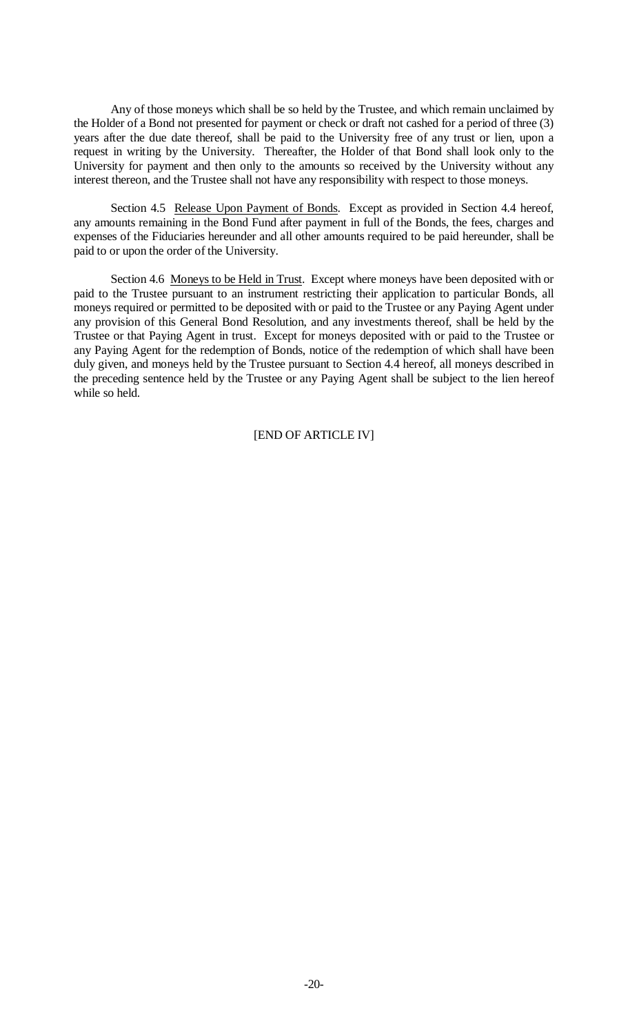Any of those moneys which shall be so held by the Trustee, and which remain unclaimed by the Holder of a Bond not presented for payment or check or draft not cashed for a period of three (3) years after the due date thereof, shall be paid to the University free of any trust or lien, upon a request in writing by the University. Thereafter, the Holder of that Bond shall look only to the University for payment and then only to the amounts so received by the University without any interest thereon, and the Trustee shall not have any responsibility with respect to those moneys.

Section 4.5 Release Upon Payment of Bonds. Except as provided in Section 4.4 hereof, any amounts remaining in the Bond Fund after payment in full of the Bonds, the fees, charges and expenses of the Fiduciaries hereunder and all other amounts required to be paid hereunder, shall be paid to or upon the order of the University.

Section 4.6 Moneys to be Held in Trust. Except where moneys have been deposited with or paid to the Trustee pursuant to an instrument restricting their application to particular Bonds, all moneys required or permitted to be deposited with or paid to the Trustee or any Paying Agent under any provision of this General Bond Resolution, and any investments thereof, shall be held by the Trustee or that Paying Agent in trust. Except for moneys deposited with or paid to the Trustee or any Paying Agent for the redemption of Bonds, notice of the redemption of which shall have been duly given, and moneys held by the Trustee pursuant to Section 4.4 hereof, all moneys described in the preceding sentence held by the Trustee or any Paying Agent shall be subject to the lien hereof while so held.

[END OF ARTICLE IV]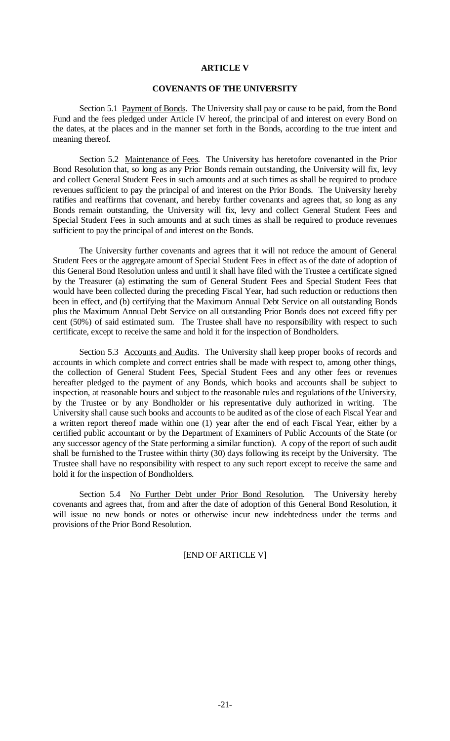# ARTICLE V

## COVENANTS OF THE UNIVERSITY

Section 5.1 Payment of Bonds. The University shall pay or cause to be paid, from the Bond Fund and the fees pledged under Article IV hereof, the principal of and interest on every Bond on the dates, at the places and in the manner set forth in the Bonds, according to the true intent and meaning thereof.

Section 5.2 Maintenance of Fees. The University has heretofore covenanted in the Prior Bond Resolution that, so long as any Prior Bonds remain outstanding, the University will fix, levy and collect General Student Fees in such amounts and at such times as shall be required to produce revenues sufficient to pay the principal of and interest on the Prior Bonds. The University hereby ratifies and reaffirms that covenant, and hereby further covenants and agrees that, so long as any Bonds remain outstanding, the University will fix, levy and collect General Student Fees and Special Student Fees in such amounts and at such times as shall be required to produce revenues sufficient to pay the principal of and interest on the Bonds.

The University further covenants and agrees that it will not reduce the amount of General Student Fees or the aggregate amount of Special Student Fees in effect as of the date of adoption of this General Bond Resolution unless and until it shall have filed with the Trustee a certificate signed by the Treasurer (a) estimating the sum of General Student Fees and Special Student Fees that would have been collected during the preceding Fiscal Year, had such reduction or reductions then been in effect, and (b) certifying that the Maximum Annual Debt Service on all outstanding Bonds plus the Maximum Annual Debt Service on all outstanding Prior Bonds does not exceed fifty per cent (50%) of said estimated sum. The Trustee shall have no responsibility with respect to such certificate, except to receive the same and hold it for the inspection of Bondholders.

Section 5.3 Accounts and Audits. The University shall keep proper books of records and accounts in which complete and correct entries shall be made with respect to, among other things, the collection of General Student Fees, Special Student Fees and any other fees or revenues hereafter pledged to the payment of any Bonds, which books and accounts shall be subject to inspection, at reasonable hours and subject to the reasonable rules and regulations of the University, by the Trustee or by any Bondholder or his representative duly authorized in writing. The University shall cause such books and accounts to be audited as of the close of each Fiscal Year and a written report thereof made within one (1) year after the end of each Fiscal Year, either by a certified public accountant or by the Department of Examiners of Public Accounts of the State (or any successor agency of the State performing a similar function). A copy of the report of such audit shall be furnished to the Trustee within thirty (30) days following its receipt by the University. The Trustee shall have no responsibility with respect to any such report except to receive the same and hold it for the inspection of Bondholders.

Section 5.4 No Further Debt under Prior Bond Resolution. The University hereby covenants and agrees that, from and after the date of adoption of this General Bond Resolution, it will issue no new bonds or notes or otherwise incur new indebtedness under the terms and provisions of the Prior Bond Resolution.

[END OF ARTICLE V]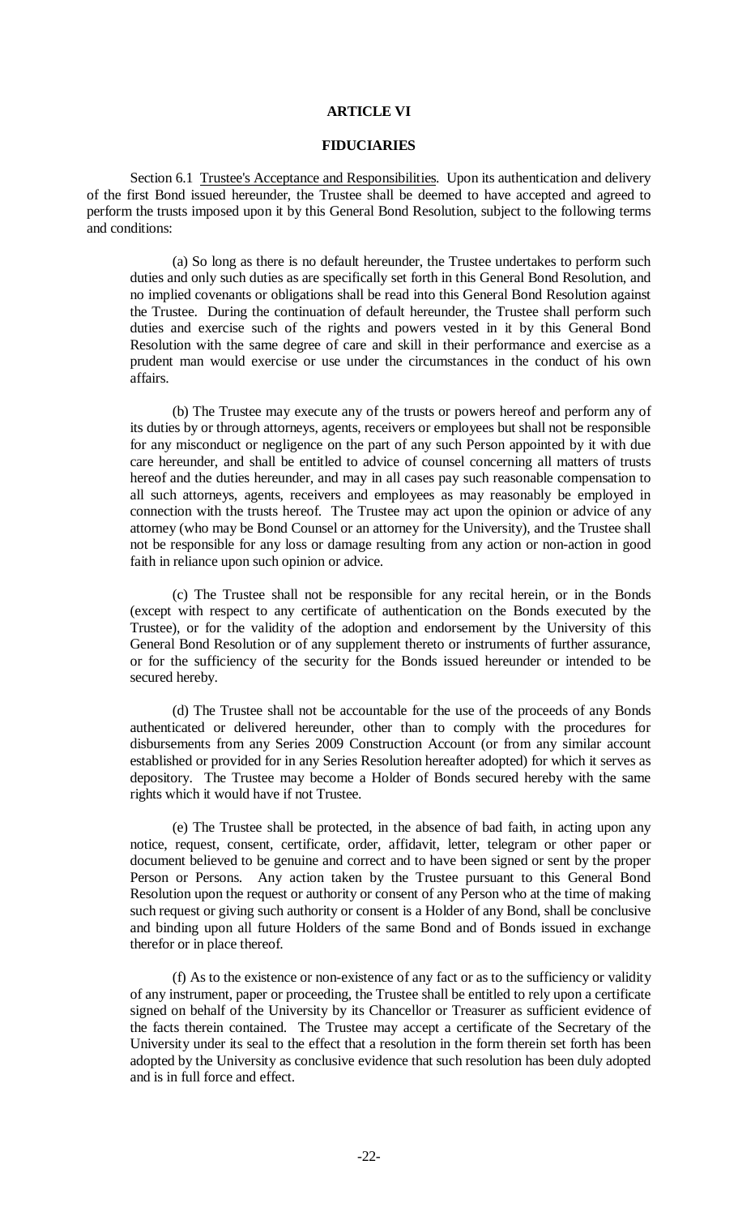## ARTICLE VI

## FIDUCIARIES

Section 6.1 Trustee's Acceptance and Responsibilities. Upon its authentication and delivery of the first Bond issued hereunder, the Trustee shall be deemed to have accepted and agreed to perform the trusts imposed upon it by this General Bond Resolution, subject to the following terms and conditions:

(a) So long as there is no default hereunder, the Trustee undertakes to perform such duties and only such duties as are specifically set forth in this General Bond Resolution, and no implied covenants or obligations shall be read into this General Bond Resolution against the Trustee. During the continuation of default hereunder, the Trustee shall perform such duties and exercise such of the rights and powers vested in it by this General Bond Resolution with the same degree of care and skill in their performance and exercise as a prudent man would exercise or use under the circumstances in the conduct of his own affairs.

(b) The Trustee may execute any of the trusts or powers hereof and perform any of its duties by or through attorneys, agents, receivers or employees but shall not be responsible for any misconduct or negligence on the part of any such Person appointed by it with due care hereunder, and shall be entitled to advice of counsel concerning all matters of trusts hereof and the duties hereunder, and may in all cases pay such reasonable compensation to all such attorneys, agents, receivers and employees as may reasonably be employed in connection with the trusts hereof. The Trustee may act upon the opinion or advice of any attorney (who may be Bond Counsel or an attorney for the University), and the Trustee shall not be responsible for any loss or damage resulting from any action or non-action in good faith in reliance upon such opinion or advice.

(c) The Trustee shall not be responsible for any recital herein, or in the Bonds (except with respect to any certificate of authentication on the Bonds executed by the Trustee), or for the validity of the adoption and endorsement by the University of this General Bond Resolution or of any supplement thereto or instruments of further assurance, or for the sufficiency of the security for the Bonds issued hereunder or intended to be secured hereby.

(d) The Trustee shall not be accountable for the use of the proceeds of any Bonds authenticated or delivered hereunder, other than to comply with the procedures for disbursements from any Series 2009 Construction Account (or from any similar account established or provided for in any Series Resolution hereafter adopted) for which it serves as depository. The Trustee may become a Holder of Bonds secured hereby with the same rights which it would have if not Trustee.

(e) The Trustee shall be protected, in the absence of bad faith, in acting upon any notice, request, consent, certificate, order, affidavit, letter, telegram or other paper or document believed to be genuine and correct and to have been signed or sent by the proper Person or Persons. Any action taken by the Trustee pursuant to this General Bond Resolution upon the request or authority or consent of any Person who at the time of making such request or giving such authority or consent is a Holder of any Bond, shall be conclusive and binding upon all future Holders of the same Bond and of Bonds issued in exchange therefor or in place thereof.

(f) As to the existence or non-existence of any fact or as to the sufficiency or validity of any instrument, paper or proceeding, the Trustee shall be entitled to rely upon a certificate signed on behalf of the University by its Chancellor or Treasurer as sufficient evidence of the facts therein contained. The Trustee may accept a certificate of the Secretary of the University under its seal to the effect that a resolution in the form therein set forth has been adopted by the University as conclusive evidence that such resolution has been duly adopted and is in full force and effect.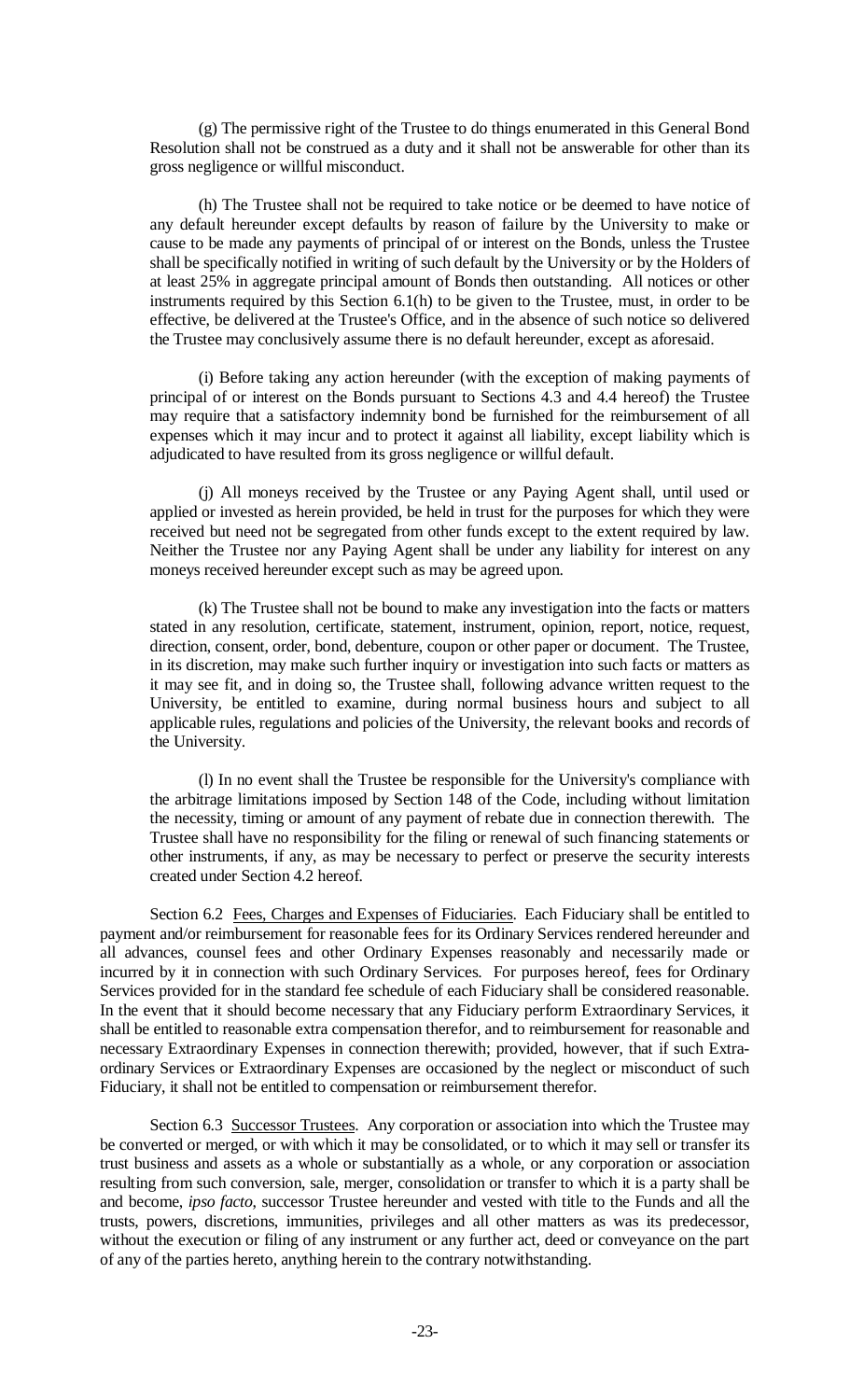(g) The permissive right of the Trustee to do things enumerated in this General Bond Resolution shall not be construed as a duty and it shall not be answerable for other than its gross negligence or willful misconduct.

(h) The Trustee shall not be required to take notice or be deemed to have notice of any default hereunder except defaults by reason of failure by the University to make or cause to be made any payments of principal of or interest on the Bonds, unless the Trustee shall be specifically notified in writing of such default by the University or by the Holders of at least 25% in aggregate principal amount of Bonds then outstanding. All notices or other instruments required by this Section 6.1(h) to be given to the Trustee, must, in order to be effective, be delivered at the Trustee's Office, and in the absence of such notice so delivered the Trustee may conclusively assume there is no default hereunder, except as aforesaid.

(i) Before taking any action hereunder (with the exception of making payments of principal of or interest on the Bonds pursuant to Sections 4.3 and 4.4 hereof) the Trustee may require that a satisfactory indemnity bond be furnished for the reimbursement of all expenses which it may incur and to protect it against all liability, except liability which is adjudicated to have resulted from its gross negligence or willful default.

(j) All moneys received by the Trustee or any Paying Agent shall, until used or applied or invested as herein provided, be held in trust for the purposes for which they were received but need not be segregated from other funds except to the extent required by law. Neither the Trustee nor any Paying Agent shall be under any liability for interest on any moneys received hereunder except such as may be agreed upon.

(k) The Trustee shall not be bound to make any investigation into the facts or matters stated in any resolution, certificate, statement, instrument, opinion, report, notice, request, direction, consent, order, bond, debenture, coupon or other paper or document. The Trustee, in its discretion, may make such further inquiry or investigation into such facts or matters as it may see fit, and in doing so, the Trustee shall, following advance written request to the University, be entitled to examine, during normal business hours and subject to all applicable rules, regulations and policies of the University, the relevant books and records of the University.

(l) In no event shall the Trustee be responsible for the University's compliance with the arbitrage limitations imposed by Section 148 of the Code, including without limitation the necessity, timing or amount of any payment of rebate due in connection therewith. The Trustee shall have no responsibility for the filing or renewal of such financing statements or other instruments, if any, as may be necessary to perfect or preserve the security interests created under Section 4.2 hereof.

Section 6.2 Fees, Charges and Expenses of Fiduciaries. Each Fiduciary shall be entitled to payment and/or reimbursement for reasonable fees for its Ordinary Services rendered hereunder and all advances, counsel fees and other Ordinary Expenses reasonably and necessarily made or incurred by it in connection with such Ordinary Services. For purposes hereof, fees for Ordinary Services provided for in the standard fee schedule of each Fiduciary shall be considered reasonable. In the event that it should become necessary that any Fiduciary perform Extraordinary Services, it shall be entitled to reasonable extra compensation therefor, and to reimbursement for reasonable and necessary Extraordinary Expenses in connection therewith; provided, however, that if such Extraordinary Services or Extraordinary Expenses are occasioned by the neglect or misconduct of such Fiduciary, it shall not be entitled to compensation or reimbursement therefor.

Section 6.3 Successor Trustees. Any corporation or association into which the Trustee may be converted or merged, or with which it may be consolidated, or to which it may sell or transfer its trust business and assets as a whole or substantially as a whole, or any corporation or association resulting from such conversion, sale, merger, consolidation or transfer to which it is a party shall be and become, *ipso facto*, successor Trustee hereunder and vested with title to the Funds and all the trusts, powers, discretions, immunities, privileges and all other matters as was its predecessor, without the execution or filing of any instrument or any further act, deed or conveyance on the part of any of the parties hereto, anything herein to the contrary notwithstanding.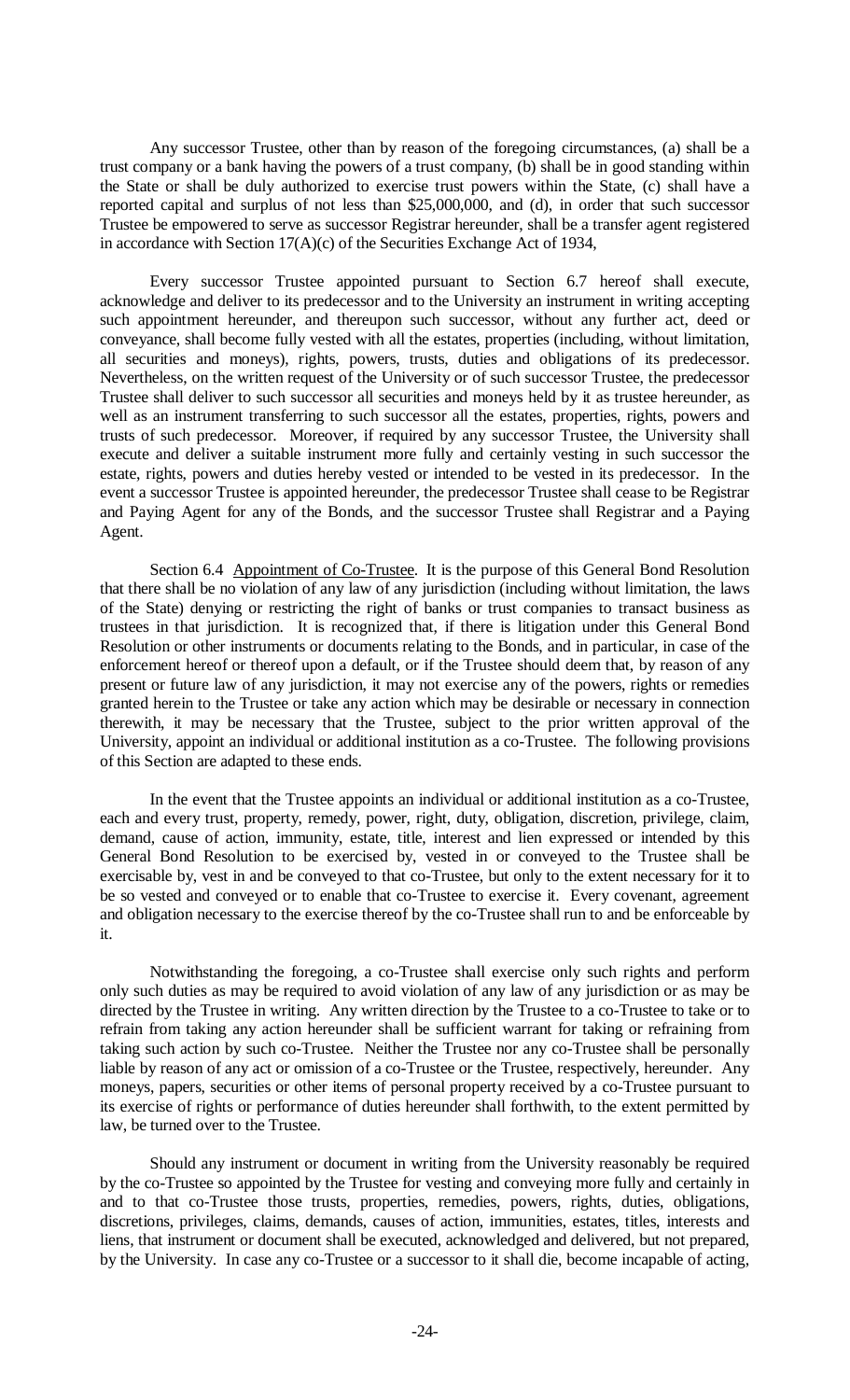Any successor Trustee, other than by reason of the foregoing circumstances, (a) shall be a trust company or a bank having the powers of a trust company, (b) shall be in good standing within the State or shall be duly authorized to exercise trust powers within the State, (c) shall have a reported capital and surplus of not less than $25,000,000, and (d), in order that such successor Trustee be empowered to serve as successor Registrar hereunder, shall be a transfer agent registered in accordance with Section 17(A)(c) of the Securities Exchange Act of 1934,

Every successor Trustee appointed pursuant to Section 6.7 hereof shall execute, acknowledge and deliver to its predecessor and to the University an instrument in writing accepting such appointment hereunder, and thereupon such successor, without any further act, deed or conveyance, shall become fully vested with all the estates, properties (including, without limitation, all securities and moneys), rights, powers, trusts, duties and obligations of its predecessor. Nevertheless, on the written request of the University or of such successor Trustee, the predecessor Trustee shall deliver to such successor all securities and moneys held by it as trustee hereunder, as well as an instrument transferring to such successor all the estates, properties, rights, powers and trusts of such predecessor. Moreover, if required by any successor Trustee, the University shall execute and deliver a suitable instrument more fully and certainly vesting in such successor the estate, rights, powers and duties hereby vested or intended to be vested in its predecessor. In the event a successor Trustee is appointed hereunder, the predecessor Trustee shall cease to be Registrar and Paying Agent for any of the Bonds, and the successor Trustee shall Registrar and a Paying Agent.

Section 6.4 Appointment of Co-Trustee. It is the purpose of this General Bond Resolution that there shall be no violation of any law of any jurisdiction (including without limitation, the laws of the State) denying or restricting the right of banks or trust companies to transact business as trustees in that jurisdiction. It is recognized that, if there is litigation under this General Bond Resolution or other instruments or documents relating to the Bonds, and in particular, in case of the enforcement hereof or thereof upon a default, or if the Trustee should deem that, by reason of any present or future law of any jurisdiction, it may not exercise any of the powers, rights or remedies granted herein to the Trustee or take any action which may be desirable or necessary in connection therewith, it may be necessary that the Trustee, subject to the prior written approval of the University, appoint an individual or additional institution as a co-Trustee. The following provisions of this Section are adapted to these ends.

In the event that the Trustee appoints an individual or additional institution as a co-Trustee, each and every trust, property, remedy, power, right, duty, obligation, discretion, privilege, claim, demand, cause of action, immunity, estate, title, interest and lien expressed or intended by this General Bond Resolution to be exercised by, vested in or conveyed to the Trustee shall be exercisable by, vest in and be conveyed to that co-Trustee, but only to the extent necessary for it to be so vested and conveyed or to enable that co-Trustee to exercise it. Every covenant, agreement and obligation necessary to the exercise thereof by the co-Trustee shall run to and be enforceable by it.

Notwithstanding the foregoing, a co-Trustee shall exercise only such rights and perform only such duties as may be required to avoid violation of any law of any jurisdiction or as may be directed by the Trustee in writing. Any written direction by the Trustee to a co-Trustee to take or to refrain from taking any action hereunder shall be sufficient warrant for taking or refraining from taking such action by such co-Trustee. Neither the Trustee nor any co-Trustee shall be personally liable by reason of any act or omission of a co-Trustee or the Trustee, respectively, hereunder. Any moneys, papers, securities or other items of personal property received by a co-Trustee pursuant to its exercise of rights or performance of duties hereunder shall forthwith, to the extent permitted by law, be turned over to the Trustee.

Should any instrument or document in writing from the University reasonably be required by the co-Trustee so appointed by the Trustee for vesting and conveying more fully and certainly in and to that co-Trustee those trusts, properties, remedies, powers, rights, duties, obligations, discretions, privileges, claims, demands, causes of action, immunities, estates, titles, interests and liens, that instrument or document shall be executed, acknowledged and delivered, but not prepared, by the University. In case any co-Trustee or a successor to it shall die, become incapable of acting,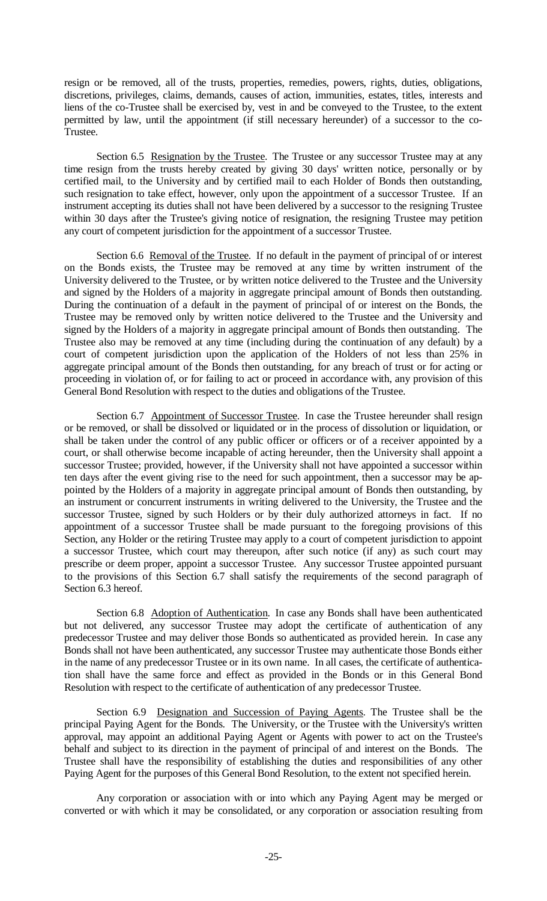resign or be removed, all of the trusts, properties, remedies, powers, rights, duties, obligations, discretions, privileges, claims, demands, causes of action, immunities, estates, titles, interests and liens of the co-Trustee shall be exercised by, vest in and be conveyed to the Trustee, to the extent permitted by law, until the appointment (if still necessary hereunder) of a successor to the co-Trustee.

Section 6.5 Resignation by the Trustee. The Trustee or any successor Trustee may at any time resign from the trusts hereby created by giving 30 days' written notice, personally or by certified mail, to the University and by certified mail to each Holder of Bonds then outstanding, such resignation to take effect, however, only upon the appointment of a successor Trustee. If an instrument accepting its duties shall not have been delivered by a successor to the resigning Trustee within 30 days after the Trustee's giving notice of resignation, the resigning Trustee may petition any court of competent jurisdiction for the appointment of a successor Trustee.

Section 6.6 Removal of the Trustee. If no default in the payment of principal of or interest on the Bonds exists, the Trustee may be removed at any time by written instrument of the University delivered to the Trustee, or by written notice delivered to the Trustee and the University and signed by the Holders of a majority in aggregate principal amount of Bonds then outstanding. During the continuation of a default in the payment of principal of or interest on the Bonds, the Trustee may be removed only by written notice delivered to the Trustee and the University and signed by the Holders of a majority in aggregate principal amount of Bonds then outstanding. The Trustee also may be removed at any time (including during the continuation of any default) by a court of competent jurisdiction upon the application of the Holders of not less than 25% in aggregate principal amount of the Bonds then outstanding, for any breach of trust or for acting or proceeding in violation of, or for failing to act or proceed in accordance with, any provision of this General Bond Resolution with respect to the duties and obligations of the Trustee.

Section 6.7 Appointment of Successor Trustee. In case the Trustee hereunder shall resign or be removed, or shall be dissolved or liquidated or in the process of dissolution or liquidation, or shall be taken under the control of any public officer or officers or of a receiver appointed by a court, or shall otherwise become incapable of acting hereunder, then the University shall appoint a successor Trustee; provided, however, if the University shall not have appointed a successor within ten days after the event giving rise to the need for such appointment, then a successor may be appointed by the Holders of a majority in aggregate principal amount of Bonds then outstanding, by an instrument or concurrent instruments in writing delivered to the University, the Trustee and the successor Trustee, signed by such Holders or by their duly authorized attorneys in fact. If no appointment of a successor Trustee shall be made pursuant to the foregoing provisions of this Section, any Holder or the retiring Trustee may apply to a court of competent jurisdiction to appoint a successor Trustee, which court may thereupon, after such notice (if any) as such court may prescribe or deem proper, appoint a successor Trustee. Any successor Trustee appointed pursuant to the provisions of this Section 6.7 shall satisfy the requirements of the second paragraph of Section 6.3 hereof.

Section 6.8 Adoption of Authentication. In case any Bonds shall have been authenticated but not delivered, any successor Trustee may adopt the certificate of authentication of any predecessor Trustee and may deliver those Bonds so authenticated as provided herein. In case any Bonds shall not have been authenticated, any successor Trustee may authenticate those Bonds either in the name of any predecessor Trustee or in its own name. In all cases, the certificate of authentication shall have the same force and effect as provided in the Bonds or in this General Bond Resolution with respect to the certificate of authentication of any predecessor Trustee.

Section 6.9 Designation and Succession of Paying Agents. The Trustee shall be the principal Paying Agent for the Bonds. The University, or the Trustee with the University's written approval, may appoint an additional Paying Agent or Agents with power to act on the Trustee's behalf and subject to its direction in the payment of principal of and interest on the Bonds. The Trustee shall have the responsibility of establishing the duties and responsibilities of any other Paying Agent for the purposes of this General Bond Resolution, to the extent not specified herein.

Any corporation or association with or into which any Paying Agent may be merged or converted or with which it may be consolidated, or any corporation or association resulting from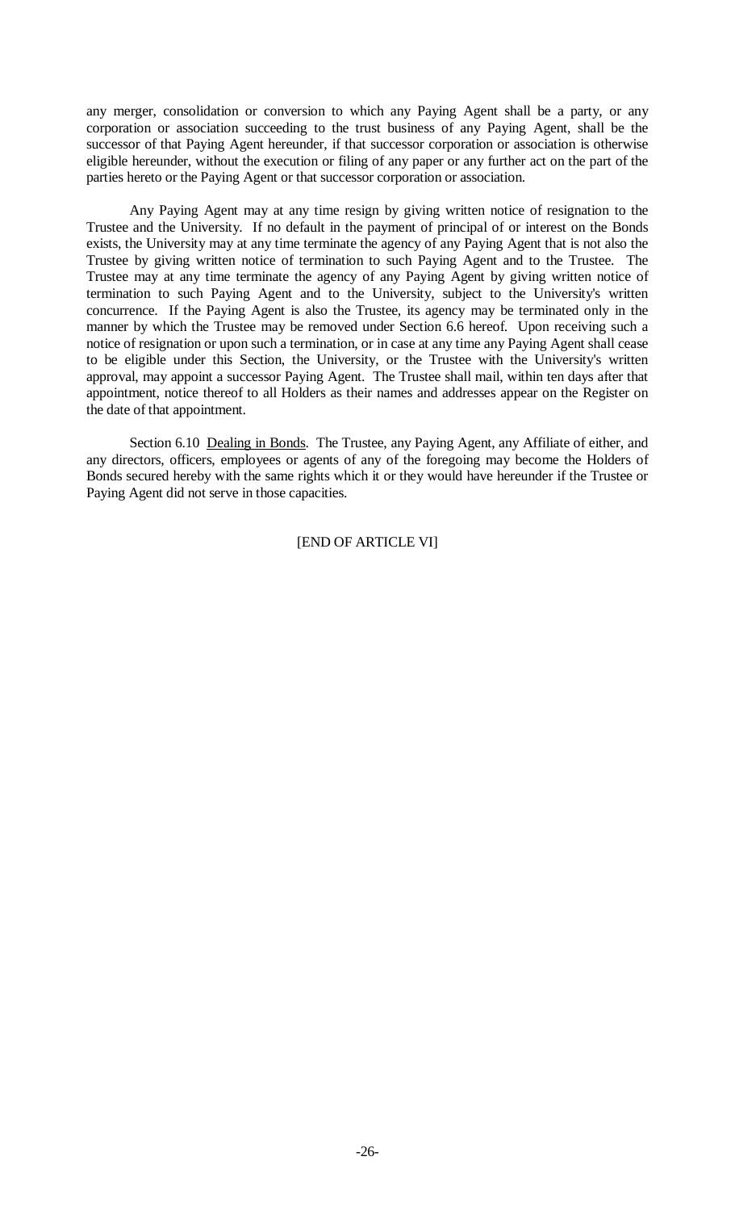any merger, consolidation or conversion to which any Paying Agent shall be a party, or any corporation or association succeeding to the trust business of any Paying Agent, shall be the successor of that Paying Agent hereunder, if that successor corporation or association is otherwise eligible hereunder, without the execution or filing of any paper or any further act on the part of the parties hereto or the Paying Agent or that successor corporation or association.

Any Paying Agent may at any time resign by giving written notice of resignation to the Trustee and the University. If no default in the payment of principal of or interest on the Bonds exists, the University may at any time terminate the agency of any Paying Agent that is not also the Trustee by giving written notice of termination to such Paying Agent and to the Trustee. The Trustee may at any time terminate the agency of any Paying Agent by giving written notice of termination to such Paying Agent and to the University, subject to the University's written concurrence. If the Paying Agent is also the Trustee, its agency may be terminated only in the manner by which the Trustee may be removed under Section 6.6 hereof. Upon receiving such a notice of resignation or upon such a termination, or in case at any time any Paying Agent shall cease to be eligible under this Section, the University, or the Trustee with the University's written approval, may appoint a successor Paying Agent. The Trustee shall mail, within ten days after that appointment, notice thereof to all Holders as their names and addresses appear on the Register on the date of that appointment.

Section 6.10 Dealing in Bonds. The Trustee, any Paying Agent, any Affiliate of either, and any directors, officers, employees or agents of any of the foregoing may become the Holders of Bonds secured hereby with the same rights which it or they would have hereunder if the Trustee or Paying Agent did not serve in those capacities.

[END OF ARTICLE VI]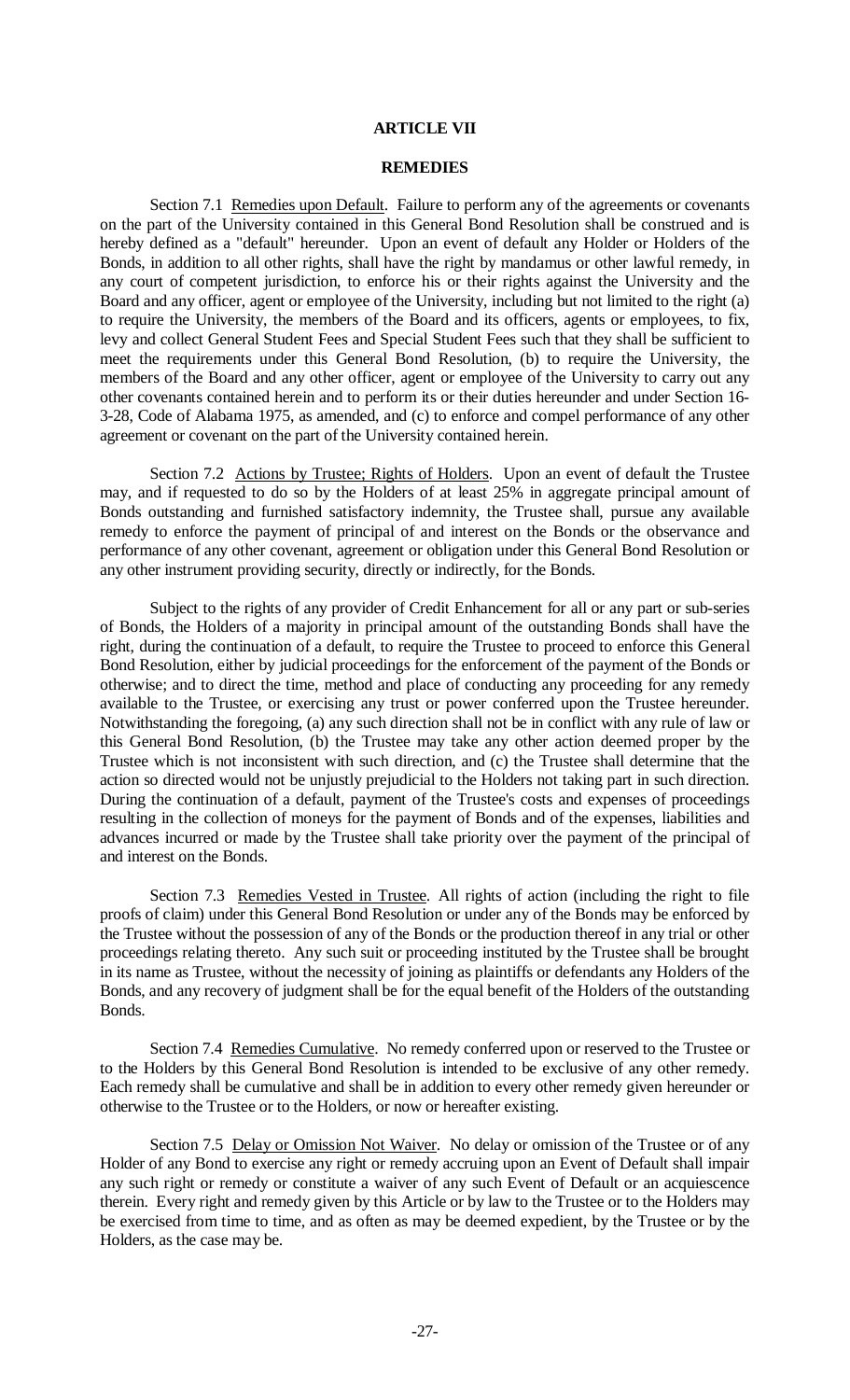# ARTICLE VII

## REMEDIES

Section 7.1 Remedies upon Default. Failure to perform any of the agreements or covenants on the part of the University contained in this General Bond Resolution shall be construed and is hereby defined as a "default" hereunder. Upon an event of default any Holder or Holders of the Bonds, in addition to all other rights, shall have the right by mandamus or other lawful remedy, in any court of competent jurisdiction, to enforce his or their rights against the University and the Board and any officer, agent or employee of the University, including but not limited to the right (a) to require the University, the members of the Board and its officers, agents or employees, to fix, levy and collect General Student Fees and Special Student Fees such that they shall be sufficient to meet the requirements under this General Bond Resolution, (b) to require the University, the members of the Board and any other officer, agent or employee of the University to carry out any other covenants contained herein and to perform its or their duties hereunder and under Section 16-3-28, Code of Alabama 1975, as amended, and (c) to enforce and compel performance of any other agreement or covenant on the part of the University contained herein.

Section 7.2 Actions by Trustee; Rights of Holders. Upon an event of default the Trustee may, and if requested to do so by the Holders of at least 25% in aggregate principal amount of Bonds outstanding and furnished satisfactory indemnity, the Trustee shall, pursue any available remedy to enforce the payment of principal of and interest on the Bonds or the observance and performance of any other covenant, agreement or obligation under this General Bond Resolution or any other instrument providing security, directly or indirectly, for the Bonds.

Subject to the rights of any provider of Credit Enhancement for all or any part or sub-series of Bonds, the Holders of a majority in principal amount of the outstanding Bonds shall have the right, during the continuation of a default, to require the Trustee to proceed to enforce this General Bond Resolution, either by judicial proceedings for the enforcement of the payment of the Bonds or otherwise; and to direct the time, method and place of conducting any proceeding for any remedy available to the Trustee, or exercising any trust or power conferred upon the Trustee hereunder. Notwithstanding the foregoing, (a) any such direction shall not be in conflict with any rule of law or this General Bond Resolution, (b) the Trustee may take any other action deemed proper by the Trustee which is not inconsistent with such direction, and (c) the Trustee shall determine that the action so directed would not be unjustly prejudicial to the Holders not taking part in such direction. During the continuation of a default, payment of the Trustee's costs and expenses of proceedings resulting in the collection of moneys for the payment of Bonds and of the expenses, liabilities and advances incurred or made by the Trustee shall take priority over the payment of the principal of and interest on the Bonds.

Section 7.3 Remedies Vested in Trustee. All rights of action (including the right to file proofs of claim) under this General Bond Resolution or under any of the Bonds may be enforced by the Trustee without the possession of any of the Bonds or the production thereof in any trial or other proceedings relating thereto. Any such suit or proceeding instituted by the Trustee shall be brought in its name as Trustee, without the necessity of joining as plaintiffs or defendants any Holders of the Bonds, and any recovery of judgment shall be for the equal benefit of the Holders of the outstanding Bonds.

Section 7.4 Remedies Cumulative. No remedy conferred upon or reserved to the Trustee or to the Holders by this General Bond Resolution is intended to be exclusive of any other remedy. Each remedy shall be cumulative and shall be in addition to every other remedy given hereunder or otherwise to the Trustee or to the Holders, or now or hereafter existing.

Section 7.5 Delay or Omission Not Waiver. No delay or omission of the Trustee or of any Holder of any Bond to exercise any right or remedy accruing upon an Event of Default shall impair any such right or remedy or constitute a waiver of any such Event of Default or an acquiescence therein. Every right and remedy given by this Article or by law to the Trustee or to the Holders may be exercised from time to time, and as often as may be deemed expedient, by the Trustee or by the Holders, as the case may be.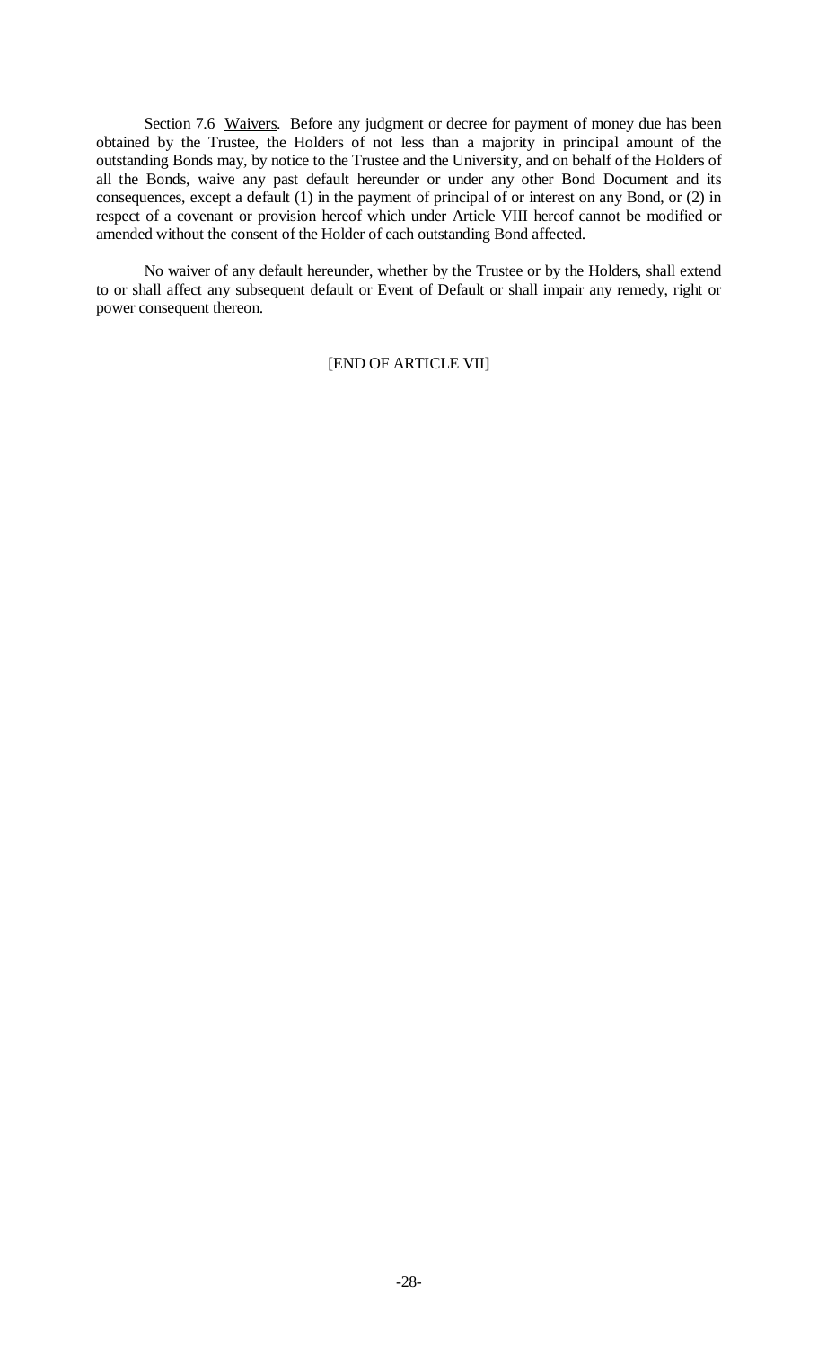Section 7.6 Waivers. Before any judgment or decree for payment of money due has been obtained by the Trustee, the Holders of not less than a majority in principal amount of the outstanding Bonds may, by notice to the Trustee and the University, and on behalf of the Holders of all the Bonds, waive any past default hereunder or under any other Bond Document and its consequences, except a default (1) in the payment of principal of or interest on any Bond, or (2) in respect of a covenant or provision hereof which under Article VIII hereof cannot be modified or amended without the consent of the Holder of each outstanding Bond affected.

No waiver of any default hereunder, whether by the Trustee or by the Holders, shall extend to or shall affect any subsequent default or Event of Default or shall impair any remedy, right or power consequent thereon.

[END OF ARTICLE VII]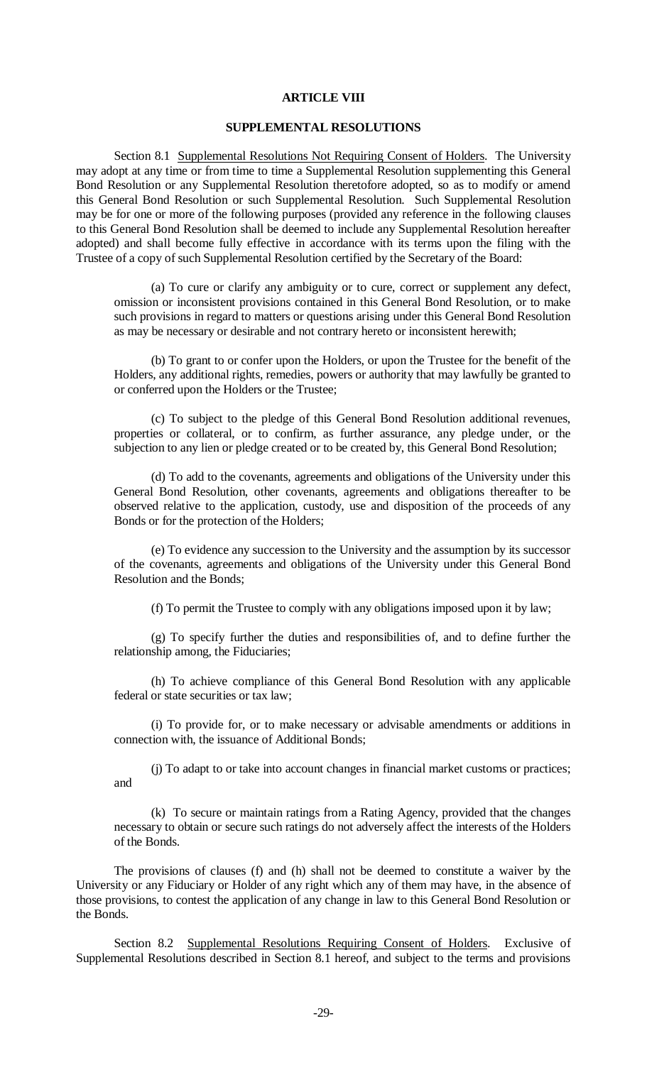## ARTICLE VIII

## SUPPLEMENTAL RESOLUTIONS

Section 8.1 Supplemental Resolutions Not Requiring Consent of Holders. The University may adopt at any time or from time to time a Supplemental Resolution supplementing this General Bond Resolution or any Supplemental Resolution theretofore adopted, so as to modify or amend this General Bond Resolution or such Supplemental Resolution. Such Supplemental Resolution may be for one or more of the following purposes (provided any reference in the following clauses to this General Bond Resolution shall be deemed to include any Supplemental Resolution hereafter adopted) and shall become fully effective in accordance with its terms upon the filing with the Trustee of a copy of such Supplemental Resolution certified by the Secretary of the Board:

(a) To cure or clarify any ambiguity or to cure, correct or supplement any defect, omission or inconsistent provisions contained in this General Bond Resolution, or to make such provisions in regard to matters or questions arising under this General Bond Resolution as may be necessary or desirable and not contrary hereto or inconsistent herewith;

(b) To grant to or confer upon the Holders, or upon the Trustee for the benefit of the Holders, any additional rights, remedies, powers or authority that may lawfully be granted to or conferred upon the Holders or the Trustee;

(c) To subject to the pledge of this General Bond Resolution additional revenues, properties or collateral, or to confirm, as further assurance, any pledge under, or the subjection to any lien or pledge created or to be created by, this General Bond Resolution;

(d) To add to the covenants, agreements and obligations of the University under this General Bond Resolution, other covenants, agreements and obligations thereafter to be observed relative to the application, custody, use and disposition of the proceeds of any Bonds or for the protection of the Holders;

(e) To evidence any succession to the University and the assumption by its successor of the covenants, agreements and obligations of the University under this General Bond Resolution and the Bonds;

(f) To permit the Trustee to comply with any obligations imposed upon it by law;

(g) To specify further the duties and responsibilities of, and to define further the relationship among, the Fiduciaries;

(h) To achieve compliance of this General Bond Resolution with any applicable federal or state securities or tax law;

(i) To provide for, or to make necessary or advisable amendments or additions in connection with, the issuance of Additional Bonds;

(j) To adapt to or take into account changes in financial market customs or practices; and

(k) To secure or maintain ratings from a Rating Agency, provided that the changes necessary to obtain or secure such ratings do not adversely affect the interests of the Holders of the Bonds.

The provisions of clauses (f) and (h) shall not be deemed to constitute a waiver by the University or any Fiduciary or Holder of any right which any of them may have, in the absence of those provisions, to contest the application of any change in law to this General Bond Resolution or the Bonds.

Section 8.2 Supplemental Resolutions Requiring Consent of Holders. Exclusive of Supplemental Resolutions described in Section 8.1 hereof, and subject to the terms and provisions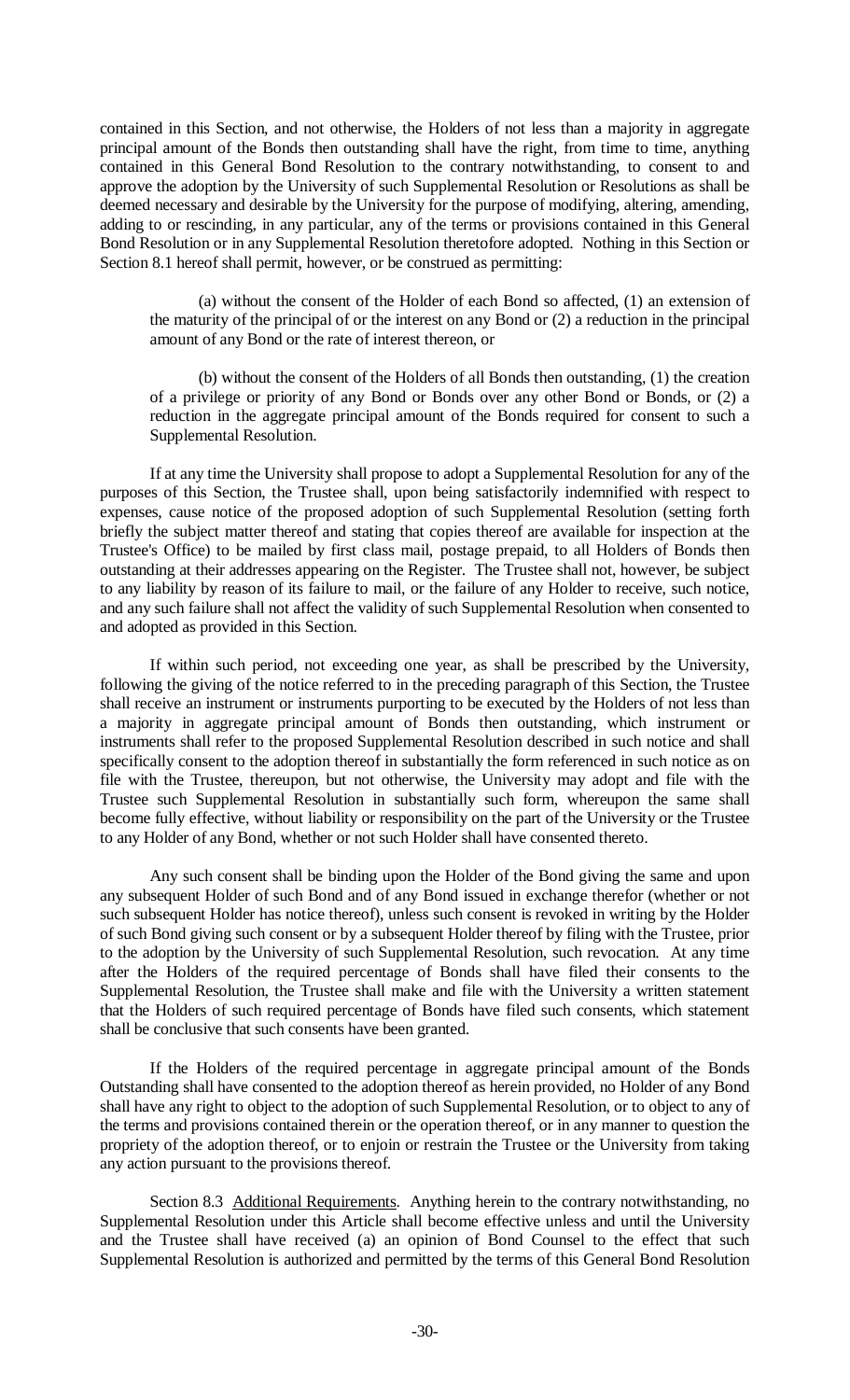contained in this Section, and not otherwise, the Holders of not less than a majority in aggregate principal amount of the Bonds then outstanding shall have the right, from time to time, anything contained in this General Bond Resolution to the contrary notwithstanding, to consent to and approve the adoption by the University of such Supplemental Resolution or Resolutions as shall be deemed necessary and desirable by the University for the purpose of modifying, altering, amending, adding to or rescinding, in any particular, any of the terms or provisions contained in this General Bond Resolution or in any Supplemental Resolution theretofore adopted. Nothing in this Section or Section 8.1 hereof shall permit, however, or be construed as permitting:

(a) without the consent of the Holder of each Bond so affected, (1) an extension of the maturity of the principal of or the interest on any Bond or (2) a reduction in the principal amount of any Bond or the rate of interest thereon, or

(b) without the consent of the Holders of all Bonds then outstanding, (1) the creation of a privilege or priority of any Bond or Bonds over any other Bond or Bonds, or (2) a reduction in the aggregate principal amount of the Bonds required for consent to such a Supplemental Resolution.

If at any time the University shall propose to adopt a Supplemental Resolution for any of the purposes of this Section, the Trustee shall, upon being satisfactorily indemnified with respect to expenses, cause notice of the proposed adoption of such Supplemental Resolution (setting forth briefly the subject matter thereof and stating that copies thereof are available for inspection at the Trustee's Office) to be mailed by first class mail, postage prepaid, to all Holders of Bonds then outstanding at their addresses appearing on the Register. The Trustee shall not, however, be subject to any liability by reason of its failure to mail, or the failure of any Holder to receive, such notice, and any such failure shall not affect the validity of such Supplemental Resolution when consented to and adopted as provided in this Section.

If within such period, not exceeding one year, as shall be prescribed by the University, following the giving of the notice referred to in the preceding paragraph of this Section, the Trustee shall receive an instrument or instruments purporting to be executed by the Holders of not less than a majority in aggregate principal amount of Bonds then outstanding, which instrument or instruments shall refer to the proposed Supplemental Resolution described in such notice and shall specifically consent to the adoption thereof in substantially the form referenced in such notice as on file with the Trustee, thereupon, but not otherwise, the University may adopt and file with the Trustee such Supplemental Resolution in substantially such form, whereupon the same shall become fully effective, without liability or responsibility on the part of the University or the Trustee to any Holder of any Bond, whether or not such Holder shall have consented thereto.

Any such consent shall be binding upon the Holder of the Bond giving the same and upon any subsequent Holder of such Bond and of any Bond issued in exchange therefor (whether or not such subsequent Holder has notice thereof), unless such consent is revoked in writing by the Holder of such Bond giving such consent or by a subsequent Holder thereof by filing with the Trustee, prior to the adoption by the University of such Supplemental Resolution, such revocation. At any time after the Holders of the required percentage of Bonds shall have filed their consents to the Supplemental Resolution, the Trustee shall make and file with the University a written statement that the Holders of such required percentage of Bonds have filed such consents, which statement shall be conclusive that such consents have been granted.

If the Holders of the required percentage in aggregate principal amount of the Bonds Outstanding shall have consented to the adoption thereof as herein provided, no Holder of any Bond shall have any right to object to the adoption of such Supplemental Resolution, or to object to any of the terms and provisions contained therein or the operation thereof, or in any manner to question the propriety of the adoption thereof, or to enjoin or restrain the Trustee or the University from taking any action pursuant to the provisions thereof.

Section 8.3 Additional Requirements. Anything herein to the contrary notwithstanding, no Supplemental Resolution under this Article shall become effective unless and until the University and the Trustee shall have received (a) an opinion of Bond Counsel to the effect that such Supplemental Resolution is authorized and permitted by the terms of this General Bond Resolution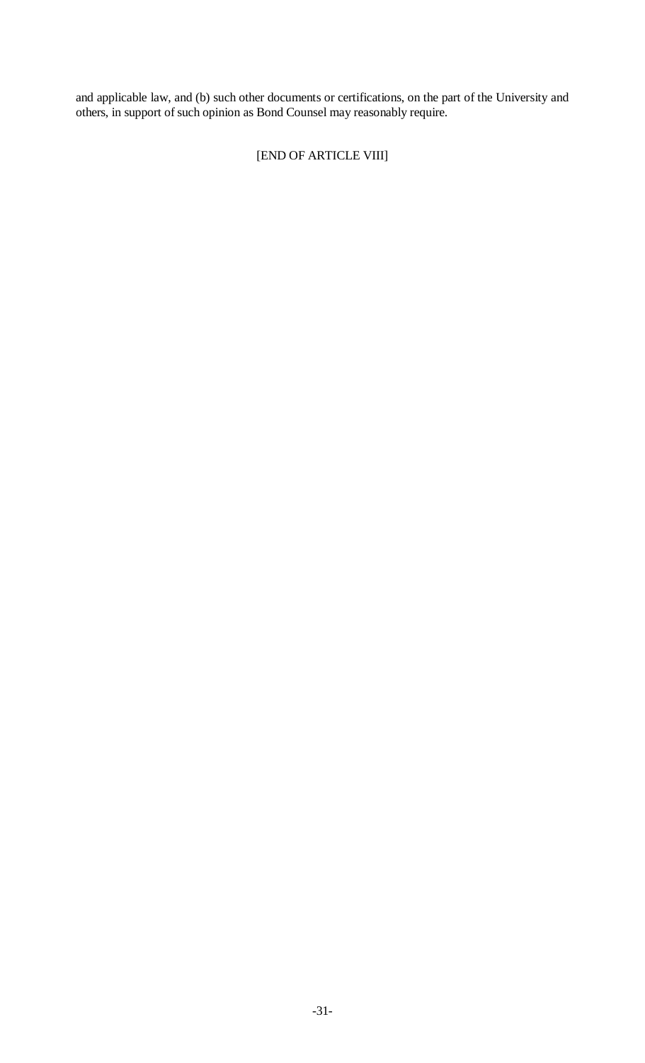and applicable law, and (b) such other documents or certifications, on the part of the University and others, in support of such opinion as Bond Counsel may reasonably require.

[END OF ARTICLE VIII]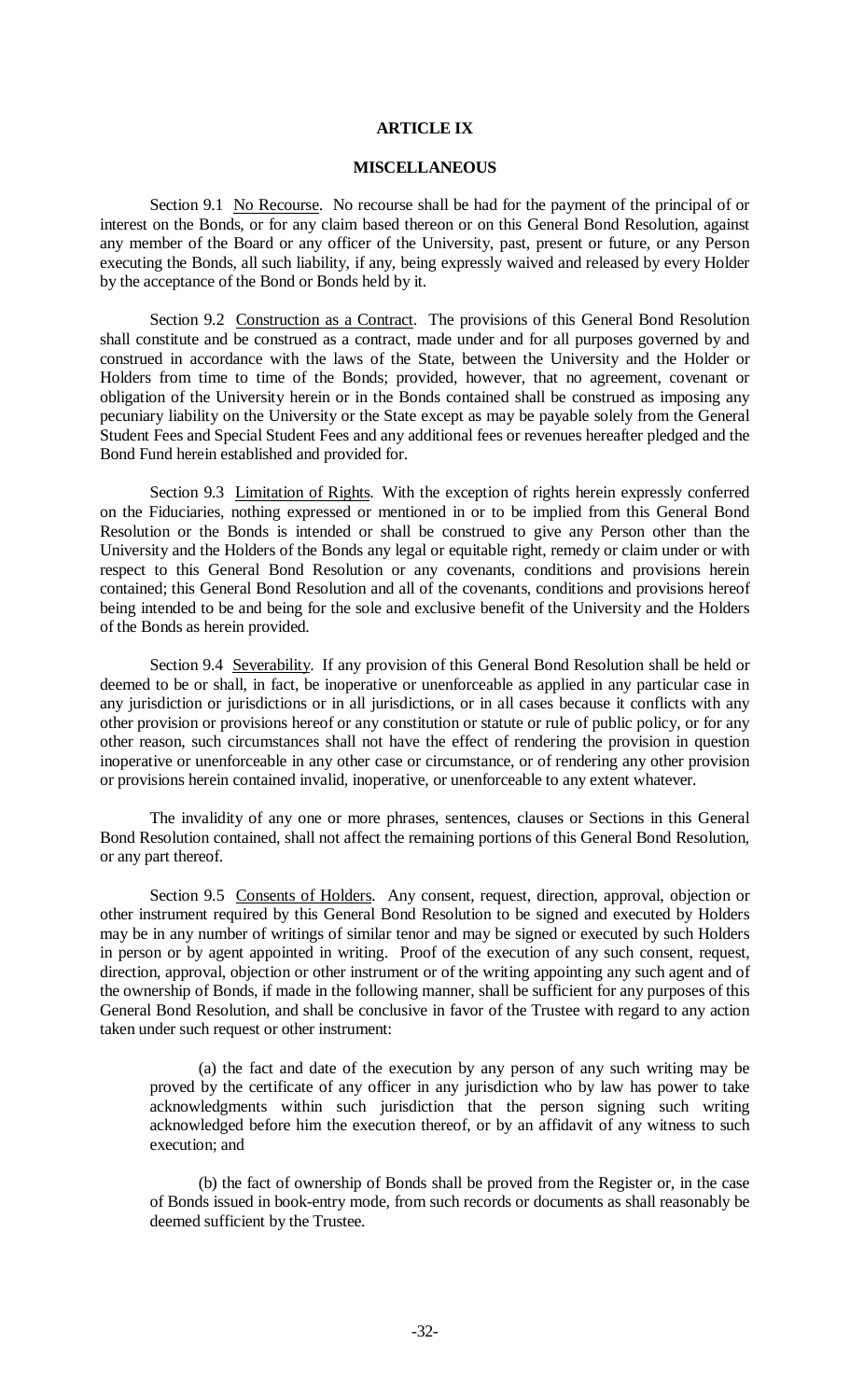## ARTICLE IX

## MISCELLANEOUS

Section 9.1 No Recourse. No recourse shall be had for the payment of the principal of or interest on the Bonds, or for any claim based thereon or on this General Bond Resolution, against any member of the Board or any officer of the University, past, present or future, or any Person executing the Bonds, all such liability, if any, being expressly waived and released by every Holder by the acceptance of the Bond or Bonds held by it.

Section 9.2 Construction as a Contract. The provisions of this General Bond Resolution shall constitute and be construed as a contract, made under and for all purposes governed by and construed in accordance with the laws of the State, between the University and the Holder or Holders from time to time of the Bonds; provided, however, that no agreement, covenant or obligation of the University herein or in the Bonds contained shall be construed as imposing any pecuniary liability on the University or the State except as may be payable solely from the General Student Fees and Special Student Fees and any additional fees or revenues hereafter pledged and the Bond Fund herein established and provided for.

Section 9.3 Limitation of Rights. With the exception of rights herein expressly conferred on the Fiduciaries, nothing expressed or mentioned in or to be implied from this General Bond Resolution or the Bonds is intended or shall be construed to give any Person other than the University and the Holders of the Bonds any legal or equitable right, remedy or claim under or with respect to this General Bond Resolution or any covenants, conditions and provisions herein contained; this General Bond Resolution and all of the covenants, conditions and provisions hereof being intended to be and being for the sole and exclusive benefit of the University and the Holders of the Bonds as herein provided.

Section 9.4 Severability. If any provision of this General Bond Resolution shall be held or deemed to be or shall, in fact, be inoperative or unenforceable as applied in any particular case in any jurisdiction or jurisdictions or in all jurisdictions, or in all cases because it conflicts with any other provision or provisions hereof or any constitution or statute or rule of public policy, or for any other reason, such circumstances shall not have the effect of rendering the provision in question inoperative or unenforceable in any other case or circumstance, or of rendering any other provision or provisions herein contained invalid, inoperative, or unenforceable to any extent whatever.

The invalidity of any one or more phrases, sentences, clauses or Sections in this General Bond Resolution contained, shall not affect the remaining portions of this General Bond Resolution, or any part thereof.

Section 9.5 Consents of Holders. Any consent, request, direction, approval, objection or other instrument required by this General Bond Resolution to be signed and executed by Holders may be in any number of writings of similar tenor and may be signed or executed by such Holders in person or by agent appointed in writing. Proof of the execution of any such consent, request, direction, approval, objection or other instrument or of the writing appointing any such agent and of the ownership of Bonds, if made in the following manner, shall be sufficient for any purposes of this General Bond Resolution, and shall be conclusive in favor of the Trustee with regard to any action taken under such request or other instrument:

(a) the fact and date of the execution by any person of any such writing may be proved by the certificate of any officer in any jurisdiction who by law has power to take acknowledgments within such jurisdiction that the person signing such writing acknowledged before him the execution thereof, or by an affidavit of any witness to such execution; and

(b) the fact of ownership of Bonds shall be proved from the Register or, in the case of Bonds issued in book-entry mode, from such records or documents as shall reasonably be deemed sufficient by the Trustee.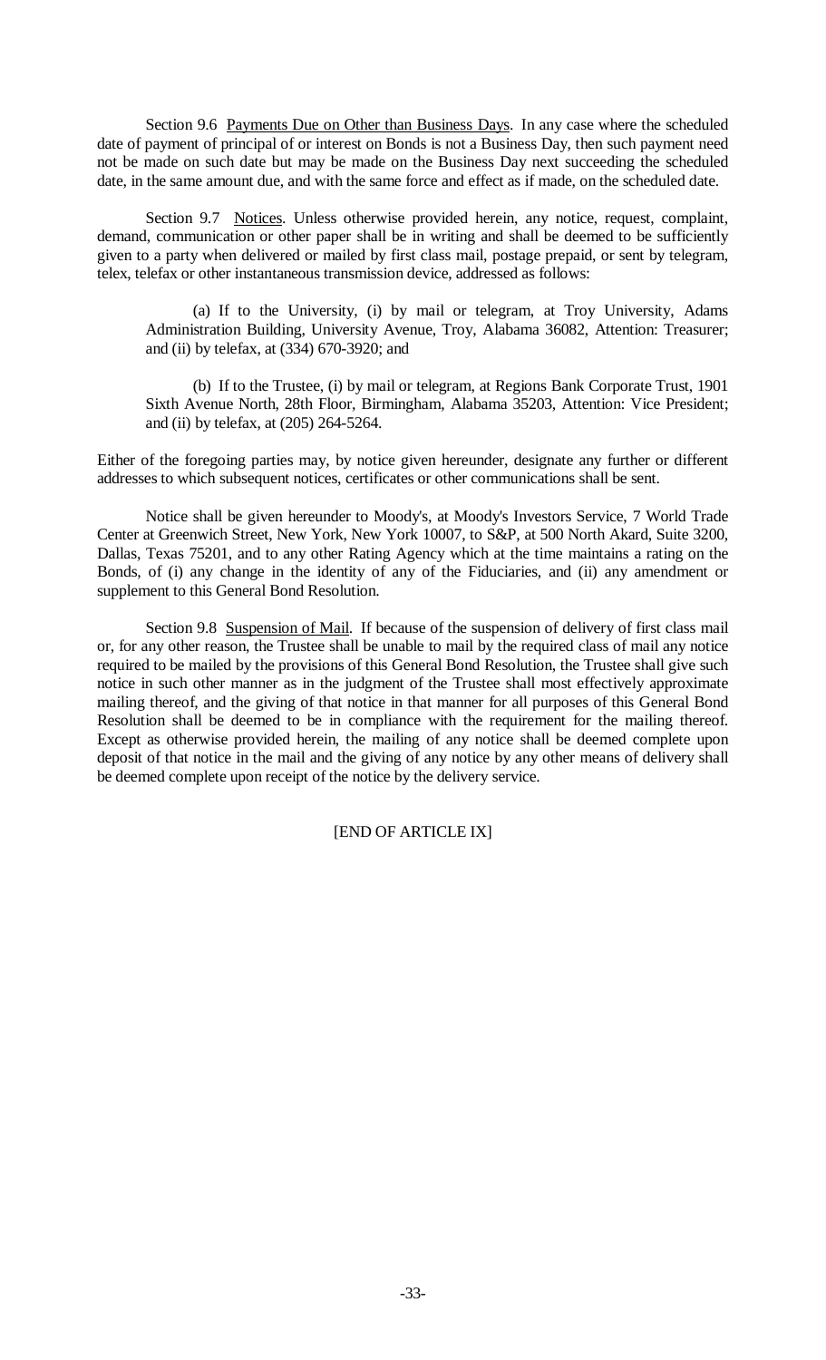Section 9.6 Payments Due on Other than Business Days. In any case where the scheduled date of payment of principal of or interest on Bonds is not a Business Day, then such payment need not be made on such date but may be made on the Business Day next succeeding the scheduled date, in the same amount due, and with the same force and effect as if made, on the scheduled date.

Section 9.7 Notices. Unless otherwise provided herein, any notice, request, complaint, demand, communication or other paper shall be in writing and shall be deemed to be sufficiently given to a party when delivered or mailed by first class mail, postage prepaid, or sent by telegram, telex, telefax or other instantaneous transmission device, addressed as follows:

(a) If to the University, (i) by mail or telegram, at Troy University, Adams Administration Building, University Avenue, Troy, Alabama 36082, Attention: Treasurer; and (ii) by telefax, at (334) 670-3920; and

(b) If to the Trustee, (i) by mail or telegram, at Regions Bank Corporate Trust, 1901 Sixth Avenue North, 28th Floor, Birmingham, Alabama 35203, Attention: Vice President; and (ii) by telefax, at (205) 264-5264.

Either of the foregoing parties may, by notice given hereunder, designate any further or different addresses to which subsequent notices, certificates or other communications shall be sent.

Notice shall be given hereunder to Moody's, at Moody's Investors Service, 7 World Trade Center at Greenwich Street, New York, New York 10007, to S&P, at 500 North Akard, Suite 3200, Dallas, Texas 75201, and to any other Rating Agency which at the time maintains a rating on the Bonds, of (i) any change in the identity of any of the Fiduciaries, and (ii) any amendment or supplement to this General Bond Resolution.

Section 9.8 Suspension of Mail. If because of the suspension of delivery of first class mail or, for any other reason, the Trustee shall be unable to mail by the required class of mail any notice required to be mailed by the provisions of this General Bond Resolution, the Trustee shall give such notice in such other manner as in the judgment of the Trustee shall most effectively approximate mailing thereof, and the giving of that notice in that manner for all purposes of this General Bond Resolution shall be deemed to be in compliance with the requirement for the mailing thereof. Except as otherwise provided herein, the mailing of any notice shall be deemed complete upon deposit of that notice in the mail and the giving of any notice by any other means of delivery shall be deemed complete upon receipt of the notice by the delivery service.

[END OF ARTICLE IX]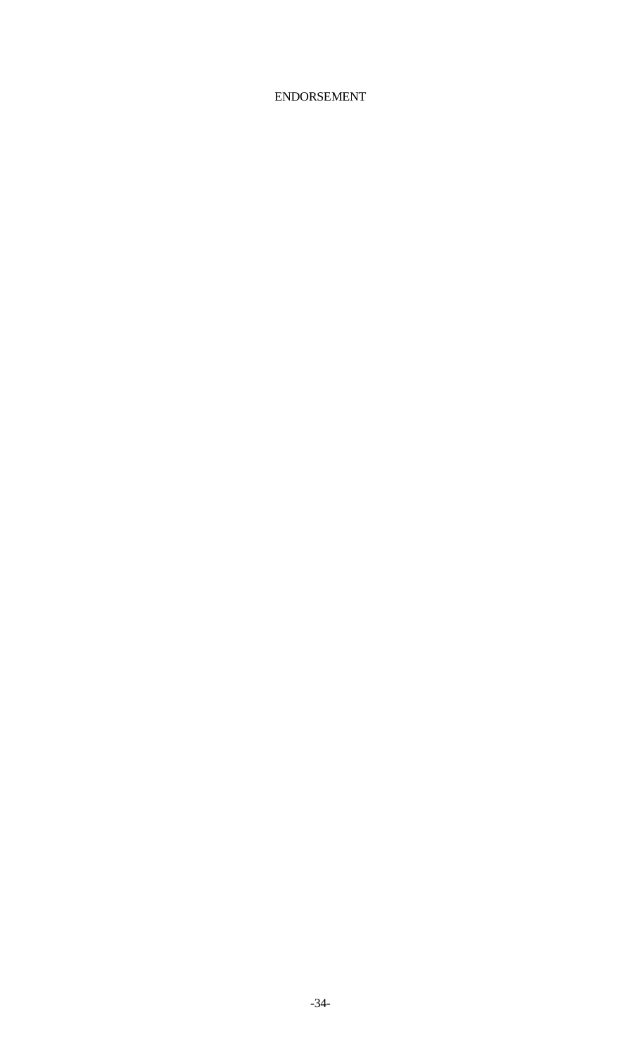# ENDORSEMENT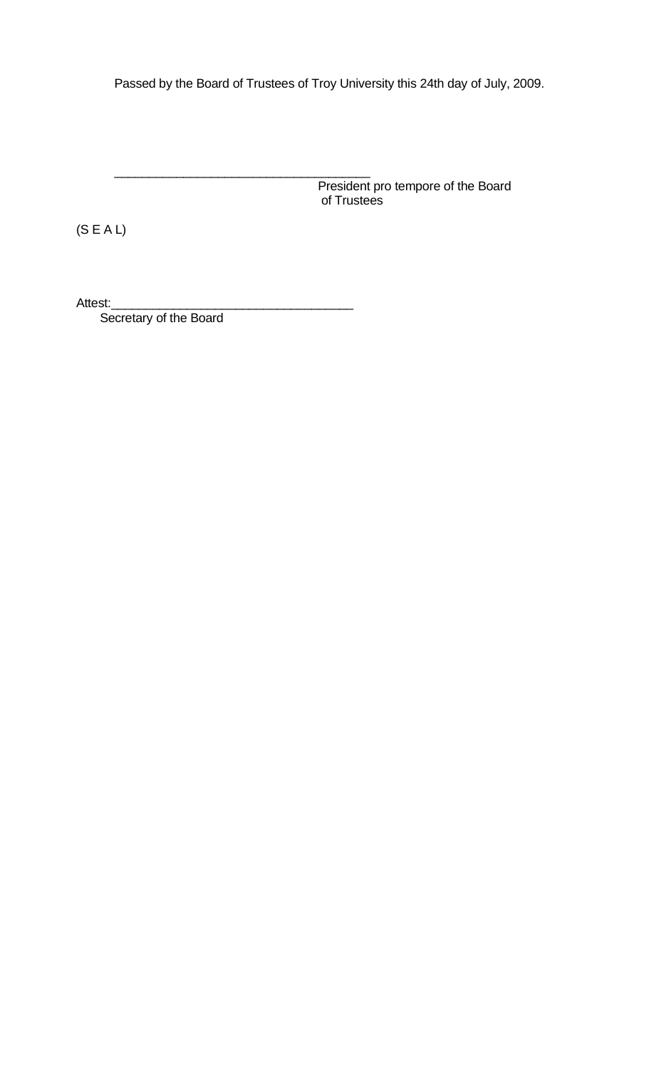Passed by the Board of Trustees of Troy University this 24th day of July, 2009.

\_\_\_\_\_\_\_\_\_\_\_\_\_\_\_\_\_\_\_\_\_\_\_\_\_\_\_\_\_\_\_\_\_\_\_\_\_\_

President pro tempore of the Board of Trustees

(S E A L)

Attest:\_\_\_\_\_\_\_\_\_\_\_\_\_\_\_\_\_\_\_\_\_\_\_\_\_\_\_\_\_\_\_\_\_\_\_\_

Secretary of the Board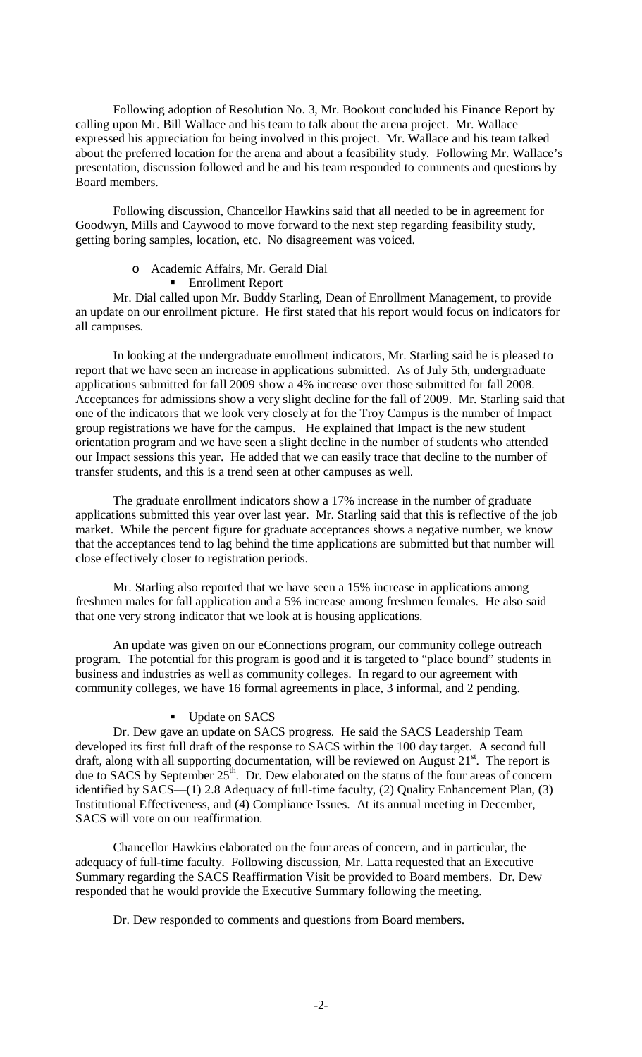Following adoption of Resolution No. 3, Mr. Bookout concluded his Finance Report by calling upon Mr. Bill Wallace and his team to talk about the arena project. Mr. Wallace expressed his appreciation for being involved in this project. Mr. Wallace and his team talked about the preferred location for the arena and about a feasibility study. Following Mr. Wallace's presentation, discussion followed and he and his team responded to comments and questions by Board members.

Following discussion, Chancellor Hawkins said that all needed to be in agreement for Goodwyn, Mills and Caywood to move forward to the next step regarding feasibility study, getting boring samples, location, etc. No disagreement was voiced.

- Academic Affairs, Mr. Gerald Dial
  - Enrollment Report

Mr. Dial called upon Mr. Buddy Starling, Dean of Enrollment Management, to provide an update on our enrollment picture. He first stated that his report would focus on indicators for all campuses.

In looking at the undergraduate enrollment indicators, Mr. Starling said he is pleased to report that we have seen an increase in applications submitted. As of July 5th, undergraduate applications submitted for fall 2009 show a 4% increase over those submitted for fall 2008. Acceptances for admissions show a very slight decline for the fall of 2009. Mr. Starling said that one of the indicators that we look very closely at for the Troy Campus is the number of Impact group registrations we have for the campus. He explained that Impact is the new student orientation program and we have seen a slight decline in the number of students who attended our Impact sessions this year. He added that we can easily trace that decline to the number of transfer students, and this is a trend seen at other campuses as well.

The graduate enrollment indicators show a 17% increase in the number of graduate applications submitted this year over last year. Mr. Starling said that this is reflective of the job market. While the percent figure for graduate acceptances shows a negative number, we know that the acceptances tend to lag behind the time applications are submitted but that number will close effectively closer to registration periods.

Mr. Starling also reported that we have seen a 15% increase in applications among freshmen males for fall application and a 5% increase among freshmen females. He also said that one very strong indicator that we look at is housing applications.

An update was given on our eConnections program, our community college outreach program. The potential for this program is good and it is targeted to "place bound" students in business and industries as well as community colleges. In regard to our agreement with community colleges, we have 16 formal agreements in place, 3 informal, and 2 pending.

- Update on SACS

Dr. Dew gave an update on SACS progress. He said the SACS Leadership Team developed its first full draft of the response to SACS within the 100 day target. A second full draft, along with all supporting documentation, will be reviewed on August 21st. The report is due to SACS by September 25th. Dr. Dew elaborated on the status of the four areas of concern identified by SACS—(1) 2.8 Adequacy of full-time faculty, (2) Quality Enhancement Plan, (3) Institutional Effectiveness, and (4) Compliance Issues. At its annual meeting in December, SACS will vote on our reaffirmation.

Chancellor Hawkins elaborated on the four areas of concern, and in particular, the adequacy of full-time faculty. Following discussion, Mr. Latta requested that an Executive Summary regarding the SACS Reaffirmation Visit be provided to Board members. Dr. Dew responded that he would provide the Executive Summary following the meeting.

Dr. Dew responded to comments and questions from Board members.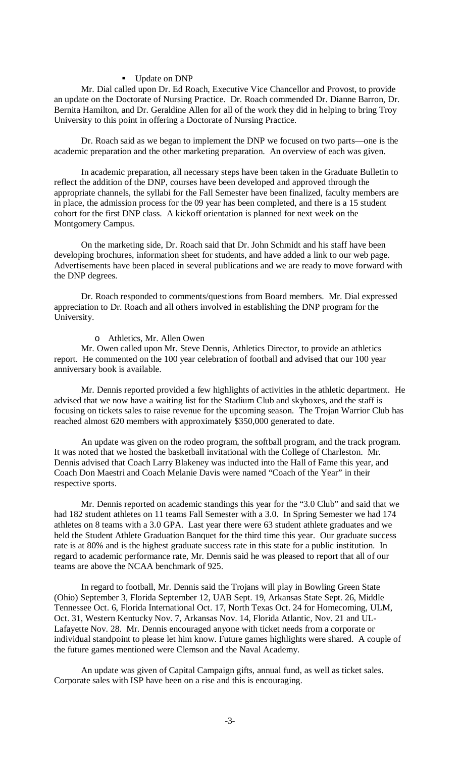- Update on DNP

Mr. Dial called upon Dr. Ed Roach, Executive Vice Chancellor and Provost, to provide an update on the Doctorate of Nursing Practice. Dr. Roach commended Dr. Dianne Barron, Dr. Bernita Hamilton, and Dr. Geraldine Allen for all of the work they did in helping to bring Troy University to this point in offering a Doctorate of Nursing Practice.

Dr. Roach said as we began to implement the DNP we focused on two parts—one is the academic preparation and the other marketing preparation. An overview of each was given.

In academic preparation, all necessary steps have been taken in the Graduate Bulletin to reflect the addition of the DNP, courses have been developed and approved through the appropriate channels, the syllabi for the Fall Semester have been finalized, faculty members are in place, the admission process for the 09 year has been completed, and there is a 15 student cohort for the first DNP class. A kickoff orientation is planned for next week on the Montgomery Campus.

On the marketing side, Dr. Roach said that Dr. John Schmidt and his staff have been developing brochures, information sheet for students, and have added a link to our web page. Advertisements have been placed in several publications and we are ready to move forward with the DNP degrees.

Dr. Roach responded to comments/questions from Board members. Mr. Dial expressed appreciation to Dr. Roach and all others involved in establishing the DNP program for the University.

- Athletics, Mr. Allen Owen

Mr. Owen called upon Mr. Steve Dennis, Athletics Director, to provide an athletics report. He commented on the 100 year celebration of football and advised that our 100 year anniversary book is available.

Mr. Dennis reported provided a few highlights of activities in the athletic department. He advised that we now have a waiting list for the Stadium Club and skyboxes, and the staff is focusing on tickets sales to raise revenue for the upcoming season. The Trojan Warrior Club has reached almost 620 members with approximately $350,000 generated to date.

An update was given on the rodeo program, the softball program, and the track program. It was noted that we hosted the basketball invitational with the College of Charleston. Mr. Dennis advised that Coach Larry Blakeney was inducted into the Hall of Fame this year, and Coach Don Maestri and Coach Melanie Davis were named "Coach of the Year" in their respective sports.

Mr. Dennis reported on academic standings this year for the "3.0 Club" and said that we had 182 student athletes on 11 teams Fall Semester with a 3.0. In Spring Semester we had 174 athletes on 8 teams with a 3.0 GPA. Last year there were 63 student athlete graduates and we held the Student Athlete Graduation Banquet for the third time this year. Our graduate success rate is at 80% and is the highest graduate success rate in this state for a public institution. In regard to academic performance rate, Mr. Dennis said he was pleased to report that all of our teams are above the NCAA benchmark of 925.

In regard to football, Mr. Dennis said the Trojans will play in Bowling Green State (Ohio) September 3, Florida September 12, UAB Sept. 19, Arkansas State Sept. 26, Middle Tennessee Oct. 6, Florida International Oct. 17, North Texas Oct. 24 for Homecoming, ULM, Oct. 31, Western Kentucky Nov. 7, Arkansas Nov. 14, Florida Atlantic, Nov. 21 and UL-Lafayette Nov. 28. Mr. Dennis encouraged anyone with ticket needs from a corporate or individual standpoint to please let him know. Future games highlights were shared. A couple of the future games mentioned were Clemson and the Naval Academy.

An update was given of Capital Campaign gifts, annual fund, as well as ticket sales. Corporate sales with ISP have been on a rise and this is encouraging.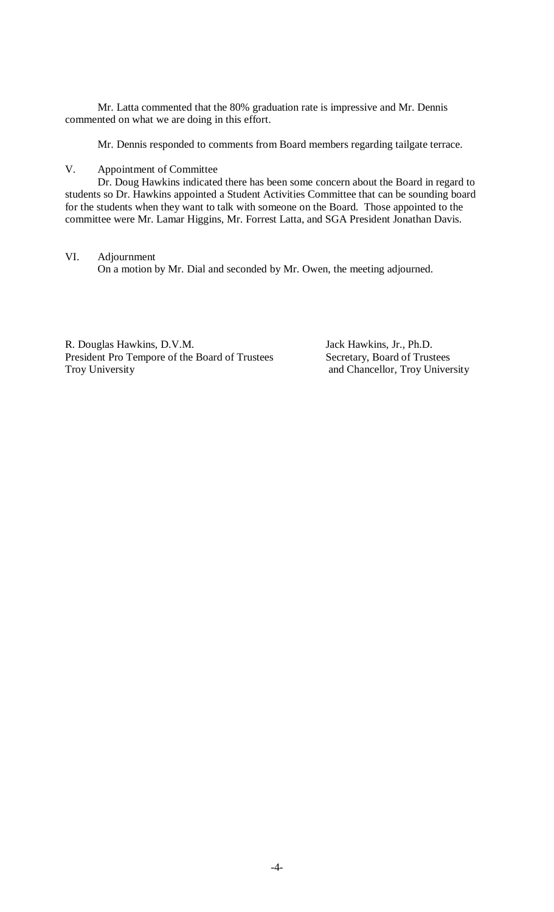Mr. Latta commented that the 80% graduation rate is impressive and Mr. Dennis commented on what we are doing in this effort.

Mr. Dennis responded to comments from Board members regarding tailgate terrace.

V. Appointment of Committee

Dr. Doug Hawkins indicated there has been some concern about the Board in regard to students so Dr. Hawkins appointed a Student Activities Committee that can be sounding board for the students when they want to talk with someone on the Board. Those appointed to the committee were Mr. Lamar Higgins, Mr. Forrest Latta, and SGA President Jonathan Davis.

VI. Adjournment

On a motion by Mr. Dial and seconded by Mr. Owen, the meeting adjourned.

R. Douglas Hawkins, D.V.M.
President Pro Tempore of the Board of Trustees
Troy University

Jack Hawkins, Jr., Ph.D.
Secretary, Board of Trustees
and Chancellor, Troy University